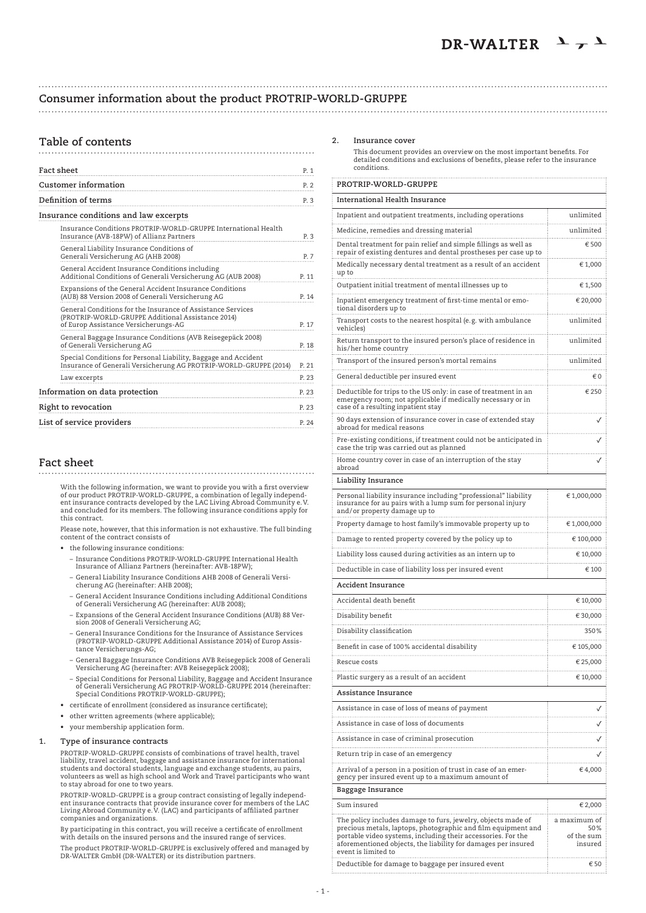# Consumer information about the product PROTRIP-WORLD-GRUPPE

## Table of contents

| | |
|---|---|
| **Fact sheet** | P. 1 |
| **Customer information** | P. 2 |
| **Definition of terms** | P. 3 |
| **Insurance conditions and law excerpts** | |
| Insurance Conditions PROTRIP-WORLD-GRUPPE International Health Insurance (AVB-18PW) of Allianz Partners | P. 3 |
| General Liability Insurance Conditions of Generali Versicherung AG (AHB 2008) | P. 7 |
| General Accident Insurance Conditions including Additional Conditions of Generali Versicherung AG (AUB 2008) | P. 11 |
| Expansions of the General Accident Insurance Conditions (AUB) 88 Version 2008 of Generali Versicherung AG | P. 14 |
| General Conditions for the Insurance of Assistance Services (PROTRIP-WORLD-GRUPPE Additional Assistance 2014) of Europ Assistance Versicherungs-AG | P. 17 |
| General Baggage Insurance Conditions (AVB Reisegepäck 2008) of Generali Versicherung AG | P. 18 |
| Special Conditions for Personal Liability, Baggage and Accident Insurance of Generali Versicherung AG PROTRIP-WORLD-GRUPPE (2014) | P. 21 |
| Law excerpts | P. 23 |
| **Information on data protection** | P. 23 |
| **Right to revocation** | P. 23 |
| **List of service providers** | P. 24 |

## Fact sheet

With the following information, we want to provide you with a first overview of our product PROTRIP-WORLD-GRUPPE, a combination of legally independent insurance contracts developed by the LAC Living Abroad Community e.V. and concluded for its members. The following insurance conditions apply for this contract.

Please note, however, that this information is not exhaustive. The full binding content of the contract consists of

- the following insurance conditions:
  - Insurance Conditions PROTRIP-WORLD-GRUPPE International Health Insurance of Allianz Partners (hereinafter: AVB-18PW);
  - General Liability Insurance Conditions AHB 2008 of Generali Versicherung AG (hereinafter: AHB 2008);
  - General Accident Insurance Conditions including Additional Conditions of Generali Versicherung AG (hereinafter: AUB 2008);
  - Expansions of the General Accident Insurance Conditions (AUB) 88 Version 2008 of Generali Versicherung AG;
  - General Insurance Conditions for the Insurance of Assistance Services (PROTRIP-WORLD-GRUPPE Additional Assistance 2014) of Europ Assistance Versicherungs-AG;
  - General Baggage Insurance Conditions AVB Reisegepäck 2008 of Generali Versicherung AG (hereinafter: AVB Reisegepäck 2008);
  - Special Conditions for Personal Liability, Baggage and Accident Insurance of Generali Versicherung AG PROTRIP-WORLD-GRUPPE 2014 (hereinafter: Special Conditions PROTRIP-WORLD-GRUPPE);
- certificate of enrollment (considered as insurance certificate);
- other written agreements (where applicable);
- your membership application form.

### 1. Type of insurance contracts

PROTRIP-WORLD-GRUPPE consists of combinations of travel health, travel liability, travel accident, baggage and assistance insurance for international students and doctoral students, language and exchange students, au pairs, volunteers as well as high school and Work and Travel participants who want to stay abroad for one to two years.

PROTRIP-WORLD-GRUPPE is a group contract consisting of legally independent insurance contracts that provide insurance cover for members of the LAC Living Abroad Community e.V. (LAC) and participants of affiliated partner companies and organizations.

By participating in this contract, you will receive a certificate of enrollment with details on the insured persons and the insured range of services.

The product PROTRIP-WORLD-GRUPPE is exclusively offered and managed by DR-WALTER GmbH (DR-WALTER) or its distribution partners.

### 2. Insurance cover

This document provides an overview on the most important benefits. For detailed conditions and exclusions of benefits, please refer to the insurance conditions.

| PROTRIP-WORLD-GRUPPE | |
|---|---|
| **International Health Insurance** | |
| Inpatient and outpatient treatments, including operations | unlimited |
| Medicine, remedies and dressing material | unlimited |
| Dental treatment for pain relief and simple fillings as well as repair of existing dentures and dental prostheses per case up to | € 500 |
| Medically necessary dental treatment as a result of an accident up to | € 1,000 |
| Outpatient initial treatment of mental illnesses up to | € 1,500 |
| Inpatient emergency treatment of first-time mental or emotional disorders up to | € 20,000 |
| Transport costs to the nearest hospital (e.g. with ambulance vehicles) | unlimited |
| Return transport to the insured person's place of residence in his/her home country | unlimited |
| Transport of the insured person's mortal remains | unlimited |
| General deductible per insured event | € 0 |
| Deductible for trips to the US only: in case of treatment in an emergency room; not applicable if medically necessary or in case of a resulting inpatient stay | € 250 |
| 90 days extension of insurance cover in case of extended stay abroad for medical reasons | ✓ |
| Pre-existing conditions, if treatment could not be anticipated in case the trip was carried out as planned | ✓ |
| Home country cover in case of an interruption of the stay abroad | ✓ |
| **Liability Insurance** | |
| Personal liability insurance including "professional" liability insurance for au pairs with a lump sum for personal injury and/or property damage up to | € 1,000,000 |
| Property damage to host family's immovable property up to | € 1,000,000 |
| Damage to rented property covered by the policy up to | € 100,000 |
| Liability loss caused during activities as an intern up to | € 10,000 |
| Deductible in case of liability loss per insured event | € 100 |
| **Accident Insurance** | |
| Accidental death benefit | € 10,000 |
| Disability benefit | € 30,000 |
| Disability classification | 350% |
| Benefit in case of 100% accidental disability | € 105,000 |
| Rescue costs | € 25,000 |
| Plastic surgery as a result of an accident | € 10,000 |
| **Assistance Insurance** | |
| Assistance in case of loss of means of payment | ✓ |
| Assistance in case of loss of documents | ✓ |
| Assistance in case of criminal prosecution | ✓ |
| Return trip in case of an emergency | ✓ |
| Arrival of a person in a position of trust in case of an emergency per insured event up to a maximum amount of | € 4,000 |
| **Baggage Insurance** | |
| Sum insured | € 2,000 |
| The policy includes damage to furs, jewelry, objects made of precious metals, laptops, photographic and film equipment and portable video systems, including their accessories. For the aforementioned objects, the liability for damages per insured event is limited to | a maximum of 50% of the sum insured |
| Deductible for damage to baggage per insured event | € 50 |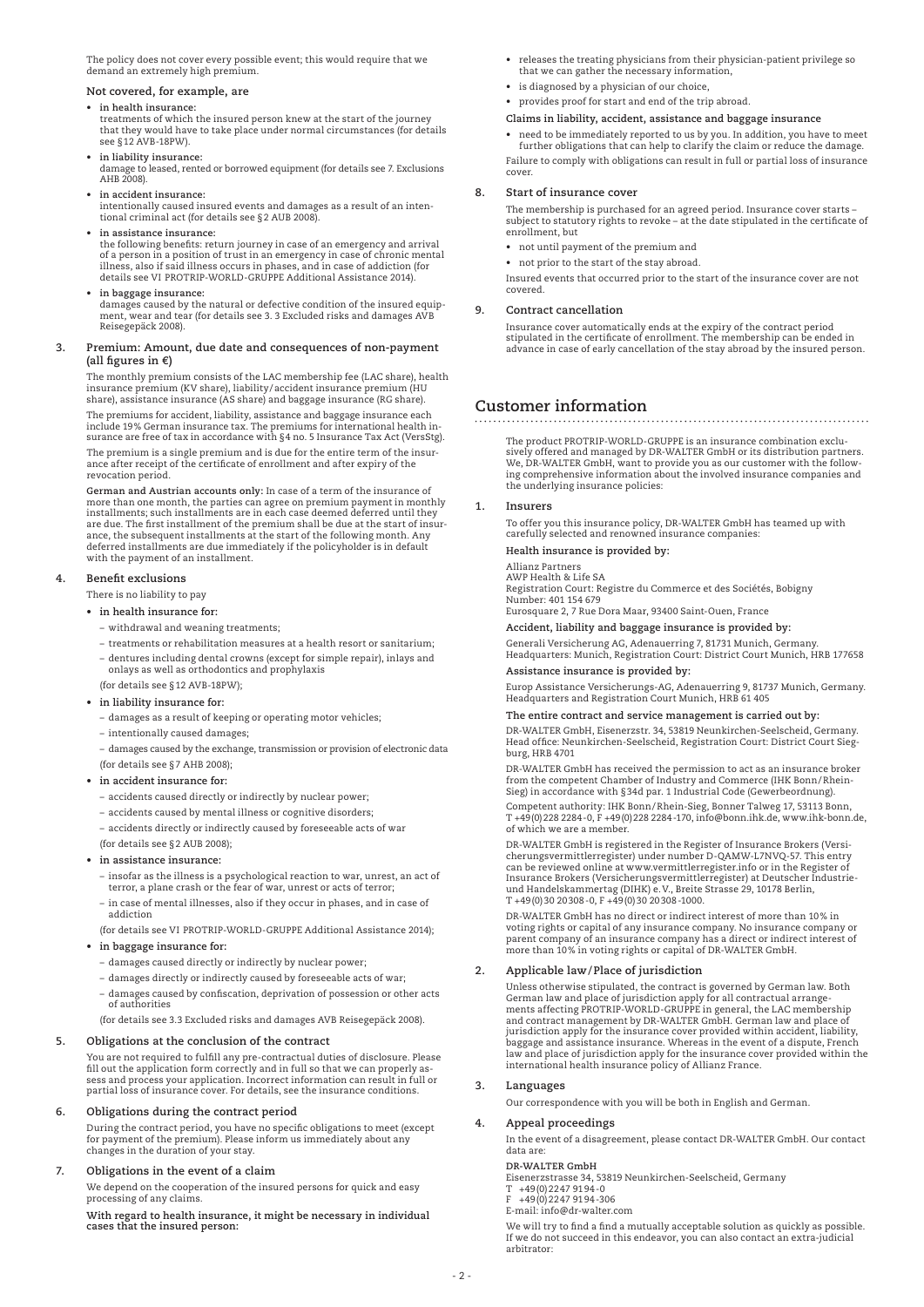The policy does not cover every possible event; this would require that we demand an extremely high premium.

**Not covered, for example, are**

- **in health insurance:**
  treatments of which the insured person knew at the start of the journey that they would have to take place under normal circumstances (for details see §12 AVB-18PW).
- **in liability insurance:**
  damage to leased, rented or borrowed equipment (for details see 7. Exclusions AHB 2008).
- **in accident insurance:**
  intentionally caused insured events and damages as a result of an intentional criminal act (for details see §2 AUB 2008).
- **in assistance insurance:**
  the following benefits: return journey in case of an emergency and arrival of a person in a position of trust in an emergency in case of chronic mental illness, also if said illness occurs in phases, and in case of addiction (for details see VI PROTRIP-WORLD-GRUPPE Additional Assistance 2014).
- **in baggage insurance:**
  damages caused by the natural or defective condition of the insured equipment, wear and tear (for details see 3. 3 Excluded risks and damages AVB Reisegepäck 2008).

### 3. Premium: Amount, due date and consequences of non-payment (all figures in €)

The monthly premium consists of the LAC membership fee (LAC share), health insurance premium (KV share), liability/accident insurance premium (HU share), assistance insurance (AS share) and baggage insurance (RG share).

The premiums for accident, liability, assistance and baggage insurance each include 19% German insurance tax. The premiums for international health insurance are free of tax in accordance with §4 no. 5 Insurance Tax Act (VersStg).

The premium is a single premium and is due for the entire term of the insurance after receipt of the certificate of enrollment and after expiry of the revocation period.

**German and Austrian accounts only:** In case of a term of the insurance of more than one month, the parties can agree on premium payment in monthly installments; such installments are in each case deemed deferred until they are due. The first installment of the premium shall be due at the start of insurance, the subsequent installments at the start of the following month. Any deferred installments are due immediately if the policyholder is in default with the payment of an installment.

### 4. Benefit exclusions

There is no liability to pay

- **in health insurance for:**
  - withdrawal and weaning treatments;
  - treatments or rehabilitation measures at a health resort or sanitarium;
  - dentures including dental crowns (except for simple repair), inlays and onlays as well as orthodontics and prophylaxis

  (for details see §12 AVB-18PW);
- **in liability insurance for:**
  - damages as a result of keeping or operating motor vehicles;
  - intentionally caused damages;
  - damages caused by the exchange, transmission or provision of electronic data

  (for details see §7 AHB 2008);
- **in accident insurance for:**
  - accidents caused directly or indirectly by nuclear power;
  - accidents caused by mental illness or cognitive disorders;
  - accidents directly or indirectly caused by foreseeable acts of war

  (for details see §2 AUB 2008);
- **in assistance insurance:**
  - insofar as the illness is a psychological reaction to war, unrest, an act of terror, a plane crash or the fear of war, unrest or acts of terror;
  - in case of mental illnesses, also if they occur in phases, and in case of addiction

  (for details see VI PROTRIP-WORLD-GRUPPE Additional Assistance 2014);
- **in baggage insurance for:**
  - damages caused directly or indirectly by nuclear power;
  - damages directly or indirectly caused by foreseeable acts of war;
  - damages caused by confiscation, deprivation of possession or other acts of authorities

  (for details see 3.3 Excluded risks and damages AVB Reisegepäck 2008).

### 5. Obligations at the conclusion of the contract

You are not required to fulfill any pre-contractual duties of disclosure. Please fill out the application form correctly and in full so that we can properly assess and process your application. Incorrect information can result in full or partial loss of insurance cover. For details, see the insurance conditions.

### 6. Obligations during the contract period

During the contract period, you have no specific obligations to meet (except for payment of the premium). Please inform us immediately about any changes in the duration of your stay.

### 7. Obligations in the event of a claim

We depend on the cooperation of the insured persons for quick and easy processing of any claims.

**With regard to health insurance, it might be necessary in individual cases that the insured person:**

- releases the treating physicians from their physician-patient privilege so that we can gather the necessary information,
- is diagnosed by a physician of our choice,
- provides proof for start and end of the trip abroad.

**Claims in liability, accident, assistance and baggage insurance**

- need to be immediately reported to us by you. In addition, you have to meet further obligations that can help to clarify the claim or reduce the damage.

Failure to comply with obligations can result in full or partial loss of insurance cover.

### 8. Start of insurance cover

The membership is purchased for an agreed period. Insurance cover starts – subject to statutory rights to revoke – at the date stipulated in the certificate of enrollment, but

- not until payment of the premium and
- not prior to the start of the stay abroad.

Insured events that occurred prior to the start of the insurance cover are not covered.

### 9. Contract cancellation

Insurance cover automatically ends at the expiry of the contract period stipulated in the certificate of enrollment. The membership can be ended in advance in case of early cancellation of the stay abroad by the insured person.

## Customer information

The product PROTRIP-WORLD-GRUPPE is an insurance combination exclusively offered and managed by DR-WALTER GmbH or its distribution partners. We, DR-WALTER GmbH, want to provide you as our customer with the following comprehensive information about the involved insurance companies and the underlying insurance policies:

### 1. Insurers

To offer you this insurance policy, DR-WALTER GmbH has teamed up with carefully selected and renowned insurance companies:

**Health insurance is provided by:**

Allianz Partners
AWP Health & Life SA
Registration Court: Registre du Commerce et des Sociétés, Bobigny
Number: 401 154 679
Eurosquare 2, 7 Rue Dora Maar, 93400 Saint-Ouen, France

**Accident, liability and baggage insurance is provided by:**

Generali Versicherung AG, Adenauerring 7, 81731 Munich, Germany.
Headquarters: Munich, Registration Court: District Court Munich, HRB 177658

**Assistance insurance is provided by:**

Europ Assistance Versicherungs-AG, Adenauerring 9, 81737 Munich, Germany.
Headquarters and Registration Court Munich, HRB 61 405

**The entire contract and service management is carried out by:**

DR-WALTER GmbH, Eisenerzstr. 34, 53819 Neunkirchen-Seelscheid, Germany.
Head office: Neunkirchen-Seelscheid, Registration Court: District Court Siegburg, HRB 4701

DR-WALTER GmbH has received the permission to act as an insurance broker from the competent Chamber of Industry and Commerce (IHK Bonn/Rhein-Sieg) in accordance with §34d par. 1 Industrial Code (Gewerbeordnung).

Competent authority: IHK Bonn/Rhein-Sieg, Bonner Talweg 17, 53113 Bonn, T +49(0)228 2284-0, F +49(0)228 2284-170, info@bonn.ihk.de, www.ihk-bonn.de, of which we are a member.

DR-WALTER GmbH is registered in the Register of Insurance Brokers (Versicherungsvermittlerregister) under number D-QAMW-L7NVQ-57. This entry can be reviewed online at www.vermittlerregister.info or in the Register of Insurance Brokers (Versicherungsvermittlerregister) at Deutscher Industrie- und Handelskammertag (DIHK) e.V., Breite Strasse 29, 10178 Berlin, T +49(0)30 20308-0, F +49(0)30 20308-1000.

DR-WALTER GmbH has no direct or indirect interest of more than 10% in voting rights or capital of any insurance company. No insurance company or parent company of an insurance company has a direct or indirect interest of more than 10% in voting rights or capital of DR-WALTER GmbH.

### 2. Applicable law/Place of jurisdiction

Unless otherwise stipulated, the contract is governed by German law. Both German law and place of jurisdiction apply for all contractual arrangements affecting PROTRIP-WORLD-GRUPPE in general, the LAC membership and contract management by DR-WALTER GmbH. German law and place of jurisdiction apply for the insurance cover provided within accident, liability, baggage and assistance insurance. Whereas in the event of a dispute, French law and place of jurisdiction apply for the insurance cover provided within the international health insurance policy of Allianz France.

### 3. Languages

Our correspondence with you will be both in English and German.

### 4. Appeal proceedings

In the event of a disagreement, please contact DR-WALTER GmbH. Our contact data are:

**DR-WALTER GmbH**
Eisenerzstrasse 34, 53819 Neunkirchen-Seelscheid, Germany
T +49(0)2247 9194-0
F +49(0)2247 9194-306
E-mail: info@dr-walter.com

We will try to find a find a mutually acceptable solution as quickly as possible. If we do not succeed in this endeavor, you can also contact an extra-judicial arbitrator: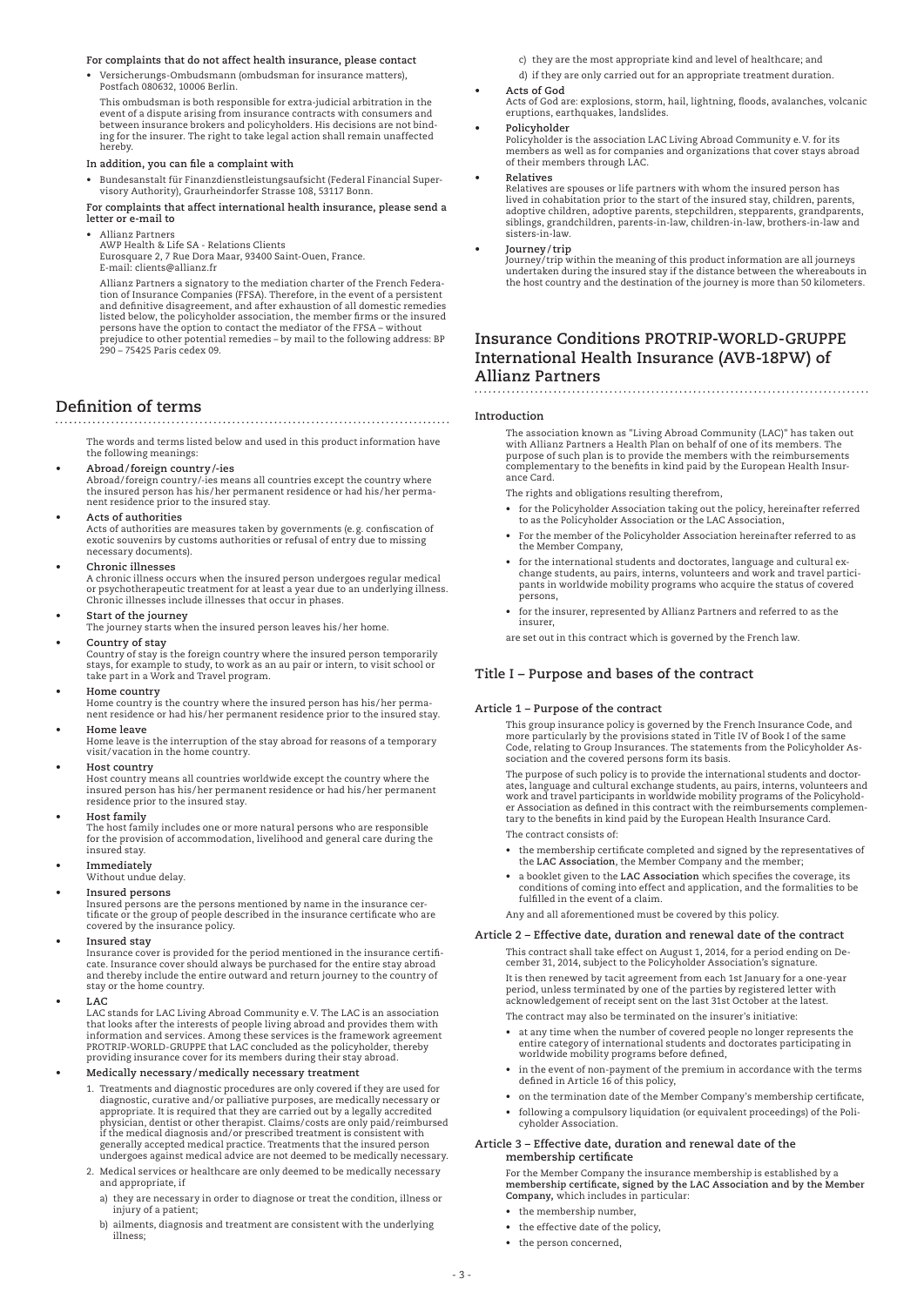**For complaints that do not affect health insurance, please contact**

- Versicherungs-Ombudsmann (ombudsman for insurance matters), Postfach 080632, 10006 Berlin.

  This ombudsman is both responsible for extra-judicial arbitration in the event of a dispute arising from insurance contracts with consumers and between insurance brokers and policyholders. His decisions are not binding for the insurer. The right to take legal action shall remain unaffected hereby.

**In addition, you can file a complaint with**

- Bundesanstalt für Finanzdienstleistungsaufsicht (Federal Financial Supervisory Authority), Graurheindorfer Strasse 108, 53117 Bonn.

**For complaints that affect international health insurance, please send a letter or e-mail to**

- Allianz Partners
  AWP Health & Life SA - Relations Clients
  Eurosquare 2, 7 Rue Dora Maar, 93400 Saint-Ouen, France.
  E-mail: clients@allianz.fr

  Allianz Partners a signatory to the mediation charter of the French Federation of Insurance Companies (FFSA). Therefore, in the event of a persistent and definitive disagreement, and after exhaustion of all domestic remedies listed below, the policyholder association, the member firms or the insured persons have the option to contact the mediator of the FFSA – without prejudice to other potential remedies – by mail to the following address: BP 290 – 75425 Paris cedex 09.

## Definition of terms

The words and terms listed below and used in this product information have the following meanings:

- **Abroad/foreign country/-ies**
  Abroad/foreign country/-ies means all countries except the country where the insured person has his/her permanent residence or had his/her permanent residence prior to the insured stay.
- **Acts of authorities**
  Acts of authorities are measures taken by governments (e. g. confiscation of exotic souvenirs by customs authorities or refusal of entry due to missing necessary documents).
- **Chronic illnesses**
  A chronic illness occurs when the insured person undergoes regular medical or psychotherapeutic treatment for at least a year due to an underlying illness. Chronic illnesses include illnesses that occur in phases.
- **Start of the journey**
  The journey starts when the insured person leaves his/her home.
- **Country of stay**
  Country of stay is the foreign country where the insured person temporarily stays, for example to study, to work as an au pair or intern, to visit school or take part in a Work and Travel program.
- **Home country**
  Home country is the country where the insured person has his/her permanent residence or had his/her permanent residence prior to the insured stay.
- **Home leave**
  Home leave is the interruption of the stay abroad for reasons of a temporary visit/vacation in the home country.
- **Host country**
  Host country means all countries worldwide except the country where the insured person has his/her permanent residence or had his/her permanent residence prior to the insured stay.
- **Host family**
  The host family includes one or more natural persons who are responsible for the provision of accommodation, livelihood and general care during the insured stay.
- **Immediately**
  Without undue delay.
- **Insured persons**
  Insured persons are the persons mentioned by name in the insurance certificate or the group of people described in the insurance certificate who are covered by the insurance policy.
- **Insured stay**
  Insurance cover is provided for the period mentioned in the insurance certificate. Insurance cover should always be purchased for the entire stay abroad and thereby include the entire outward and return journey to the country of stay or the home country.
- **LAC**
  LAC stands for LAC Living Abroad Community e. V. The LAC is an association that looks after the interests of people living abroad and provides them with information and services. Among these services is the framework agreement PROTRIP-WORLD-GRUPPE that LAC concluded as the policyholder, thereby providing insurance cover for its members during their stay abroad.
- **Medically necessary/medically necessary treatment**
  1. Treatments and diagnostic procedures are only covered if they are used for diagnostic, curative and/or palliative purposes, are medically necessary or appropriate. It is required that they are carried out by a legally accredited physician, dentist or other therapist. Claims/costs are only paid/reimbursed if the medical diagnosis and/or prescribed treatment is consistent with generally accepted medical practice. Treatments that the insured person undergoes against medical advice are not deemed to be medically necessary.
  2. Medical services or healthcare are only deemed to be medically necessary and appropriate, if
     a) they are necessary in order to diagnose or treat the condition, illness or injury of a patient;
     b) ailments, diagnosis and treatment are consistent with the underlying illness;
     c) they are the most appropriate kind and level of healthcare; and
     d) if they are only carried out for an appropriate treatment duration.
- **Acts of God**
  Acts of God are: explosions, storm, hail, lightning, floods, avalanches, volcanic eruptions, earthquakes, landslides.
- **Policyholder**
  Policyholder is the association LAC Living Abroad Community e. V. for its members as well as for companies and organizations that cover stays abroad of their members through LAC.
- **Relatives**
  Relatives are spouses or life partners with whom the insured person has lived in cohabitation prior to the start of the insured stay, children, parents, adoptive children, adoptive parents, stepchildren, stepparents, grandparents, siblings, grandchildren, parents-in-law, children-in-law, brothers-in-law and sisters-in-law.
- **Journey/trip**
  Journey/trip within the meaning of this product information are all journeys undertaken during the insured stay if the distance between the whereabouts in the host country and the destination of the journey is more than 50 kilometers.

## Insurance Conditions PROTRIP-WORLD-GRUPPE International Health Insurance (AVB-18PW) of Allianz Partners

### Introduction

The association known as "Living Abroad Community (LAC)" has taken out with Allianz Partners a Health Plan on behalf of one of its members. The purpose of such plan is to provide the members with the reimbursements complementary to the benefits in kind paid by the European Health Insurance Card.

The rights and obligations resulting therefrom,

- for the Policyholder Association taking out the policy, hereinafter referred to as the Policyholder Association or the LAC Association,
- For the member of the Policyholder Association hereinafter referred to as the Member Company,
- for the international students and doctorates, language and cultural exchange students, au pairs, interns, volunteers and work and travel participants in worldwide mobility programs who acquire the status of covered persons,
- for the insurer, represented by Allianz Partners and referred to as the insurer,

are set out in this contract which is governed by the French law.

### Title I – Purpose and bases of the contract

#### Article 1 – Purpose of the contract

This group insurance policy is governed by the French Insurance Code, and more particularly by the provisions stated in Title IV of Book I of the same Code, relating to Group Insurances. The statements from the Policyholder Association and the covered persons form its basis.

The purpose of such policy is to provide the international students and doctorates, language and cultural exchange students, au pairs, interns, volunteers and work and travel participants in worldwide mobility programs of the Policyholder Association as defined in this contract with the reimbursements complementary to the benefits in kind paid by the European Health Insurance Card.

The contract consists of:

- the membership certificate completed and signed by the representatives of the **LAC Association**, the Member Company and the member;
- a booklet given to the **LAC Association** which specifies the coverage, its conditions of coming into effect and application, and the formalities to be fulfilled in the event of a claim.

Any and all aforementioned must be covered by this policy.

#### Article 2 – Effective date, duration and renewal date of the contract

This contract shall take effect on August 1, 2014, for a period ending on December 31, 2014, subject to the Policyholder Association's signature.

It is then renewed by tacit agreement from each 1st January for a one-year period, unless terminated by one of the parties by registered letter with acknowledgement of receipt sent on the last 31st October at the latest.

The contract may also be terminated on the insurer's initiative:

- at any time when the number of covered people no longer represents the entire category of international students and doctorates participating in worldwide mobility programs before defined,
- in the event of non-payment of the premium in accordance with the terms defined in Article 16 of this policy,
- on the termination date of the Member Company's membership certificate,
- following a compulsory liquidation (or equivalent proceedings) of the Policyholder Association.

#### Article 3 – Effective date, duration and renewal date of the membership certificate

For the Member Company the insurance membership is established by a **membership certificate, signed by the LAC Association and by the Member Company,** which includes in particular:

- the membership number,
- the effective date of the policy,
- the person concerned,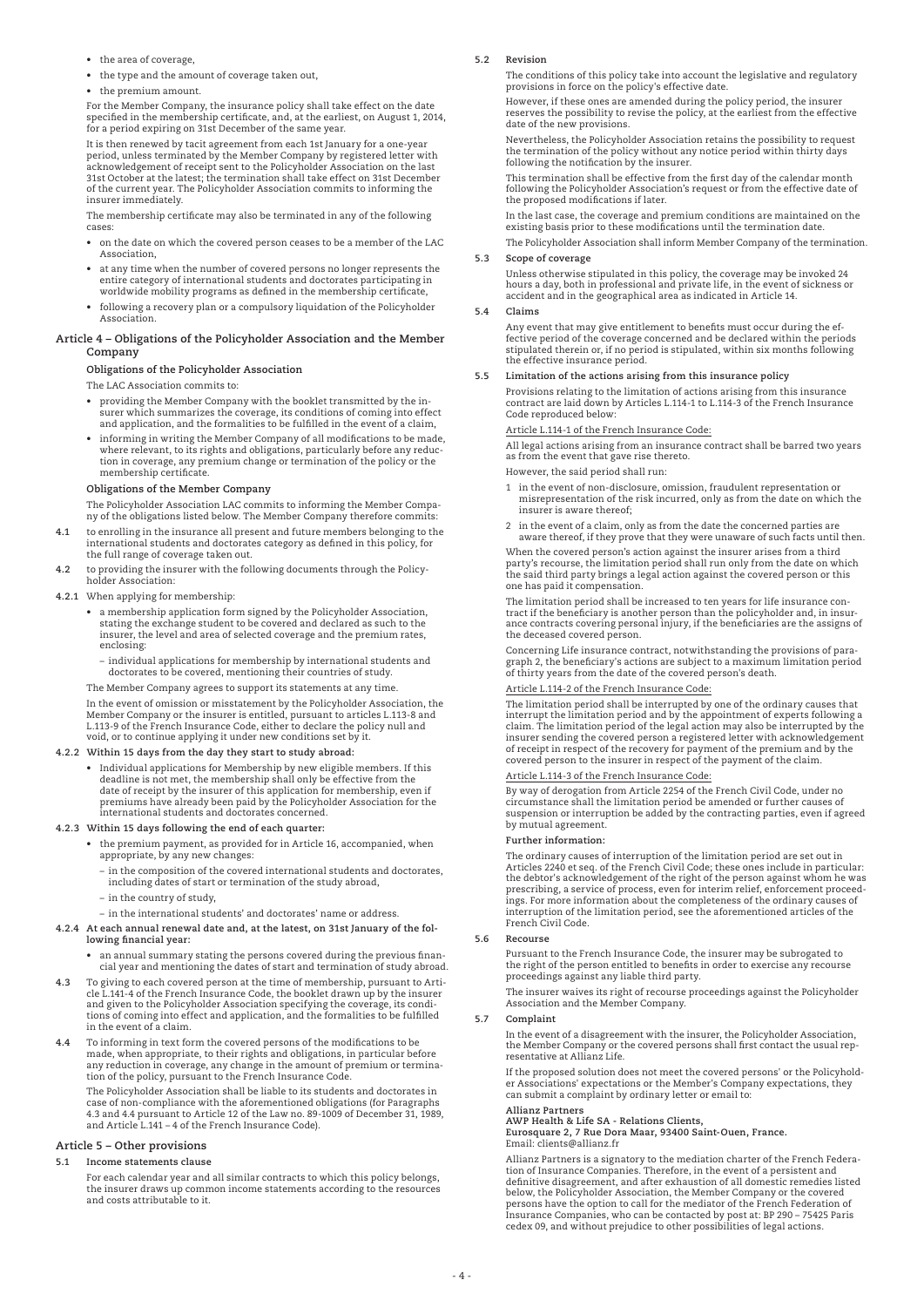- the area of coverage,
- the type and the amount of coverage taken out,
- the premium amount.

For the Member Company, the insurance policy shall take effect on the date specified in the membership certificate, and, at the earliest, on August 1, 2014, for a period expiring on 31st December of the same year.

It is then renewed by tacit agreement from each 1st January for a one-year period, unless terminated by the Member Company by registered letter with acknowledgement of receipt sent to the Policyholder Association on the last 31st October at the latest; the termination shall take effect on 31st December of the current year. The Policyholder Association commits to informing the insurer immediately.

The membership certificate may also be terminated in any of the following cases:

- on the date on which the covered person ceases to be a member of the LAC Association,
- at any time when the number of covered persons no longer represents the entire category of international students and doctorates participating in worldwide mobility programs as defined in the membership certificate,
- following a recovery plan or a compulsory liquidation of the Policyholder Association.

## Article 4 – Obligations of the Policyholder Association and the Member Company

### Obligations of the Policyholder Association

The LAC Association commits to:

- providing the Member Company with the booklet transmitted by the insurer which summarizes the coverage, its conditions of coming into effect and application, and the formalities to be fulfilled in the event of a claim,
- informing in writing the Member Company of all modifications to be made, where relevant, to its rights and obligations, particularly before any reduction in coverage, any premium change or termination of the policy or the membership certificate.

### Obligations of the Member Company

The Policyholder Association LAC commits to informing the Member Company of the obligations listed below. The Member Company therefore commits:

**4.1** to enrolling in the insurance all present and future members belonging to the international students and doctorates category as defined in this policy, for the full range of coverage taken out.

**4.2** to providing the insurer with the following documents through the Policyholder Association:

**4.2.1** When applying for membership:

- a membership application form signed by the Policyholder Association, stating the exchange student to be covered and declared as such to the insurer, the level and area of selected coverage and the premium rates, enclosing:
  - individual applications for membership by international students and doctorates to be covered, mentioning their countries of study.

The Member Company agrees to support its statements at any time.

In the event of omission or misstatement by the Policyholder Association, the Member Company or the insurer is entitled, pursuant to articles L.113-8 and L.113-9 of the French Insurance Code, either to declare the policy null and void, or to continue applying it under new conditions set by it.

**4.2.2 Within 15 days from the day they start to study abroad:**

- Individual applications for Membership by new eligible members. If this deadline is not met, the membership shall only be effective from the date of receipt by the insurer of this application for membership, even if premiums have already been paid by the Policyholder Association for the international students and doctorates concerned.

**4.2.3 Within 15 days following the end of each quarter:**

- the premium payment, as provided for in Article 16, accompanied, when appropriate, by any new changes:
  - in the composition of the covered international students and doctorates, including dates of start or termination of the study abroad,
  - in the country of study,
  - in the international students' and doctorates' name or address.

**4.2.4 At each annual renewal date and, at the latest, on 31st January of the following financial year:**

- an annual summary stating the persons covered during the previous financial year and mentioning the dates of start and termination of study abroad.

**4.3** To giving to each covered person at the time of membership, pursuant to Article L.141-4 of the French Insurance Code, the booklet drawn up by the insurer and given to the Policyholder Association specifying the coverage, its conditions of coming into effect and application, and the formalities to be fulfilled in the event of a claim.

**4.4** To informing in text form the covered persons of the modifications to be made, when appropriate, to their rights and obligations, in particular before any reduction in coverage, any change in the amount of premium or termination of the policy, pursuant to the French Insurance Code.

The Policyholder Association shall be liable to its students and doctorates in case of non-compliance with the aforementioned obligations (for Paragraphs 4.3 and 4.4 pursuant to Article 12 of the Law no. 89-1009 of December 31, 1989, and Article L.141 – 4 of the French Insurance Code).

## Article 5 – Other provisions

**5.1 Income statements clause**

For each calendar year and all similar contracts to which this policy belongs, the insurer draws up common income statements according to the resources and costs attributable to it.

**5.2 Revision**

The conditions of this policy take into account the legislative and regulatory provisions in force on the policy's effective date.

However, if these ones are amended during the policy period, the insurer reserves the possibility to revise the policy, at the earliest from the effective date of the new provisions.

Nevertheless, the Policyholder Association retains the possibility to request the termination of the policy without any notice period within thirty days following the notification by the insurer.

This termination shall be effective from the first day of the calendar month following the Policyholder Association's request or from the effective date of the proposed modifications if later.

In the last case, the coverage and premium conditions are maintained on the existing basis prior to these modifications until the termination date.

The Policyholder Association shall inform Member Company of the termination.

**5.3 Scope of coverage**

Unless otherwise stipulated in this policy, the coverage may be invoked 24 hours a day, both in professional and private life, in the event of sickness or accident and in the geographical area as indicated in Article 14.

**5.4 Claims**

Any event that may give entitlement to benefits must occur during the effective period of the coverage concerned and be declared within the periods stipulated therein or, if no period is stipulated, within six months following the effective insurance period.

**5.5 Limitation of the actions arising from this insurance policy**

Provisions relating to the limitation of actions arising from this insurance contract are laid down by Articles L.114-1 to L.114-3 of the French Insurance Code reproduced below:

Article L.114-1 of the French Insurance Code:

All legal actions arising from an insurance contract shall be barred two years as from the event that gave rise thereto.

However, the said period shall run:

1. in the event of non-disclosure, omission, fraudulent representation or misrepresentation of the risk incurred, only as from the date on which the insurer is aware thereof;
2. in the event of a claim, only as from the date the concerned parties are aware thereof, if they prove that they were unaware of such facts until then.

When the covered person's action against the insurer arises from a third party's recourse, the limitation period shall run only from the date on which the said third party brings a legal action against the covered person or this one has paid it compensation.

The limitation period shall be increased to ten years for life insurance contract if the beneficiary is another person than the policyholder and, in insurance contracts covering personal injury, if the beneficiaries are the assigns of the deceased covered person.

Concerning Life insurance contract, notwithstanding the provisions of paragraph 2, the beneficiary's actions are subject to a maximum limitation period of thirty years from the date of the covered person's death.

Article L.114-2 of the French Insurance Code:

The limitation period shall be interrupted by one of the ordinary causes that interrupt the limitation period and by the appointment of experts following a claim. The limitation period of the legal action may also be interrupted by the insurer sending the covered person a registered letter with acknowledgement of receipt in respect of the recovery for payment of the premium and by the covered person to the insurer in respect of the payment of the claim.

Article L.114-3 of the French Insurance Code:

By way of derogation from Article 2254 of the French Civil Code, under no circumstance shall the limitation period be amended or further causes of suspension or interruption be added by the contracting parties, even if agreed by mutual agreement.

**Further information:**

The ordinary causes of interruption of the limitation period are set out in Articles 2240 et seq. of the French Civil Code; these ones include in particular: the debtor's acknowledgement of the right of the person against whom he was prescribing, a service of process, even for interim relief, enforcement proceedings. For more information about the completeness of the ordinary causes of interruption of the limitation period, see the aforementioned articles of the French Civil Code.

**5.6 Recourse**

Pursuant to the French Insurance Code, the insurer may be subrogated to the right of the person entitled to benefits in order to exercise any recourse proceedings against any liable third party.

The insurer waives its right of recourse proceedings against the Policyholder Association and the Member Company.

**5.7 Complaint**

In the event of a disagreement with the insurer, the Policyholder Association, the Member Company or the covered persons shall first contact the usual representative at Allianz Life.

If the proposed solution does not meet the covered persons' or the Policyholder Associations' expectations or the Member's Company expectations, they can submit a complaint by ordinary letter or email to:

**Allianz Partners**
**AWP Health & Life SA - Relations Clients,**
**Eurosquare 2, 7 Rue Dora Maar, 93400 Saint-Ouen, France.**
Email: clients@allianz.fr

Allianz Partners is a signatory to the mediation charter of the French Federation of Insurance Companies. Therefore, in the event of a persistent and definitive disagreement, and after exhaustion of all domestic remedies listed below, the Policyholder Association, the Member Company or the covered persons have the option to call for the mediator of the French Federation of Insurance Companies, who can be contacted by post at: BP 290 – 75425 Paris cedex 09, and without prejudice to other possibilities of legal actions.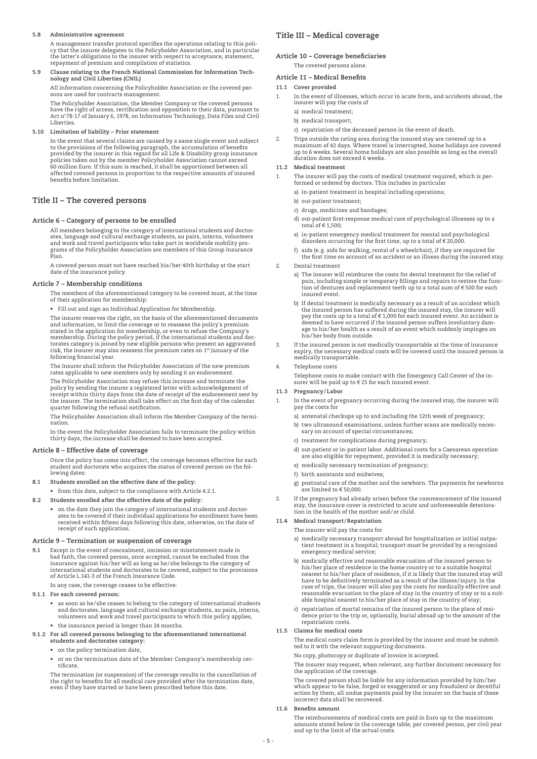#### 5.8 Administrative agreement

A management transfer protocol specifies the operations relating to this policy that the insurer delegates to the Policyholder Association, and in particular the latter's obligations to the insurer with respect to acceptance, statement, repayment of premium and compilation of statistics.

#### 5.9 Clause relating to the French National Commission for Information Technology and Civil Liberties (CNIL)

All information concerning the Policyholder Association or the covered persons are used for contracts management.

The Policyholder Association, the Member Company or the covered persons have the right of access, rectification and opposition to their data, pursuant to Act n°78-17 of January 6, 1978, on Information Technology, Data Files and Civil Liberties.

#### 5.10 Limitation of liability – Prior statement

In the event that several claims are caused by a same single event and subject to the provisions of the following paragraph, the accumulation of benefits provided by the insurer in this regard for all Life & Disability group insurance policies taken out by the member Policyholder Association cannot exceed 60 million Euro. If this sum is reached, it shall be apportioned between all affected covered persons in proportion to the respective amounts of insured benefits before limitation.

## Title II – The covered persons

### Article 6 – Category of persons to be enrolled

All members belonging to the category of international students and doctorates, language and cultural exchange students, au pairs, interns, volunteers and work and travel participants who take part in worldwide mobility programs of the Policyholder Association are members of this Group Insurance Plan.

A covered person must not have reached his/her 40th birthday at the start date of the insurance policy.

### Article 7 – Membership conditions

The members of the aforementioned category to be covered must, at the time of their application for membership:

- Fill out and sign an Individual Application for Membership.

The insurer reserves the right, on the basis of the aforementioned documents and information, to limit the coverage or to reassess the policy's premium stated in the application for membership, or even to refuse the Company's membership. During the policy period, if the international students and doctorates category is joined by new eligible persons who present an aggravated risk, the insurer may also reassess the premium rates on 1st January of the following financial year.

The Insurer shall inform the Policyholder Association of the new premium rates applicable to new members only by sending it an endorsement.

The Policyholder Association may refuse this increase and terminate the policy by sending the insurer a registered letter with acknowledgement of receipt within thirty days from the date of receipt of the endorsement sent by the insurer. The termination shall take effect on the first day of the calendar quarter following the refusal notification.

The Policyholder Association shall inform the Member Company of the termination.

In the event the Policyholder Association fails to terminate the policy within thirty days, the increase shall be deemed to have been accepted.

### Article 8 – Effective date of coverage

Once the policy has come into effect, the coverage becomes effective for each student and doctorate who acquires the status of covered person on the following dates:

#### 8.1 Students enrolled on the effective date of the policy:

- from this date, subject to the compliance with Article 4.2.1.

#### 8.2 Students enrolled after the effective date of the policy:

- on the date they join the category of international students and doctorates to be covered if their individual applications for enrollment have been received within fifteen days following this date, otherwise, on the date of receipt of such application.

### Article 9 – Termination or suspension of coverage

**9.1** Except in the event of concealment, omission or misstatement made in bad faith, the covered person, once accepted, cannot be excluded from the insurance against his/her will as long as he/she belongs to the category of international students and doctorates to be covered, subject to the provisions of Article L.141-3 of the French Insurance Code.

In any case, the coverage ceases to be effective:

#### 9.1.1 For each covered person:

- as soon as he/she ceases to belong to the category of international students and doctorates, language and cultural exchange students, au pairs, interns, volunteers and work and travel participants to which this policy applies,
- the insurance period is longer than 24 months.

#### 9.1.2 For all covered persons belonging to the aforementioned international students and doctorates category:

- on the policy termination date,
- or on the termination date of the Member Company's membership certificate.

The termination (or suspension) of the coverage results in the cancellation of the right to benefits for all medical care provided after the termination date, even if they have started or have been prescribed before this date.

## Title III – Medical coverage

### Article 10 – Coverage beneficiaries

The covered persons alone.

### Article 11 – Medical Benefits

#### 11.1 Cover provided

1. In the event of illnesses, which occur in acute form, and accidents abroad, the insurer will pay the costs of
   a) medical treatment;
   b) medical transport;
   c) repatriation of the deceased person in the event of death.
2. Trips outside the rating area during the insured stay are covered up to a maximum of 42 days. Where travel is interrupted, home holidays are covered up to 6 weeks. Several home holidays are also possible as long as the overall duration does not exceed 6 weeks.

#### 11.2 Medical treatment

1. The insurer will pay the costs of medical treatment required, which is performed or ordered by doctors. This includes in particular
   a) in-patient treatment in hospital including operations;
   b) out-patient treatment;
   c) drugs, medicines and bandages;
   d) out-patient first-response medical care of psychological illnesses up to a total of € 1,500;
   e) in-patient emergency medical treatment for mental and psychological disorders occurring for the first time, up to a total of € 20,000.
   f) aids (e.g. aids for walking, rental of a wheelchair), if they are required for the first time on account of an accident or an illness during the insured stay.
2. Dental treatment
   a) The insurer will reimburse the costs for dental treatment for the relief of pain, including simple or temporary fillings and repairs to restore the function of dentures and replacement teeth up to a total sum of € 500 for each insured event.
   b) If dental treatment is medically necessary as a result of an accident which the insured person has suffered during the insured stay, the insurer will pay the costs up to a total of € 1,000 for each insured event. An accident is deemed to have occurred if the insured person suffers involuntary damage to his/her health as a result of an event which suddenly impinges on his/her body from outside.
3. If the insured person is not medically transportable at the time of insurance expiry, the necessary medical costs will be covered until the insured person is medically transportable.
4. Telephone costs

   Telephone costs to make contact with the Emergency Call Center of the insurer will be paid up to € 25 for each insured event.

#### 11.3 Pregnancy/Labor

1. In the event of pregnancy occurring during the insured stay, the insurer will pay the costs for
   a) antenatal checkups up to and including the 12th week of pregnancy;
   b) two ultrasound examinations, unless further scans are medically necessary on account of special circumstances;
   c) treatment for complications during pregnancy;
   d) out-patient or in-patient labor. Additional costs for a Caesarean operation are also eligible for repayment, provided it is medically necessary;
   e) medically necessary termination of pregnancy;
   f) birth assistants and midwives;
   g) postnatal care of the mother and the newborn. The payments for newborns are limited to € 50,000.
2. If the pregnancy had already arisen before the commencement of the insured stay, the insurance cover is restricted to acute and unforeseeable deterioration in the health of the mother and/or child.

#### 11.4 Medical transport/Repatriation

The insurer will pay the costs for

a) medically necessary transport abroad for hospitalization or initial outpatient treatment in a hospital; transport must be provided by a recognized emergency medical service;

b) medically effective and reasonable evacuation of the insured person to his/her place of residence in the home country or to a suitable hospital nearest to his/her place of residence, if it is likely that the insured stay will have to be definitively terminated as a result of the illness/injury. In the case of trips, the insurer will also pay the costs for medically effective and reasonable evacuation to the place of stay in the country of stay or to a suitable hospital nearest to his/her place of stay in the country of stay;

c) repatriation of mortal remains of the insured person to the place of residence prior to the trip or, optionally, burial abroad up to the amount of the repatriation costs.

#### 11.5 Claims for medical costs

The medical costs claim form is provided by the insurer and must be submitted to it with the relevant supporting documents.

No copy, photocopy or duplicate of invoice is accepted.

The insurer may request, when relevant, any further document necessary for the application of the coverage.

The covered person shall be liable for any information provided by him/her which appear to be false, forged or exaggerated or any fraudulent or deceitful action by them; all undue payments paid by the insurer on the basis of these incorrect data shall be recovered.

#### 11.6 Benefits amount

The reimbursements of medical costs are paid in Euro up to the maximum amounts stated below in the coverage table, per covered person, per civil year and up to the limit of the actual costs.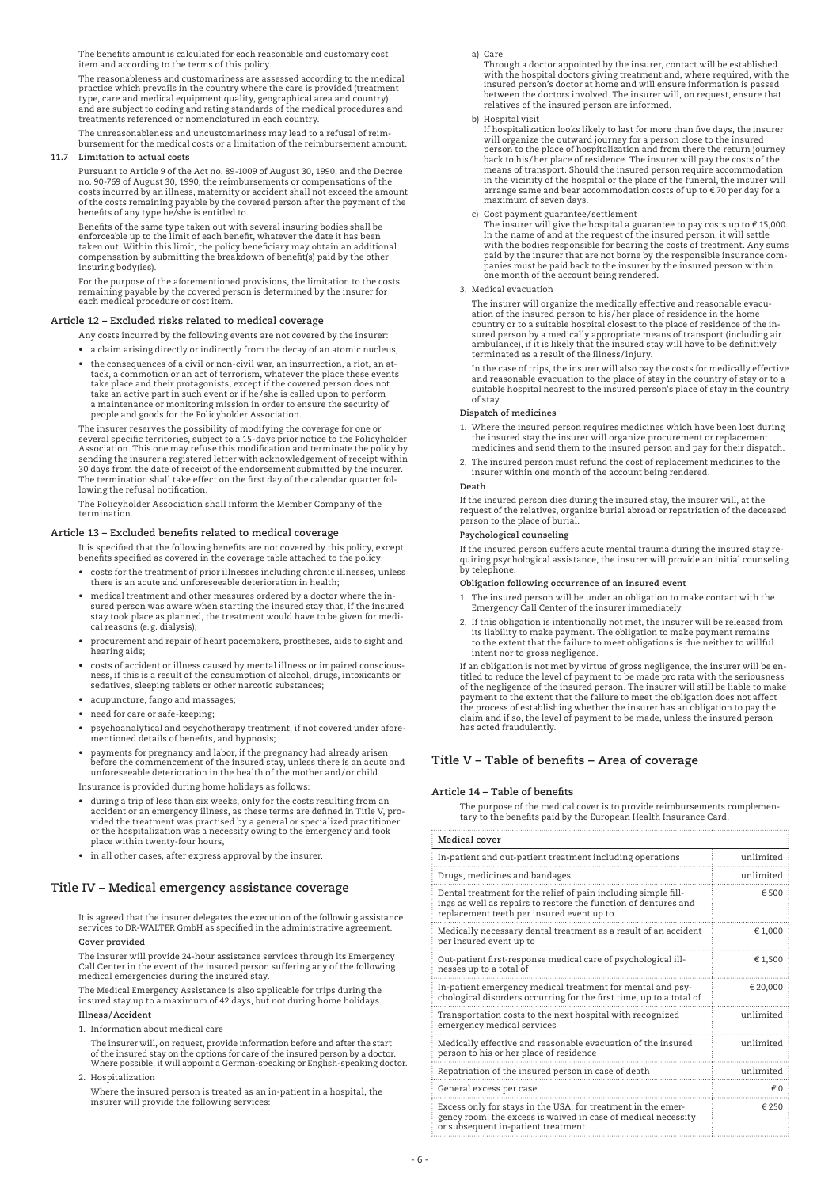The benefits amount is calculated for each reasonable and customary cost item and according to the terms of this policy.

The reasonableness and customariness are assessed according to the medical practise which prevails in the country where the care is provided (treatment type, care and medical equipment quality, geographical area and country) and are subject to coding and rating standards of the medical procedures and treatments referenced or nomenclatured in each country.

The unreasonableness and uncustomariness may lead to a refusal of reimbursement for the medical costs or a limitation of the reimbursement amount.

**11.7 Limitation to actual costs**

Pursuant to Article 9 of the Act no. 89-1009 of August 30, 1990, and the Decree no. 90-769 of August 30, 1990, the reimbursements or compensations of the costs incurred by an illness, maternity or accident shall not exceed the amount of the costs remaining payable by the covered person after the payment of the benefits of any type he/she is entitled to.

Benefits of the same type taken out with several insuring bodies shall be enforceable up to the limit of each benefit, whatever the date it has been taken out. Within this limit, the policy beneficiary may obtain an additional compensation by submitting the breakdown of benefit(s) paid by the other insuring body(ies).

For the purpose of the aforementioned provisions, the limitation to the costs remaining payable by the covered person is determined by the insurer for each medical procedure or cost item.

### Article 12 – Excluded risks related to medical coverage

Any costs incurred by the following events are not covered by the insurer:

- a claim arising directly or indirectly from the decay of an atomic nucleus,
- the consequences of a civil or non-civil war, an insurrection, a riot, an attack, a commotion or an act of terrorism, whatever the place these events take place and their protagonists, except if the covered person does not take an active part in such event or if he/she is called upon to perform a maintenance or monitoring mission in order to ensure the security of people and goods for the Policyholder Association.

The insurer reserves the possibility of modifying the coverage for one or several specific territories, subject to a 15-days prior notice to the Policyholder Association. This one may refuse this modification and terminate the policy by sending the insurer a registered letter with acknowledgement of receipt within 30 days from the date of receipt of the endorsement submitted by the insurer. The termination shall take effect on the first day of the calendar quarter following the refusal notification.

The Policyholder Association shall inform the Member Company of the termination.

### Article 13 – Excluded benefits related to medical coverage

It is specified that the following benefits are not covered by this policy, except benefits specified as covered in the coverage table attached to the policy:

- costs for the treatment of prior illnesses including chronic illnesses, unless there is an acute and unforeseeable deterioration in health;
- medical treatment and other measures ordered by a doctor where the insured person was aware when starting the insured stay that, if the insured stay took place as planned, the treatment would have to be given for medical reasons (e. g. dialysis);
- procurement and repair of heart pacemakers, prostheses, aids to sight and hearing aids;
- costs of accident or illness caused by mental illness or impaired consciousness, if this is a result of the consumption of alcohol, drugs, intoxicants or sedatives, sleeping tablets or other narcotic substances;
- acupuncture, fango and massages;
- need for care or safe-keeping;
- psychoanalytical and psychotherapy treatment, if not covered under aforementioned details of benefits, and hypnosis;
- payments for pregnancy and labor, if the pregnancy had already arisen before the commencement of the insured stay, unless there is an acute and unforeseeable deterioration in the health of the mother and/or child.

Insurance is provided during home holidays as follows:

- during a trip of less than six weeks, only for the costs resulting from an accident or an emergency illness, as these terms are defined in Title V, provided the treatment was practised by a general or specialized practitioner or the hospitalization was a necessity owing to the emergency and took place within twenty-four hours,
- in all other cases, after express approval by the insurer.

## Title IV – Medical emergency assistance coverage

It is agreed that the insurer delegates the execution of the following assistance services to DR-WALTER GmbH as specified in the administrative agreement.

**Cover provided**

The insurer will provide 24-hour assistance services through its Emergency Call Center in the event of the insured person suffering any of the following medical emergencies during the insured stay.

The Medical Emergency Assistance is also applicable for trips during the insured stay up to a maximum of 42 days, but not during home holidays.

**Illness/Accident**

1. Information about medical care

   The insurer will, on request, provide information before and after the start of the insured stay on the options for care of the insured person by a doctor. Where possible, it will appoint a German-speaking or English-speaking doctor.

2. Hospitalization

   Where the insured person is treated as an in-patient in a hospital, the insurer will provide the following services:

   a) Care
   Through a doctor appointed by the insurer, contact will be established with the hospital doctors giving treatment and, where required, with the insured person's doctor at home and will ensure information is passed between the doctors involved. The insurer will, on request, ensure that relatives of the insured person are informed.

   b) Hospital visit
   If hospitalization looks likely to last for more than five days, the insurer will organize the outward journey for a person close to the insured person to the place of hospitalization and from there the return journey back to his/her place of residence. The insurer will pay the costs of the means of transport. Should the insured person require accommodation in the vicinity of the hospital or the place of the funeral, the insurer will arrange same and bear accommodation costs of up to € 70 per day for a maximum of seven days.

   c) Cost payment guarantee/settlement
   The insurer will give the hospital a guarantee to pay costs up to € 15,000. In the name of and at the request of the insured person, it will settle with the bodies responsible for bearing the costs of treatment. Any sums paid by the insurer that are not borne by the responsible insurance companies must be paid back to the insurer by the insured person within one month of the account being rendered.

3. Medical evacuation

   The insurer will organize the medically effective and reasonable evacuation of the insured person to his/her place of residence in the home country or to a suitable hospital closest to the place of residence of the insured person by a medically appropriate means of transport (including air ambulance), if it is likely that the insured stay will have to be definitively terminated as a result of the illness/injury.

   In the case of trips, the insurer will also pay the costs for medically effective and reasonable evacuation to the place of stay in the country of stay or to a suitable hospital nearest to the insured person's place of stay in the country of stay.

**Dispatch of medicines**

1. Where the insured person requires medicines which have been lost during the insured stay the insurer will organize procurement or replacement medicines and send them to the insured person and pay for their dispatch.
2. The insured person must refund the cost of replacement medicines to the insurer within one month of the account being rendered.

**Death**

If the insured person dies during the insured stay, the insurer will, at the request of the relatives, organize burial abroad or repatriation of the deceased person to the place of burial.

**Psychological counseling**

If the insured person suffers acute mental trauma during the insured stay requiring psychological assistance, the insurer will provide an initial counseling by telephone.

**Obligation following occurrence of an insured event**

1. The insured person will be under an obligation to make contact with the Emergency Call Center of the insurer immediately.
2. If this obligation is intentionally not met, the insurer will be released from its liability to make payment. The obligation to make payment remains to the extent that the failure to meet obligations is due neither to willful intent nor to gross negligence.

If an obligation is not met by virtue of gross negligence, the insurer will be entitled to reduce the level of payment to be made pro rata with the seriousness of the negligence of the insured person. The insurer will still be liable to make payment to the extent that the failure to meet the obligation does not affect the process of establishing whether the insurer has an obligation to pay the claim and if so, the level of payment to be made, unless the insured person has acted fraudulently.

## Title V – Table of benefits – Area of coverage

### Article 14 – Table of benefits

The purpose of the medical cover is to provide reimbursements complementary to the benefits paid by the European Health Insurance Card.

| Medical cover | |
|---|---|
| In-patient and out-patient treatment including operations | unlimited |
| Drugs, medicines and bandages | unlimited |
| Dental treatment for the relief of pain including simple fillings as well as repairs to restore the function of dentures and replacement teeth per insured event up to | € 500 |
| Medically necessary dental treatment as a result of an accident per insured event up to | € 1,000 |
| Out-patient first-response medical care of psychological illnesses up to a total of | € 1,500 |
| In-patient emergency medical treatment for mental and psychological disorders occurring for the first time, up to a total of | € 20,000 |
| Transportation costs to the next hospital with recognized emergency medical services | unlimited |
| Medically effective and reasonable evacuation of the insured person to his or her place of residence | unlimited |
| Repatriation of the insured person in case of death | unlimited |
| General excess per case | € 0 |
| Excess only for stays in the USA: for treatment in the emergency room; the excess is waived in case of medical necessity or subsequent in-patient treatment | € 250 |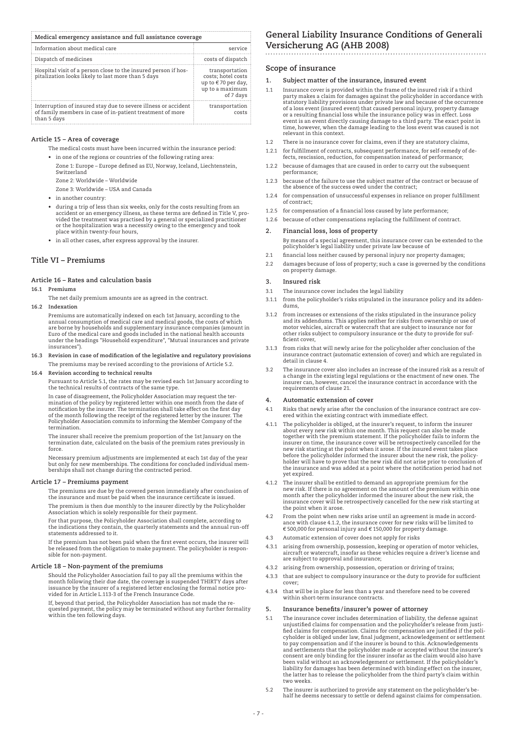| Medical emergency assistance and full assistance coverage | |
|---|---|
| Information about medical care | service |
| Dispatch of medicines | costs of dispatch |
| Hospital visit of a person close to the insured person if hospitalization looks likely to last more than 5 days | transportation costs; hotel costs up to € 70 per day, up to a maximum of 7 days |
| Interruption of insured stay due to severe illness or accident of family members in case of in-patient treatment of more than 5 days | transportation costs |

### Article 15 – Area of coverage

The medical costs must have been incurred within the insurance period:

- in one of the regions or countries of the following rating area:
  Zone 1: Europe – Europe defined as EU, Norway, Iceland, Liechtenstein, Switzerland
  Zone 2: Worldwide – Worldwide
  Zone 3: Worldwide – USA and Canada
- in another country:
- during a trip of less than six weeks, only for the costs resulting from an accident or an emergency illness, as these terms are defined in Title V, provided the treatment was practised by a general or specialized practitioner or the hospitalization was a necessity owing to the emergency and took place within twenty-four hours,
- in all other cases, after express approval by the insurer.

## Title VI – Premiums

### Article 16 – Rates and calculation basis

**16.1 Premiums**

The net daily premium amounts are as agreed in the contract.

**16.2 Indexation**

Premiums are automatically indexed on each 1st January, according to the annual consumption of medical care and medical goods, the costs of which are borne by households and supplementary insurance companies (amount in Euro of the medical care and goods included in the national health accounts under the headings "Household expenditure", "Mutual insurances and private insurances").

**16.3 Revision in case of modification of the legislative and regulatory provisions**

The premiums may be revised according to the provisions of Article 5.2.

**16.4 Revision according to technical results**

Pursuant to Article 5.1, the rates may be revised each 1st January according to the technical results of contracts of the same type.

In case of disagreement, the Policyholder Association may request the termination of the policy by registered letter within one month from the date of notification by the insurer. The termination shall take effect on the first day of the month following the receipt of the registered letter by the insurer. The Policyholder Association commits to informing the Member Company of the termination.

The insurer shall receive the premium proportion of the 1st January on the termination date, calculated on the basis of the premium rates previously in force.

Necessary premium adjustments are implemented at each 1st day of the year but only for new memberships. The conditions for concluded individual memberships shall not change during the contracted period.

### Article 17 – Premiums payment

The premiums are due by the covered person immediately after conclusion of the insurance and must be paid when the insurance certificate is issued.

The premium is then due monthly to the insurer directly by the Policyholder Association which is solely responsible for their payment.

For that purpose, the Policyholder Association shall complete, according to the indications they contain, the quarterly statements and the annual run-off statements addressed to it.

If the premium has not been paid when the first event occurs, the insurer will be released from the obligation to make payment. The policyholder is responsible for non-payment.

### Article 18 – Non-payment of the premiums

Should the Policyholder Association fail to pay all the premiums within the month following their due date, the coverage is suspended THIRTY days after issuance by the insurer of a registered letter enclosing the formal notice provided for in Article L.113-3 of the French Insurance Code.

If, beyond that period, the Policyholder Association has not made the requested payment, the policy may be terminated without any further formality within the ten following days.

## General Liability Insurance Conditions of Generali Versicherung AG (AHB 2008)

### Scope of insurance

**1. Subject matter of the insurance, insured event**

1.1 Insurance cover is provided within the frame of the insured risk if a third party makes a claim for damages against the policyholder in accordance with statutory liability provisions under private law and because of the occurrence of a loss event (insured event) that caused personal injury, property damage or a resulting financial loss while the insurance policy was in effect. Loss event is an event directly causing damage to a third party. The exact point in time, however, when the damage leading to the loss event was caused is not relevant in this context.

1.2 There is no insurance cover for claims, even if they are statutory claims,

1.2.1 for fulfillment of contracts, subsequent performance, for self-remedy of defects, rescission, reduction, for compensation instead of performance;

1.2.2 because of damages that are caused in order to carry out the subsequent performance;

1.2.3 because of the failure to use the subject matter of the contract or because of the absence of the success owed under the contract;

1.2.4 for compensation of unsuccessful expenses in reliance on proper fulfillment of contract;

1.2.5 for compensation of a financial loss caused by late performance;

1.2.6 because of other compensations replacing the fulfillment of contract.

**2. Financial loss, loss of property**

By means of a special agreement, this insurance cover can be extended to the policyholder's legal liability under private law because of

2.1 financial loss neither caused by personal injury nor property damages;

2.2 damages because of loss of property; such a case is governed by the conditions on property damage.

**3. Insured risk**

3.1 The insurance cover includes the legal liability

3.1.1 from the policyholder's risks stipulated in the insurance policy and its addendums,

3.1.2 from increases or extensions of the risks stipulated in the insurance policy and its addendums. This applies neither for risks from ownership or use of motor vehicles, aircraft or watercraft that are subject to insurance nor for other risks subject to compulsory insurance or the duty to provide for sufficient cover,

3.1.3 from risks that will newly arise for the policyholder after conclusion of the insurance contract (automatic extension of cover) and which are regulated in detail in clause 4.

3.2 The insurance cover also includes an increase of the insured risk as a result of a change in the existing legal regulations or the enactment of new ones. The insurer can, however, cancel the insurance contract in accordance with the requirements of clause 21.

**4. Automatic extension of cover**

4.1 Risks that newly arise after the conclusion of the insurance contract are covered within the existing contract with immediate effect.

4.1.1 The policyholder is obliged, at the insurer's request, to inform the insurer about every new risk within one month. This request can also be made together with the premium statement. If the policyholder fails to inform the insurer on time, the insurance cover will be retrospectively cancelled for the new risk starting at the point when it arose. If the insured event takes place before the policyholder informed the insurer about the new risk, the policyholder will have to prove that the new risk did not arise prior to conclusion of the insurance and was added at a point where the notification period had not yet expired.

4.1.2 The insurer shall be entitled to demand an appropriate premium for the new risk. If there is no agreement on the amount of the premium within one month after the policyholder informed the insurer about the new risk, the insurance cover will be retrospectively cancelled for the new risk starting at the point when it arose.

4.2 From the point when new risks arise until an agreement is made in accordance with clause 4.1.2, the insurance cover for new risks will be limited to € 500,000 for personal injury and € 150,000 for property damage.

4.3 Automatic extension of cover does not apply for risks

4.3.1 arising from ownership, possession, keeping or operation of motor vehicles, aircraft or watercraft, insofar as these vehicles require a driver's license and are subject to approval and insurance;

4.3.2 arising from ownership, possession, operation or driving of trains;

4.3.3 that are subject to compulsory insurance or the duty to provide for sufficient cover;

4.3.4 that will be in place for less than a year and therefore need to be covered within short-term insurance contracts.

**5. Insurance benefits/insurer's power of attorney**

5.1 The insurance cover includes determination of liability, the defense against unjustified claims for compensation and the policyholder's release from justified claims for compensation. Claims for compensation are justified if the policyholder is obliged under law, final judgment, acknowledgement or settlement to pay compensation and if the insurer is bound to this. Acknowledgements and settlements that the policyholder made or accepted without the insurer's consent are only binding for the insurer insofar as the claim would also have been valid without an acknowledgement or settlement. If the policyholder's liability for damages has been determined with binding effect on the insurer, the latter has to release the policyholder from the third party's claim within two weeks.

5.2 The insurer is authorized to provide any statement on the policyholder's behalf he deems necessary to settle or defend against claims for compensation.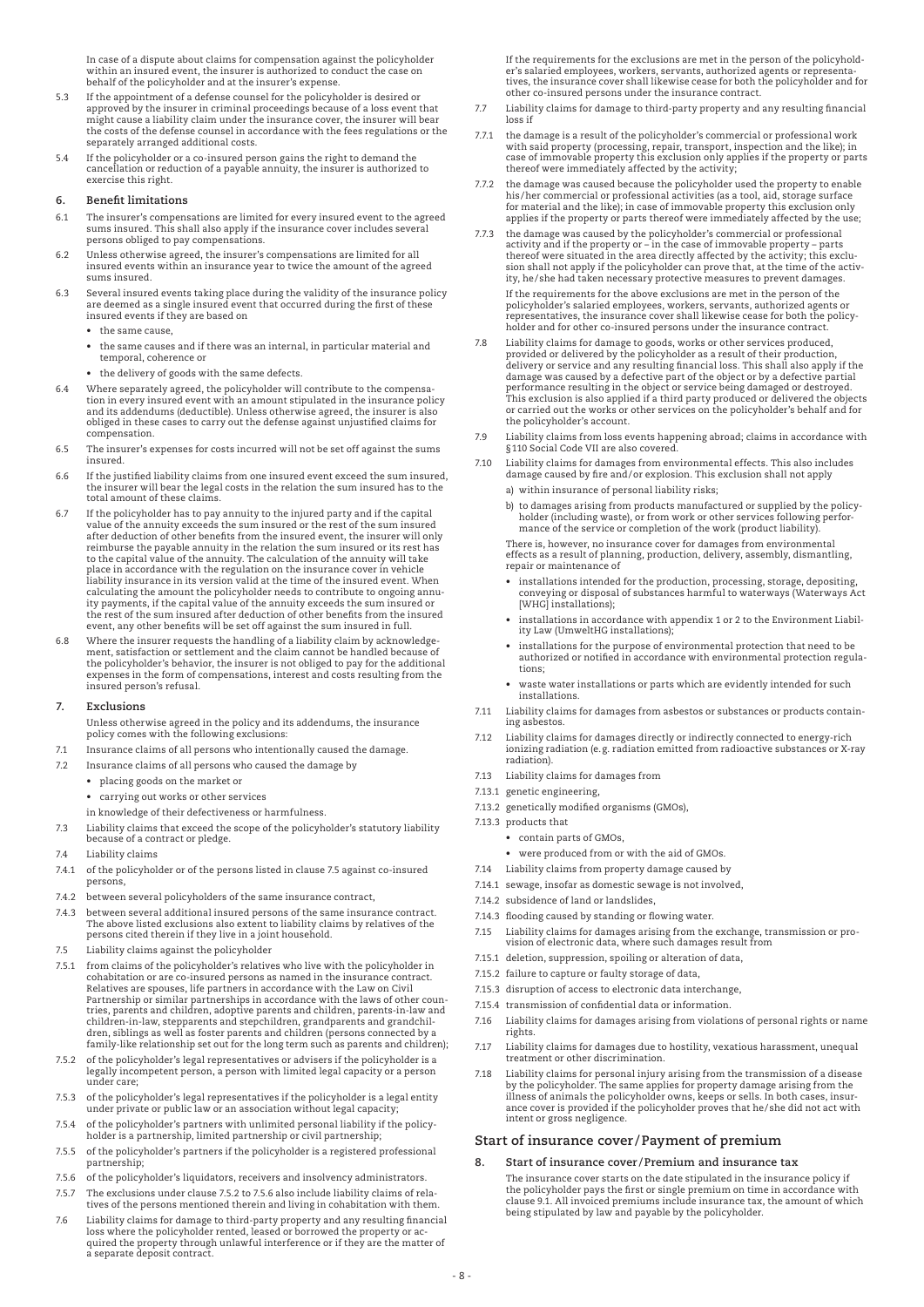In case of a dispute about claims for compensation against the policyholder within an insured event, the insurer is authorized to conduct the case on behalf of the policyholder and at the insurer's expense.

5.3 If the appointment of a defense counsel for the policyholder is desired or approved by the insurer in criminal proceedings because of a loss event that might cause a liability claim under the insurance cover, the insurer will bear the costs of the defense counsel in accordance with the fees regulations or the separately arranged additional costs.

5.4 If the policyholder or a co-insured person gains the right to demand the cancellation or reduction of a payable annuity, the insurer is authorized to exercise this right.

### 6. Benefit limitations

6.1 The insurer's compensations are limited for every insured event to the agreed sums insured. This shall also apply if the insurance cover includes several persons obliged to pay compensations.

6.2 Unless otherwise agreed, the insurer's compensations are limited for all insured events within an insurance year to twice the amount of the agreed sums insured.

6.3 Several insured events taking place during the validity of the insurance policy are deemed as a single insured event that occurred during the first of these insured events if they are based on

- the same cause,
- the same causes and if there was an internal, in particular material and temporal, coherence or
- the delivery of goods with the same defects.

6.4 Where separately agreed, the policyholder will contribute to the compensation in every insured event with an amount stipulated in the insurance policy and its addendums (deductible). Unless otherwise agreed, the insurer is also obliged in these cases to carry out the defense against unjustified claims for compensation.

6.5 The insurer's expenses for costs incurred will not be set off against the sums insured.

6.6 If the justified liability claims from one insured event exceed the sum insured, the insurer will bear the legal costs in the relation the sum insured has to the total amount of these claims.

6.7 If the policyholder has to pay annuity to the injured party and if the capital value of the annuity exceeds the sum insured or the rest of the sum insured after deduction of other benefits from the insured event, the insurer will only reimburse the payable annuity in the relation the sum insured or its rest has to the capital value of the annuity. The calculation of the annuity will take place in accordance with the regulation on the insurance cover in vehicle liability insurance in its version valid at the time of the insured event. When calculating the amount the policyholder needs to contribute to ongoing annuity payments, if the capital value of the annuity exceeds the sum insured or the rest of the sum insured after deduction of other benefits from the insured event, any other benefits will be set off against the sum insured in full.

6.8 Where the insurer requests the handling of a liability claim by acknowledgement, satisfaction or settlement and the claim cannot be handled because of the policyholder's behavior, the insurer is not obliged to pay for the additional expenses in the form of compensations, interest and costs resulting from the insured person's refusal.

### 7. Exclusions

Unless otherwise agreed in the policy and its addendums, the insurance policy comes with the following exclusions:

7.1 Insurance claims of all persons who intentionally caused the damage.

7.2 Insurance claims of all persons who caused the damage by

- placing goods on the market or
- carrying out works or other services

in knowledge of their defectiveness or harmfulness.

7.3 Liability claims that exceed the scope of the policyholder's statutory liability because of a contract or pledge.

7.4 Liability claims

7.4.1 of the policyholder or of the persons listed in clause 7.5 against co-insured persons,

7.4.2 between several policyholders of the same insurance contract,

7.4.3 between several additional insured persons of the same insurance contract. The above listed exclusions also extent to liability claims by relatives of the persons cited therein if they live in a joint household.

7.5 Liability claims against the policyholder

7.5.1 from claims of the policyholder's relatives who live with the policyholder in cohabitation or are co-insured persons as named in the insurance contract. Relatives are spouses, life partners in accordance with the Law on Civil Partnership or similar partnerships in accordance with the laws of other countries, parents and children, adoptive parents and children, parents-in-law and children-in-law, stepparents and stepchildren, grandparents and grandchildren, siblings as well as foster parents and children (persons connected by a family-like relationship set out for the long term such as parents and children);

7.5.2 of the policyholder's legal representatives or advisers if the policyholder is a legally incompetent person, a person with limited legal capacity or a person under care;

7.5.3 of the policyholder's legal representatives if the policyholder is a legal entity under private or public law or an association without legal capacity;

7.5.4 of the policyholder's partners with unlimited personal liability if the policyholder is a partnership, limited partnership or civil partnership;

7.5.5 of the policyholder's partners if the policyholder is a registered professional partnership;

7.5.6 of the policyholder's liquidators, receivers and insolvency administrators.

7.5.7 The exclusions under clause 7.5.2 to 7.5.6 also include liability claims of relatives of the persons mentioned therein and living in cohabitation with them.

7.6 Liability claims for damage to third-party property and any resulting financial loss where the policyholder rented, leased or borrowed the property or acquired the property through unlawful interference or if they are the matter of a separate deposit contract.

If the requirements for the exclusions are met in the person of the policyholder's salaried employees, workers, servants, authorized agents or representatives, the insurance cover shall likewise cease for both the policyholder and for other co-insured persons under the insurance contract.

7.7 Liability claims for damage to third-party property and any resulting financial loss if

7.7.1 the damage is a result of the policyholder's commercial or professional work with said property (processing, repair, transport, inspection and the like); in case of immovable property this exclusion only applies if the property or parts thereof were immediately affected by the activity;

7.7.2 the damage was caused because the policyholder used the property to enable his/her commercial or professional activities (as a tool, aid, storage surface for material and the like); in case of immovable property this exclusion only applies if the property or parts thereof were immediately affected by the use;

7.7.3 the damage was caused by the policyholder's commercial or professional activity and if the property or – in the case of immovable property – parts thereof were situated in the area directly affected by the activity; this exclusion shall not apply if the policyholder can prove that, at the time of the activity, he/she had taken necessary protective measures to prevent damages.

If the requirements for the above exclusions are met in the person of the policyholder's salaried employees, workers, servants, authorized agents or representatives, the insurance cover shall likewise cease for both the policyholder and for other co-insured persons under the insurance contract.

7.8 Liability claims for damage to goods, works or other services produced, provided or delivered by the policyholder as a result of their production, delivery or service and any resulting financial loss. This shall also apply if the damage was caused by a defective part of the object or by a defective partial performance resulting in the object or service being damaged or destroyed. This exclusion is also applied if a third party produced or delivered the objects or carried out the works or other services on the policyholder's behalf and for the policyholder's account.

7.9 Liability claims from loss events happening abroad; claims in accordance with §110 Social Code VII are also covered.

7.10 Liability claims for damages from environmental effects. This also includes damage caused by fire and/or explosion. This exclusion shall not apply

a) within insurance of personal liability risks;

b) to damages arising from products manufactured or supplied by the policyholder (including waste), or from work or other services following performance of the service or completion of the work (product liability).

There is, however, no insurance cover for damages from environmental effects as a result of planning, production, delivery, assembly, dismantling, repair or maintenance of

- installations intended for the production, processing, storage, depositing, conveying or disposal of substances harmful to waterways (Waterways Act [WHG] installations);
- installations in accordance with appendix 1 or 2 to the Environment Liability Law (UmweltHG installations);
- installations for the purpose of environmental protection that need to be authorized or notified in accordance with environmental protection regulations;
- waste water installations or parts which are evidently intended for such installations.

7.11 Liability claims for damages from asbestos or substances or products containing asbestos.

7.12 Liability claims for damages directly or indirectly connected to energy-rich ionizing radiation (e.g. radiation emitted from radioactive substances or X-ray radiation).

7.13 Liability claims for damages from

7.13.1 genetic engineering,

7.13.2 genetically modified organisms (GMOs),

7.13.3 products that

- contain parts of GMOs,
- were produced from or with the aid of GMOs.

7.14 Liability claims from property damage caused by

7.14.1 sewage, insofar as domestic sewage is not involved,

7.14.2 subsidence of land or landslides,

7.14.3 flooding caused by standing or flowing water.

7.15 Liability claims for damages arising from the exchange, transmission or provision of electronic data, where such damages result from

7.15.1 deletion, suppression, spoiling or alteration of data,

7.15.2 failure to capture or faulty storage of data,

7.15.3 disruption of access to electronic data interchange,

7.15.4 transmission of confidential data or information.

7.16 Liability claims for damages arising from violations of personal rights or name rights.

7.17 Liability claims for damages due to hostility, vexatious harassment, unequal treatment or other discrimination.

7.18 Liability claims for personal injury arising from the transmission of a disease by the policyholder. The same applies for property damage arising from the illness of animals the policyholder owns, keeps or sells. In both cases, insurance cover is provided if the policyholder proves that he/she did not act with intent or gross negligence.

## Start of insurance cover/Payment of premium

### 8. Start of insurance cover/Premium and insurance tax

The insurance cover starts on the date stipulated in the insurance policy if the policyholder pays the first or single premium on time in accordance with clause 9.1. All invoiced premiums include insurance tax, the amount of which being stipulated by law and payable by the policyholder.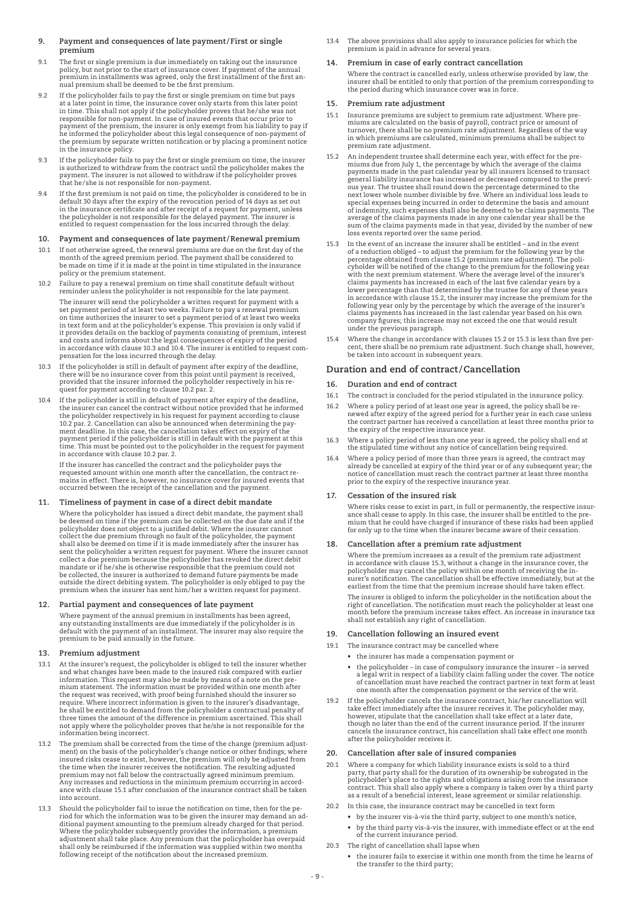## 9. Payment and consequences of late payment/First or single premium

9.1 The first or single premium is due immediately on taking out the insurance policy, but not prior to the start of insurance cover. If payment of the annual premium in installments was agreed, only the first installment of the first annual premium shall be deemed to be the first premium.

9.2 If the policyholder fails to pay the first or single premium on time but pays at a later point in time, the insurance cover only starts from this later point in time. This shall not apply if the policyholder proves that he/she was not responsible for non-payment. In case of insured events that occur prior to payment of the premium, the insurer is only exempt from his liability to pay if he informed the policyholder about this legal consequence of non-payment of the premium by separate written notification or by placing a prominent notice in the insurance policy.

9.3 If the policyholder fails to pay the first or single premium on time, the insurer is authorized to withdraw from the contract until the policyholder makes the payment. The insurer is not allowed to withdraw if the policyholder proves that he/she is not responsible for non-payment.

9.4 If the first premium is not paid on time, the policyholder is considered to be in default 30 days after the expiry of the revocation period of 14 days as set out in the insurance certificate and after receipt of a request for payment, unless the policyholder is not responsible for the delayed payment. The insurer is entitled to request compensation for the loss incurred through the delay.

## 10. Payment and consequences of late payment/Renewal premium

10.1 If not otherwise agreed, the renewal premiums are due on the first day of the month of the agreed premium period. The payment shall be considered to be made on time if it is made at the point in time stipulated in the insurance policy or the premium statement.

10.2 Failure to pay a renewal premium on time shall constitute default without reminder unless the policyholder is not responsible for the late payment.

The insurer will send the policyholder a written request for payment with a set payment period of at least two weeks. Failure to pay a renewal premium on time authorizes the insurer to set a payment period of at least two weeks in text form and at the policyholder's expense. This provision is only valid if it provides details on the backlog of payments consisting of premium, interest and costs and informs about the legal consequences of expiry of the period in accordance with clause 10.3 and 10.4. The insurer is entitled to request compensation for the loss incurred through the delay.

10.3 If the policyholder is still in default of payment after expiry of the deadline, there will be no insurance cover from this point until payment is received, provided that the insurer informed the policyholder respectively in his request for payment according to clause 10.2 par. 2.

10.4 If the policyholder is still in default of payment after expiry of the deadline, the insurer can cancel the contract without notice provided that he informed the policyholder respectively in his request for payment according to clause 10.2 par. 2. Cancellation can also be announced when determining the payment deadline. In this case, the cancellation takes effect on expiry of the payment period if the policyholder is still in default with the payment at this time. This must be pointed out to the policyholder in the request for payment in accordance with clause 10.2 par. 2.

If the insurer has cancelled the contract and the policyholder pays the requested amount within one month after the cancellation, the contract remains in effect. There is, however, no insurance cover for insured events that occurred between the receipt of the cancellation and the payment.

## 11. Timeliness of payment in case of a direct debit mandate

Where the policyholder has issued a direct debit mandate, the payment shall be deemed on time if the premium can be collected on the due date and if the policyholder does not object to a justified debit. Where the insurer cannot collect the due premium through no fault of the policyholder, the payment shall also be deemed on time if it is made immediately after the insurer has sent the policyholder a written request for payment. Where the insurer cannot collect a due premium because the policyholder has revoked the direct debit mandate or if he/she is otherwise responsible that the premium could not be collected, the insurer is authorized to demand future payments be made outside the direct debiting system. The policyholder is only obliged to pay the premium when the insurer has sent him/her a written request for payment.

## 12. Partial payment and consequences of late payment

Where payment of the annual premium in installments has been agreed, any outstanding installments are due immediately if the policyholder is in default with the payment of an installment. The insurer may also require the premium to be paid annually in the future.

## 13. Premium adjustment

13.1 At the insurer's request, the policyholder is obliged to tell the insurer whether and what changes have been made to the insured risk compared with earlier information. This request may also be made by means of a note on the premium statement. The information must be provided within one month after the request was received, with proof being furnished should the insurer so require. Where incorrect information is given to the insurer's disadvantage, he shall be entitled to demand from the policyholder a contractual penalty of three times the amount of the difference in premium ascertained. This shall not apply where the policyholder proves that he/she is not responsible for the information being incorrect.

13.2 The premium shall be corrected from the time of the change (premium adjustment) on the basis of the policyholder's change notice or other findings; where insured risks cease to exist, however, the premium will only be adjusted from the time when the insurer receives the notification. The resulting adjusted premium may not fall below the contractually agreed minimum premium. Any increases and reductions in the minimum premium occurring in accordance with clause 15.1 after conclusion of the insurance contract shall be taken into account.

13.3 Should the policyholder fail to issue the notification on time, then for the period for which the information was to be given the insurer may demand an additional payment amounting to the premium already charged for that period. Where the policyholder subsequently provides the information, a premium adjustment shall take place. Any premium that the policyholder has overpaid shall only be reimbursed if the information was supplied within two months following receipt of the notification about the increased premium.

13.4 The above provisions shall also apply to insurance policies for which the premium is paid in advance for several years.

## 14. Premium in case of early contract cancellation

Where the contract is cancelled early, unless otherwise provided by law, the insurer shall be entitled to only that portion of the premium corresponding to the period during which insurance cover was in force.

## 15. Premium rate adjustment

15.1 Insurance premiums are subject to premium rate adjustment. Where premiums are calculated on the basis of payroll, contract price or amount of turnover, there shall be no premium rate adjustment. Regardless of the way in which premiums are calculated, minimum premiums shall be subject to premium rate adjustment.

15.2 An independent trustee shall determine each year, with effect for the premiums due from July 1, the percentage by which the average of the claims payments made in the past calendar year by all insurers licensed to transact general liability insurance has increased or decreased compared to the previous year. The trustee shall round down the percentage determined to the next lower whole number divisible by five. Where an individual loss leads to special expenses being incurred in order to determine the basis and amount of indemnity, such expenses shall also be deemed to be claims payments. The average of the claims payments made in any one calendar year shall be the sum of the claims payments made in that year, divided by the number of new loss events reported over the same period.

15.3 In the event of an increase the insurer shall be entitled – and in the event of a reduction obliged – to adjust the premium for the following year by the percentage obtained from clause 15.2 (premium rate adjustment). The policyholder will be notified of the change to the premium for the following year with the next premium statement. Where the average level of the insurer's claims payments has increased in each of the last five calendar years by a lower percentage than that determined by the trustee for any of these years in accordance with clause 15.2, the insurer may increase the premium for the following year only by the percentage by which the average of the insurer's claims payments has increased in the last calendar year based on his own company figures; this increase may not exceed the one that would result under the previous paragraph.

15.4 Where the change in accordance with clauses 15.2 or 15.3 is less than five percent, there shall be no premium rate adjustment. Such change shall, however, be taken into account in subsequent years.

# Duration and end of contract/Cancellation

## 16. Duration and end of contract

16.1 The contract is concluded for the period stipulated in the insurance policy.

16.2 Where a policy period of at least one year is agreed, the policy shall be renewed after expiry of the agreed period for a further year in each case unless the contract partner has received a cancellation at least three months prior to the expiry of the respective insurance year.

16.3 Where a policy period of less than one year is agreed, the policy shall end at the stipulated time without any notice of cancellation being required.

16.4 Where a policy period of more than three years is agreed, the contract may already be cancelled at expiry of the third year or of any subsequent year; the notice of cancellation must reach the contract partner at least three months prior to the expiry of the respective insurance year.

## 17. Cessation of the insured risk

Where risks cease to exist in part, in full or permanently, the respective insurance shall cease to apply. In this case, the insurer shall be entitled to the premium that he could have charged if insurance of these risks had been applied for only up to the time when the insurer became aware of their cessation.

## 18. Cancellation after a premium rate adjustment

Where the premium increases as a result of the premium rate adjustment in accordance with clause 15.3, without a change in the insurance cover, the policyholder may cancel the policy within one month of receiving the insurer's notification. The cancellation shall be effective immediately, but at the earliest from the time that the premium increase should have taken effect.

The insurer is obliged to inform the policyholder in the notification about the right of cancellation. The notification must reach the policyholder at least one month before the premium increase takes effect. An increase in insurance tax shall not establish any right of cancellation.

## 19. Cancellation following an insured event

19.1 The insurance contract may be cancelled where

- the insurer has made a compensation payment or
- the policyholder – in case of compulsory insurance the insurer – is served a legal writ in respect of a liability claim falling under the cover. The notice of cancellation must have reached the contract partner in text form at least one month after the compensation payment or the service of the writ.

19.2 If the policyholder cancels the insurance contract, his/her cancellation will take effect immediately after the insurer receives it. The policyholder may, however, stipulate that the cancellation shall take effect at a later date, though no later than the end of the current insurance period. If the insurer cancels the insurance contract, his cancellation shall take effect one month after the policyholder receives it.

## 20. Cancellation after sale of insured companies

20.1 Where a company for which liability insurance exists is sold to a third party, that party shall for the duration of its ownership be subrogated in the policyholder's place to the rights and obligations arising from the insurance contract. This shall also apply where a company is taken over by a third party as a result of a beneficial interest, lease agreement or similar relationship.

20.2 In this case, the insurance contract may be cancelled in text form

- by the insurer vis-à-vis the third party, subject to one month's notice,
- by the third party vis-à-vis the insurer, with immediate effect or at the end of the current insurance period.

20.3 The right of cancellation shall lapse when

- the insurer fails to exercise it within one month from the time he learns of the transfer to the third party;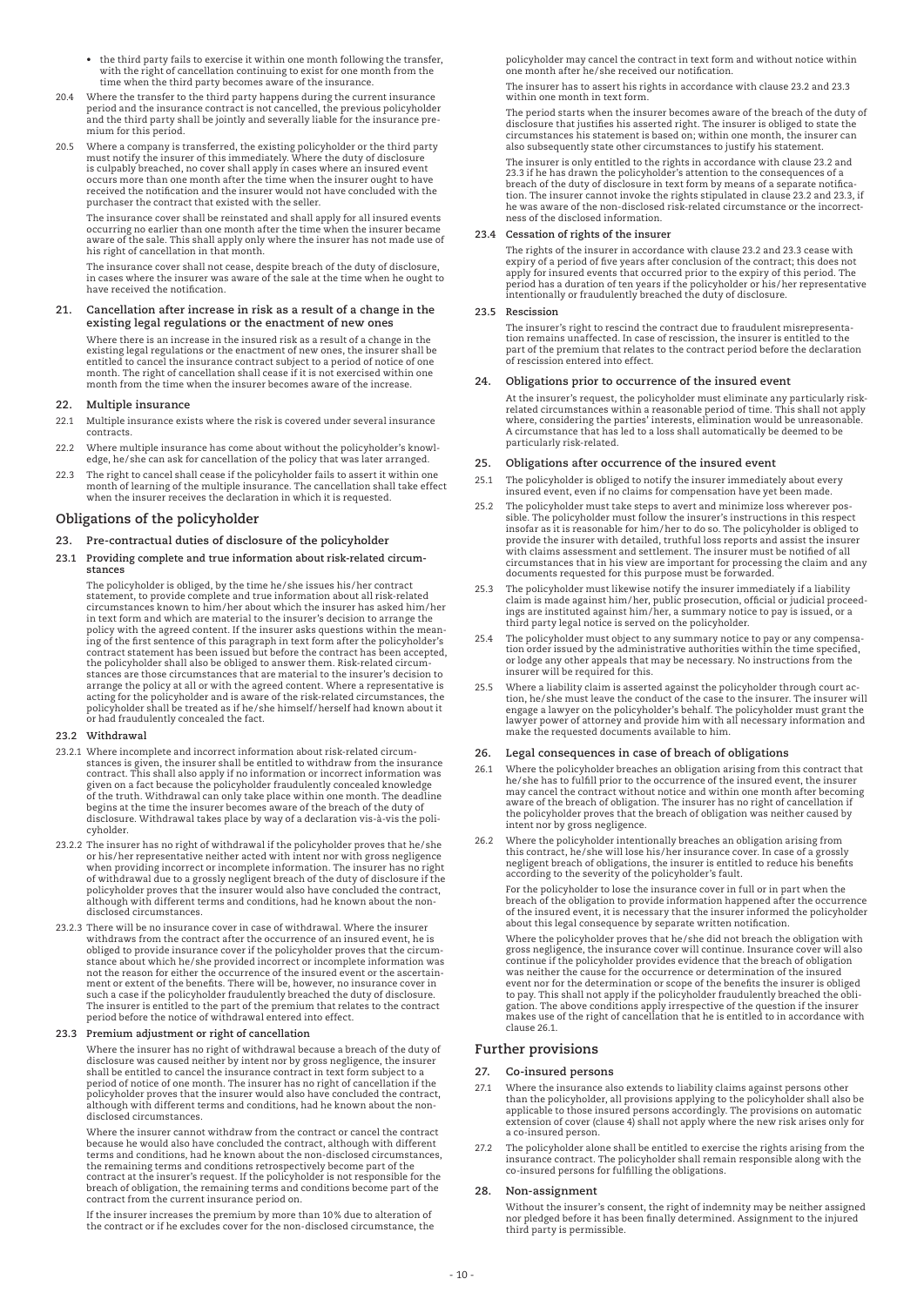- the third party fails to exercise it within one month following the transfer, with the right of cancellation continuing to exist for one month from the time when the third party becomes aware of the insurance.

20.4 Where the transfer to the third party happens during the current insurance period and the insurance contract is not cancelled, the previous policyholder and the third party shall be jointly and severally liable for the insurance premium for this period.

20.5 Where a company is transferred, the existing policyholder or the third party must notify the insurer of this immediately. Where the duty of disclosure is culpably breached, no cover shall apply in cases where an insured event occurs more than one month after the time when the insurer ought to have received the notification and the insurer would not have concluded with the purchaser the contract that existed with the seller.

The insurance cover shall be reinstated and shall apply for all insured events occurring no earlier than one month after the time when the insurer became aware of the sale. This shall apply only where the insurer has not made use of his right of cancellation in that month.

The insurance cover shall not cease, despite breach of the duty of disclosure, in cases where the insurer was aware of the sale at the time when he ought to have received the notification.

### 21. Cancellation after increase in risk as a result of a change in the existing legal regulations or the enactment of new ones

Where there is an increase in the insured risk as a result of a change in the existing legal regulations or the enactment of new ones, the insurer shall be entitled to cancel the insurance contract subject to a period of notice of one month. The right of cancellation shall cease if it is not exercised within one month from the time when the insurer becomes aware of the increase.

### 22. Multiple insurance

22.1 Multiple insurance exists where the risk is covered under several insurance contracts.

22.2 Where multiple insurance has come about without the policyholder's knowledge, he/she can ask for cancellation of the policy that was later arranged.

22.3 The right to cancel shall cease if the policyholder fails to assert it within one month of learning of the multiple insurance. The cancellation shall take effect when the insurer receives the declaration in which it is requested.

## Obligations of the policyholder

### 23. Pre-contractual duties of disclosure of the policyholder

#### 23.1 Providing complete and true information about risk-related circumstances

The policyholder is obliged, by the time he/she issues his/her contract statement, to provide complete and true information about all risk-related circumstances known to him/her about which the insurer has asked him/her in text form and which are material to the insurer's decision to arrange the policy with the agreed content. If the insurer asks questions within the meaning of the first sentence of this paragraph in text form after the policyholder's contract statement has been issued but before the contract has been accepted, the policyholder shall also be obliged to answer them. Risk-related circumstances are those circumstances that are material to the insurer's decision to arrange the policy at all or with the agreed content. Where a representative is acting for the policyholder and is aware of the risk-related circumstances, the policyholder shall be treated as if he/she himself/herself had known about it or had fraudulently concealed the fact.

#### 23.2 Withdrawal

23.2.1 Where incomplete and incorrect information about risk-related circumstances is given, the insurer shall be entitled to withdraw from the insurance contract. This shall also apply if no information or incorrect information was given on a fact because the policyholder fraudulently concealed knowledge of the truth. Withdrawal can only take place within one month. The deadline begins at the time the insurer becomes aware of the breach of the duty of disclosure. Withdrawal takes place by way of a declaration vis-à-vis the policyholder.

23.2.2 The insurer has no right of withdrawal if the policyholder proves that he/she or his/her representative neither acted with intent nor with gross negligence when providing incorrect or incomplete information. The insurer has no right of withdrawal due to a grossly negligent breach of the duty of disclosure if the policyholder proves that the insurer would also have concluded the contract, although with different terms and conditions, had he known about the non-disclosed circumstances.

23.2.3 There will be no insurance cover in case of withdrawal. Where the insurer withdraws from the contract after the occurrence of an insured event, he is obliged to provide insurance cover if the policyholder proves that the circumstance about which he/she provided incorrect or incomplete information was not the reason for either the occurrence of the insured event or the ascertainment or extent of the benefits. There will be, however, no insurance cover in such a case if the policyholder fraudulently breached the duty of disclosure. The insurer is entitled to the part of the premium that relates to the contract period before the notice of withdrawal entered into effect.

#### 23.3 Premium adjustment or right of cancellation

Where the insurer has no right of withdrawal because a breach of the duty of disclosure was caused neither by intent nor by gross negligence, the insurer shall be entitled to cancel the insurance contract in text form subject to a period of notice of one month. The insurer has no right of cancellation if the policyholder proves that the insurer would also have concluded the contract, although with different terms and conditions, had he known about the non-disclosed circumstances.

Where the insurer cannot withdraw from the contract or cancel the contract because he would also have concluded the contract, although with different terms and conditions, had he known about the non-disclosed circumstances, the remaining terms and conditions retrospectively become part of the contract at the insurer's request. If the policyholder is not responsible for the breach of obligation, the remaining terms and conditions become part of the contract from the current insurance period on.

If the insurer increases the premium by more than 10% due to alteration of the contract or if he excludes cover for the non-disclosed circumstance, the policyholder may cancel the contract in text form and without notice within one month after he/she received our notification.

The insurer has to assert his rights in accordance with clause 23.2 and 23.3 within one month in text form.

The period starts when the insurer becomes aware of the breach of the duty of disclosure that justifies his asserted right. The insurer is obliged to state the circumstances his statement is based on; within one month, the insurer can also subsequently state other circumstances to justify his statement.

The insurer is only entitled to the rights in accordance with clause 23.2 and 23.3 if he has drawn the policyholder's attention to the consequences of a breach of the duty of disclosure in text form by means of a separate notification. The insurer cannot invoke the rights stipulated in clause 23.2 and 23.3, if he was aware of the non-disclosed risk-related circumstance or the incorrectness of the disclosed information.

#### 23.4 Cessation of rights of the insurer

The rights of the insurer in accordance with clause 23.2 and 23.3 cease with expiry of a period of five years after conclusion of the contract; this does not apply for insured events that occurred prior to the expiry of this period. The period has a duration of ten years if the policyholder or his/her representative intentionally or fraudulently breached the duty of disclosure.

#### 23.5 Rescission

The insurer's right to rescind the contract due to fraudulent misrepresentation remains unaffected. In case of rescission, the insurer is entitled to the part of the premium that relates to the contract period before the declaration of rescission entered into effect.

### 24. Obligations prior to occurrence of the insured event

At the insurer's request, the policyholder must eliminate any particularly risk-related circumstances within a reasonable period of time. This shall not apply where, considering the parties' interests, elimination would be unreasonable. A circumstance that has led to a loss shall automatically be deemed to be particularly risk-related.

### 25. Obligations after occurrence of the insured event

25.1 The policyholder is obliged to notify the insurer immediately about every insured event, even if no claims for compensation have yet been made.

25.2 The policyholder must take steps to avert and minimize loss wherever possible. The policyholder must follow the insurer's instructions in this respect insofar as it is reasonable for him/her to do so. The policyholder is obliged to provide the insurer with detailed, truthful loss reports and assist the insurer with claims assessment and settlement. The insurer must be notified of all circumstances that in his view are important for processing the claim and any documents requested for this purpose must be forwarded.

25.3 The policyholder must likewise notify the insurer immediately if a liability claim is made against him/her, public prosecution, official or judicial proceedings are instituted against him/her, a summary notice to pay is issued, or a third party legal notice is served on the policyholder.

25.4 The policyholder must object to any summary notice to pay or any compensation order issued by the administrative authorities within the time specified, or lodge any other appeals that may be necessary. No instructions from the insurer will be required for this.

25.5 Where a liability claim is asserted against the policyholder through court action, he/she must leave the conduct of the case to the insurer. The insurer will engage a lawyer on the policyholder's behalf. The policyholder must grant the lawyer power of attorney and provide him with all necessary information and make the requested documents available to him.

### 26. Legal consequences in case of breach of obligations

26.1 Where the policyholder breaches an obligation arising from this contract that he/she has to fulfill prior to the occurrence of the insured event, the insurer may cancel the contract without notice and within one month after becoming aware of the breach of obligation. The insurer has no right of cancellation if the policyholder proves that the breach of obligation was neither caused by intent nor by gross negligence.

26.2 Where the policyholder intentionally breaches an obligation arising from this contract, he/she will lose his/her insurance cover. In case of a grossly negligent breach of obligations, the insurer is entitled to reduce his benefits according to the severity of the policyholder's fault.

For the policyholder to lose the insurance cover in full or in part when the breach of the obligation to provide information happened after the occurrence of the insured event, it is necessary that the insurer informed the policyholder about this legal consequence by separate written notification.

Where the policyholder proves that he/she did not breach the obligation with gross negligence, the insurance cover will continue. Insurance cover will also continue if the policyholder provides evidence that the breach of obligation was neither the cause for the occurrence or determination of the insured event nor for the determination or scope of the benefits the insurer is obliged to pay. This shall not apply if the policyholder fraudulently breached the obligation. The above conditions apply irrespective of the question if the insurer makes use of the right of cancellation that he is entitled to in accordance with clause 26.1.

## Further provisions

### 27. Co-insured persons

27.1 Where the insurance also extends to liability claims against persons other than the policyholder, all provisions applying to the policyholder shall also be applicable to those insured persons accordingly. The provisions on automatic extension of cover (clause 4) shall not apply where the new risk arises only for a co-insured person.

27.2 The policyholder alone shall be entitled to exercise the rights arising from the insurance contract. The policyholder shall remain responsible along with the co-insured persons for fulfilling the obligations.

### 28. Non-assignment

Without the insurer's consent, the right of indemnity may be neither assigned nor pledged before it has been finally determined. Assignment to the injured third party is permissible.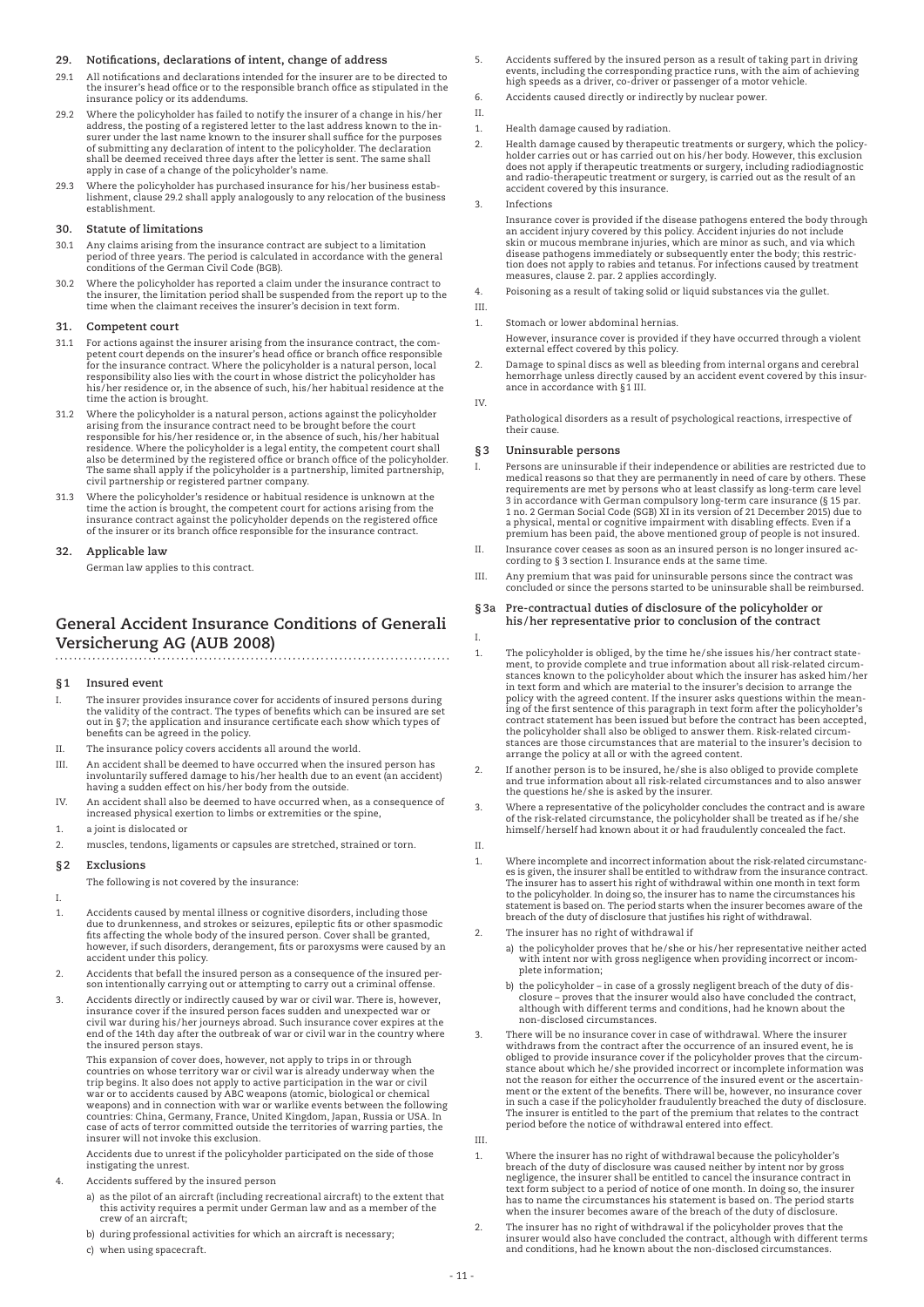### 29. Notifications, declarations of intent, change of address

29.1 All notifications and declarations intended for the insurer are to be directed to the insurer's head office or to the responsible branch office as stipulated in the insurance policy or its addendums.

29.2 Where the policyholder has failed to notify the insurer of a change in his/her address, the posting of a registered letter to the last address known to the insurer under the last name known to the insurer shall suffice for the purposes of submitting any declaration of intent to the policyholder. The declaration shall be deemed received three days after the letter is sent. The same shall apply in case of a change of the policyholder's name.

29.3 Where the policyholder has purchased insurance for his/her business establishment, clause 29.2 shall apply analogously to any relocation of the business establishment.

### 30. Statute of limitations

30.1 Any claims arising from the insurance contract are subject to a limitation period of three years. The period is calculated in accordance with the general conditions of the German Civil Code (BGB).

30.2 Where the policyholder has reported a claim under the insurance contract to the insurer, the limitation period shall be suspended from the report up to the time when the claimant receives the insurer's decision in text form.

### 31. Competent court

31.1 For actions against the insurer arising from the insurance contract, the competent court depends on the insurer's head office or branch office responsible for the insurance contract. Where the policyholder is a natural person, local responsibility also lies with the court in whose district the policyholder has his/her residence or, in the absence of such, his/her habitual residence at the time the action is brought.

31.2 Where the policyholder is a natural person, actions against the policyholder arising from the insurance contract need to be brought before the court responsible for his/her residence or, in the absence of such, his/her habitual residence. Where the policyholder is a legal entity, the competent court shall also be determined by the registered office or branch office of the policyholder. The same shall apply if the policyholder is a partnership, limited partnership, civil partnership or registered partner company.

31.3 Where the policyholder's residence or habitual residence is unknown at the time the action is brought, the competent court for actions arising from the insurance contract against the policyholder depends on the registered office of the insurer or its branch office responsible for the insurance contract.

### 32. Applicable law

German law applies to this contract.

## General Accident Insurance Conditions of Generali Versicherung AG (AUB 2008)

### § 1 Insured event

I. The insurer provides insurance cover for accidents of insured persons during the validity of the contract. The types of benefits which can be insured are set out in §7; the application and insurance certificate each show which types of benefits can be agreed in the policy.

II. The insurance policy covers accidents all around the world.

III. An accident shall be deemed to have occurred when the insured person has involuntarily suffered damage to his/her health due to an event (an accident) having a sudden effect on his/her body from the outside.

IV. An accident shall also be deemed to have occurred when, as a consequence of increased physical exertion to limbs or extremities or the spine,

1. a joint is dislocated or
2. muscles, tendons, ligaments or capsules are stretched, strained or torn.

### § 2 Exclusions

The following is not covered by the insurance:

I.

1. Accidents caused by mental illness or cognitive disorders, including those due to drunkenness, and strokes or seizures, epileptic fits or other spasmodic fits affecting the whole body of the insured person. Cover shall be granted, however, if such disorders, derangement, fits or paroxysms were caused by an accident under this policy.
2. Accidents that befall the insured person as a consequence of the insured person intentionally carrying out or attempting to carry out a criminal offense.
3. Accidents directly or indirectly caused by war or civil war. There is, however, insurance cover if the insured person faces sudden and unexpected war or civil war during his/her journeys abroad. Such insurance cover expires at the end of the 14th day after the outbreak of war or civil war in the country where the insured person stays.

   This expansion of cover does, however, not apply to trips in or through countries on whose territory war or civil war is already underway when the trip begins. It also does not apply to active participation in the war or civil war or to accidents caused by ABC weapons (atomic, biological or chemical weapons) and in connection with war or warlike events between the following countries: China, Germany, France, United Kingdom, Japan, Russia or USA. In case of acts of terror committed outside the territories of warring parties, the insurer will not invoke this exclusion.

   Accidents due to unrest if the policyholder participated on the side of those instigating the unrest.
4. Accidents suffered by the insured person
   a) as the pilot of an aircraft (including recreational aircraft) to the extent that this activity requires a permit under German law and as a member of the crew of an aircraft;
   b) during professional activities for which an aircraft is necessary;
   c) when using spacecraft.
5. Accidents suffered by the insured person as a result of taking part in driving events, including the corresponding practice runs, with the aim of achieving high speeds as a driver, co-driver or passenger of a motor vehicle.
6. Accidents caused directly or indirectly by nuclear power.

II.

1. Health damage caused by radiation.
2. Health damage caused by therapeutic treatments or surgery, which the policyholder carries out or has carried out on his/her body. However, this exclusion does not apply if therapeutic treatments or surgery, including radiodiagnostic and radio-therapeutic treatment or surgery, is carried out as the result of an accident covered by this insurance.
3. Infections

   Insurance cover is provided if the disease pathogens entered the body through an accident injury covered by this policy. Accident injuries do not include skin or mucous membrane injuries, which are minor as such, and via which disease pathogens immediately or subsequently enter the body; this restriction does not apply to rabies and tetanus. For infections caused by treatment measures, clause 2. par. 2 applies accordingly.
4. Poisoning as a result of taking solid or liquid substances via the gullet.

III.

1. Stomach or lower abdominal hernias.

   However, insurance cover is provided if they have occurred through a violent external effect covered by this policy.
2. Damage to spinal discs as well as bleeding from internal organs and cerebral hemorrhage unless directly caused by an accident event covered by this insurance in accordance with §1 III.

IV.

Pathological disorders as a result of psychological reactions, irrespective of their cause.

### § 3 Uninsurable persons

I. Persons are uninsurable if their independence or abilities are restricted due to medical reasons so that they are permanently in need of care by others. These requirements are met by persons who at least classify as long-term care level 3 in accordance with German compulsory long-term care insurance (§ 15 par. 1 no. 2 German Social Code (SGB) XI in its version of 21 December 2015) due to a physical, mental or cognitive impairment with disabling effects. Even if a premium has been paid, the above mentioned group of people is not insured.

II. Insurance cover ceases as soon as an insured person is no longer insured according to § 3 section I. Insurance ends at the same time.

III. Any premium that was paid for uninsurable persons since the contract was concluded or since the persons started to be uninsurable shall be reimbursed.

### § 3a Pre-contractual duties of disclosure of the policyholder or his/her representative prior to conclusion of the contract

I.

1. The policyholder is obliged, by the time he/she issues his/her contract statement, to provide complete and true information about all risk-related circumstances known to the policyholder about which the insurer has asked him/her in text form and which are material to the insurer's decision to arrange the policy with the agreed content. If the insurer asks questions within the meaning of the first sentence of this paragraph in text form after the policyholder's contract statement has been issued but before the contract has been accepted, the policyholder shall also be obliged to answer them. Risk-related circumstances are those circumstances that are material to the insurer's decision to arrange the policy at all or with the agreed content.
2. If another person is to be insured, he/she is also obliged to provide complete and true information about all risk-related circumstances and to also answer the questions he/she is asked by the insurer.
3. Where a representative of the policyholder concludes the contract and is aware of the risk-related circumstance, the policyholder shall be treated as if he/she himself/herself had known about it or had fraudulently concealed the fact.

II.

1. Where incomplete and incorrect information about the risk-related circumstances is given, the insurer shall be entitled to withdraw from the insurance contract. The insurer has to assert his right of withdrawal within one month in text form to the policyholder. In doing so, the insurer has to name the circumstances his statement is based on. The period starts when the insurer becomes aware of the breach of the duty of disclosure that justifies his right of withdrawal.
2. The insurer has no right of withdrawal if
   a) the policyholder proves that he/she or his/her representative neither acted with intent nor with gross negligence when providing incorrect or incomplete information;
   b) the policyholder – in case of a grossly negligent breach of the duty of disclosure – proves that the insurer would also have concluded the contract, although with different terms and conditions, had he known about the non-disclosed circumstances.
3. There will be no insurance cover in case of withdrawal. Where the insurer withdraws from the contract after the occurrence of an insured event, he is obliged to provide insurance cover if the policyholder proves that the circumstance about which he/she provided incorrect or incomplete information was not the reason for either the occurrence of the insured event or the ascertainment or the extent of the benefits. There will be, however, no insurance cover in such a case if the policyholder fraudulently breached the duty of disclosure. The insurer is entitled to the part of the premium that relates to the contract period before the notice of withdrawal entered into effect.

III.

1. Where the insurer has no right of withdrawal because the policyholder's breach of the duty of disclosure was caused neither by intent nor by gross negligence, the insurer shall be entitled to cancel the insurance contract in text form subject to a period of notice of one month. In doing so, the insurer has to name the circumstances his statement is based on. The period starts when the insurer becomes aware of the breach of the duty of disclosure.
2. The insurer has no right of withdrawal if the policyholder proves that the insurer would also have concluded the contract, although with different terms and conditions, had he known about the non-disclosed circumstances.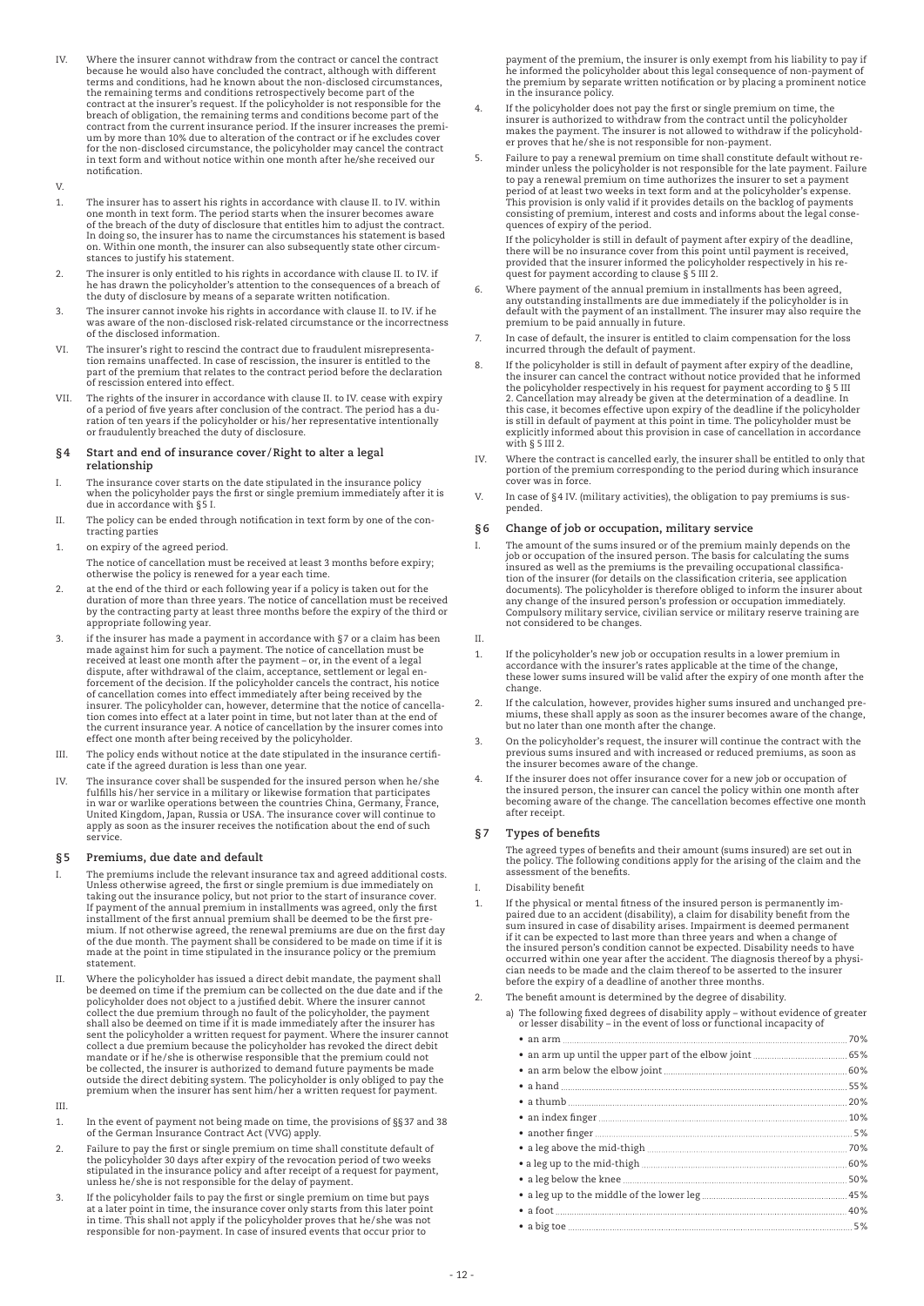IV. Where the insurer cannot withdraw from the contract or cancel the contract because he would also have concluded the contract, although with different terms and conditions, had he known about the non-disclosed circumstances, the remaining terms and conditions retrospectively become part of the contract at the insurer's request. If the policyholder is not responsible for the breach of obligation, the remaining terms and conditions become part of the contract from the current insurance period. If the insurer increases the premium by more than 10% due to alteration of the contract or if he excludes cover for the non-disclosed circumstance, the policyholder may cancel the contract in text form and without notice within one month after he/she received our notification.

V.

1. The insurer has to assert his rights in accordance with clause II. to IV. within one month in text form. The period starts when the insurer becomes aware of the breach of the duty of disclosure that entitles him to adjust the contract. In doing so, the insurer has to name the circumstances his statement is based on. Within one month, the insurer can also subsequently state other circumstances to justify his statement.
2. The insurer is only entitled to his rights in accordance with clause II. to IV. if he has drawn the policyholder's attention to the consequences of a breach of the duty of disclosure by means of a separate written notification.
3. The insurer cannot invoke his rights in accordance with clause II. to IV. if he was aware of the non-disclosed risk-related circumstance or the incorrectness of the disclosed information.

VI. The insurer's right to rescind the contract due to fraudulent misrepresentation remains unaffected. In case of rescission, the insurer is entitled to the part of the premium that relates to the contract period before the declaration of rescission entered into effect.

VII. The rights of the insurer in accordance with clause II. to IV. cease with expiry of a period of five years after conclusion of the contract. The period has a duration of ten years if the policyholder or his/her representative intentionally or fraudulently breached the duty of disclosure.

## § 4 Start and end of insurance cover/Right to alter a legal relationship

I. The insurance cover starts on the date stipulated in the insurance policy when the policyholder pays the first or single premium immediately after it is due in accordance with § 5 I.

II. The policy can be ended through notification in text form by one of the contracting parties

1. on expiry of the agreed period.

   The notice of cancellation must be received at least 3 months before expiry; otherwise the policy is renewed for a year each time.
2. at the end of the third or each following year if a policy is taken out for the duration of more than three years. The notice of cancellation must be received by the contracting party at least three months before the expiry of the third or appropriate following year.
3. if the insurer has made a payment in accordance with § 7 or a claim has been made against him for such a payment. The notice of cancellation must be received at least one month after the payment – or, in the event of a legal dispute, after withdrawal of the claim, acceptance, settlement or legal enforcement of the decision. If the policyholder cancels the contract, his notice of cancellation comes into effect immediately after being received by the insurer. The policyholder can, however, determine that the notice of cancellation comes into effect at a later point in time, but not later than at the end of the current insurance year. A notice of cancellation by the insurer comes into effect one month after being received by the policyholder.

III. The policy ends without notice at the date stipulated in the insurance certificate if the agreed duration is less than one year.

IV. The insurance cover shall be suspended for the insured person when he/she fulfills his/her service in a military or likewise formation that participates in war or warlike operations between the countries China, Germany, France, United Kingdom, Japan, Russia or USA. The insurance cover will continue to apply as soon as the insurer receives the notification about the end of such service.

## § 5 Premiums, due date and default

I. The premiums include the relevant insurance tax and agreed additional costs. Unless otherwise agreed, the first or single premium is due immediately on taking out the insurance policy, but not prior to the start of insurance cover. If payment of the annual premium in installments was agreed, only the first installment of the first annual premium shall be deemed to be the first premium. If not otherwise agreed, the renewal premiums are due on the first day of the due month. The payment shall be considered to be made on time if it is made at the point in time stipulated in the insurance policy or the premium statement.

II. Where the policyholder has issued a direct debit mandate, the payment shall be deemed on time if the premium can be collected on the due date and if the policyholder does not object to a justified debit. Where the insurer cannot collect the due premium through no fault of the policyholder, the payment shall also be deemed on time if it is made immediately after the insurer has sent the policyholder a written request for payment. Where the insurer cannot collect a due premium because the policyholder has revoked the direct debit mandate or if he/she is otherwise responsible that the premium could not be collected, the insurer is authorized to demand future payments be made outside the direct debiting system. The policyholder is only obliged to pay the premium when the insurer has sent him/her a written request for payment.

III.

1. In the event of payment not being made on time, the provisions of §§ 37 and 38 of the German Insurance Contract Act (VVG) apply.
2. Failure to pay the first or single premium on time shall constitute default of the policyholder 30 days after expiry of the revocation period of two weeks stipulated in the insurance policy and after receipt of a request for payment, unless he/she is not responsible for the delay of payment.
3. If the policyholder fails to pay the first or single premium on time but pays at a later point in time, the insurance cover only starts from this later point in time. This shall not apply if the policyholder proves that he/she was not responsible for non-payment. In case of insured events that occur prior to payment of the premium, the insurer is only exempt from his liability to pay if he informed the policyholder about this legal consequence of non-payment of the premium by separate written notification or by placing a prominent notice in the insurance policy.
4. If the policyholder does not pay the first or single premium on time, the insurer is authorized to withdraw from the contract until the policyholder makes the payment. The insurer is not allowed to withdraw if the policyholder proves that he/she is not responsible for non-payment.
5. Failure to pay a renewal premium on time shall constitute default without reminder unless the policyholder is not responsible for the late payment. Failure to pay a renewal premium on time authorizes the insurer to set a payment period of at least two weeks in text form and at the policyholder's expense. This provision is only valid if it provides details on the backlog of payments consisting of premium, interest and costs and informs about the legal consequences of expiry of the period.

   If the policyholder is still in default of payment after expiry of the deadline, there will be no insurance cover from this point until payment is received, provided that the insurer informed the policyholder respectively in his request for payment according to clause § 5 III 2.
6. Where payment of the annual premium in installments has been agreed, any outstanding installments are due immediately if the policyholder is in default with the payment of an installment. The insurer may also require the premium to be paid annually in future.
7. In case of default, the insurer is entitled to claim compensation for the loss incurred through the default of payment.
8. If the policyholder is still in default of payment after expiry of the deadline, the insurer can cancel the contract without notice provided that he informed the policyholder respectively in his request for payment according to § 5 III 2. Cancellation may already be given at the determination of a deadline. In this case, it becomes effective upon expiry of the deadline if the policyholder is still in default of payment at this point in time. The policyholder must be explicitly informed about this provision in case of cancellation in accordance with § 5 III 2.

IV. Where the contract is cancelled early, the insurer shall be entitled to only that portion of the premium corresponding to the period during which insurance cover was in force.

V. In case of § 4 IV. (military activities), the obligation to pay premiums is suspended.

## § 6 Change of job or occupation, military service

I. The amount of the sums insured or of the premium mainly depends on the job or occupation of the insured person. The basis for calculating the sums insured as well as the premiums is the prevailing occupational classification of the insurer (for details on the classification criteria, see application documents). The policyholder is therefore obliged to inform the insurer about any change of the insured person's profession or occupation immediately. Compulsory military service, civilian service or military reserve training are not considered to be changes.

II.

1. If the policyholder's new job or occupation results in a lower premium in accordance with the insurer's rates applicable at the time of the change, these lower sums insured will be valid after the expiry of one month after the change.
2. If the calculation, however, provides higher sums insured and unchanged premiums, these shall apply as soon as the insurer becomes aware of the change, but no later than one month after the change.
3. On the policyholder's request, the insurer will continue the contract with the previous sums insured and with increased or reduced premiums, as soon as the insurer becomes aware of the change.
4. If the insurer does not offer insurance cover for a new job or occupation of the insured person, the insurer can cancel the policy within one month after becoming aware of the change. The cancellation becomes effective one month after receipt.

## § 7 Types of benefits

The agreed types of benefits and their amount (sums insured) are set out in the policy. The following conditions apply for the arising of the claim and the assessment of the benefits.

I. Disability benefit

1. If the physical or mental fitness of the insured person is permanently impaired due to an accident (disability), a claim for disability benefit from the sum insured in case of disability arises. Impairment is deemed permanent if it can be expected to last more than three years and when a change of the insured person's condition cannot be expected. Disability needs to have occurred within one year after the accident. The diagnosis thereof by a physician needs to be made and the claim thereof to be asserted to the insurer before the expiry of a deadline of another three months.
2. The benefit amount is determined by the degree of disability.

   a) The following fixed degrees of disability apply – without evidence of greater or lesser disability – in the event of loss or functional incapacity of

   - an arm ... 70%
   - an arm up until the upper part of the elbow joint ... 65%
   - an arm below the elbow joint ... 60%
   - a hand ... 55%
   - a thumb ... 20%
   - an index finger ... 10%
   - another finger ... 5%
   - a leg above the mid-thigh ... 70%
   - a leg up to the mid-thigh ... 60%
   - a leg below the knee ... 50%
   - a leg up to the middle of the lower leg ... 45%
   - a foot ... 40%
   - a big toe ... 5%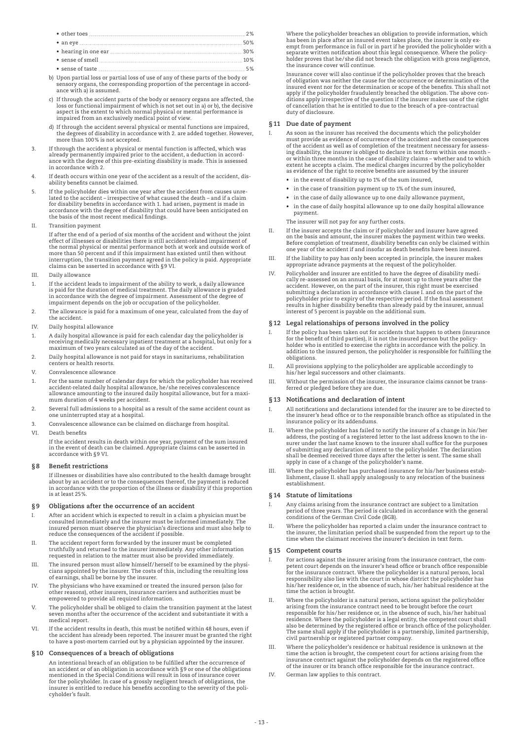- other toes 2%
- an eye 50%
- hearing in one ear 30%
- sense of smell 10%
- sense of taste 5%

b) Upon partial loss or partial loss of use of any of these parts of the body or sensory organs, the corresponding proportion of the percentage in accordance with a) is assumed.

c) If through the accident parts of the body or sensory organs are affected, the loss or functional impairment of which is not set out in a) or b), the decisive aspect is the extent to which normal physical or mental performance is impaired from an exclusively medical point of view.

d) If through the accident several physical or mental functions are impaired, the degrees of disability in accordance with 2. are added together. However, more than 100% is not accepted.

3. If through the accident a physical or mental function is affected, which was already permanently impaired prior to the accident, a deduction in accordance with the degree of this pre-existing disability is made. This is assessed in accordance with 2.

4. If death occurs within one year of the accident as a result of the accident, disability benefits cannot be claimed.

5. If the policyholder dies within one year after the accident from causes unrelated to the accident – irrespective of what caused the death – and if a claim for disability benefits in accordance with 1. had arisen, payment is made in accordance with the degree of disability that could have been anticipated on the basis of the most recent medical findings.

II. Transition payment

If after the end of a period of six months of the accident and without the joint effect of illnesses or disabilities there is still accident-related impairment of the normal physical or mental performance both at work and outside work of more than 50 percent and if this impairment has existed until then without interruption, the transition payment agreed in the policy is paid. Appropriate claims can be asserted in accordance with §9 VI.

III. Daily allowance

1. If the accident leads to impairment of the ability to work, a daily allowance is paid for the duration of medical treatment. The daily allowance is graded in accordance with the degree of impairment. Assessment of the degree of impairment depends on the job or occupation of the policyholder.

2. The allowance is paid for a maximum of one year, calculated from the day of the accident.

IV. Daily hospital allowance

1. A daily hospital allowance is paid for each calendar day the policyholder is receiving medically necessary inpatient treatment at a hospital, but only for a maximum of two years calculated as of the day of the accident.

2. Daily hospital allowance is not paid for stays in sanitariums, rehabilitation centers or health resorts.

V. Convalescence allowance

1. For the same number of calendar days for which the policyholder has received accident-related daily hospital allowance, he/she receives convalescence allowance amounting to the insured daily hospital allowance, but for a maximum duration of 4 weeks per accident.

2. Several full admissions to a hospital as a result of the same accident count as one uninterrupted stay at a hospital.

3. Convalescence allowance can be claimed on discharge from hospital.

VI. Death benefits

If the accident results in death within one year, payment of the sum insured in the event of death can be claimed. Appropriate claims can be asserted in accordance with §9 VI.

## §8 Benefit restrictions

If illnesses or disabilities have also contributed to the health damage brought about by an accident or to the consequences thereof, the payment is reduced in accordance with the proportion of the illness or disability if this proportion is at least 25%.

## §9 Obligations after the occurrence of an accident

I. After an accident which is expected to result in a claim a physician must be consulted immediately and the insurer must be informed immediately. The insured person must observe the physician's directions and must also help to reduce the consequences of the accident if possible.

II. The accident report form forwarded by the insurer must be completed truthfully and returned to the insurer immediately. Any other information requested in relation to the matter must also be provided immediately.

III. The insured person must allow himself/herself to be examined by the physicians appointed by the insurer. The costs of this, including the resulting loss of earnings, shall be borne by the insurer.

IV. The physicians who have examined or treated the insured person (also for other reasons), other insurers, insurance carriers and authorities must be empowered to provide all required information.

V. The policyholder shall be obliged to claim the transition payment at the latest seven months after the occurrence of the accident and substantiate it with a medical report.

VI. If the accident results in death, this must be notified within 48 hours, even if the accident has already been reported. The insurer must be granted the right to have a post-mortem carried out by a physician appointed by the insurer.

## §10 Consequences of a breach of obligations

An intentional breach of an obligation to be fulfilled after the occurrence of an accident or of an obligation in accordance with §9 or one of the obligations mentioned in the Special Conditions will result in loss of insurance cover for the policyholder. In case of a grossly negligent breach of obligations, the insurer is entitled to reduce his benefits according to the severity of the policyholder's fault.

Where the policyholder breaches an obligation to provide information, which has been in place after an insured event takes place, the insurer is only exempt from performance in full or in part if he provided the policyholder with a separate written notification about this legal consequence. Where the policyholder proves that he/she did not breach the obligation with gross negligence, the insurance cover will continue.

Insurance cover will also continue if the policyholder proves that the breach of obligation was neither the cause for the occurrence or determination of the insured event nor for the determination or scope of the benefits. This shall not apply if the policyholder fraudulently breached the obligation. The above conditions apply irrespective of the question if the insurer makes use of the right of cancellation that he is entitled to due to the breach of a pre-contractual duty of disclosure.

## §11 Due date of payment

I. As soon as the insurer has received the documents which the policyholder must provide as evidence of occurrence of the accident and the consequences of the accident as well as of completion of the treatment necessary for assessing disability, the insurer is obliged to declare in text form within one month – or within three months in the case of disability claims – whether and to which extent he accepts a claim. The medical charges incurred by the policyholder as evidence of the right to receive benefits are assumed by the insurer

- in the event of disability up to 1% of the sum insured,
- in the case of transition payment up to 1% of the sum insured,
- in the case of daily allowance up to one daily allowance payment,
- in the case of daily hospital allowance up to one daily hospital allowance payment.

The insurer will not pay for any further costs.

II. If the insurer accepts the claim or if policyholder and insurer have agreed on the basis and amount, the insurer makes the payment within two weeks. Before completion of treatment, disability benefits can only be claimed within one year of the accident if and insofar as death benefits have been insured.

III. If the liability to pay has only been accepted in principle, the insurer makes appropriate advance payments at the request of the policyholder.

IV. Policyholder and insurer are entitled to have the degree of disability medically re-assessed on an annual basis, for at most up to three years after the accident. However, on the part of the insurer, this right must be exercised submitting a declaration in accordance with clause I. and on the part of the policyholder prior to expiry of the respective period. If the final assessment results in higher disability benefits than already paid by the insurer, annual interest of 5 percent is payable on the additional sum.

## §12 Legal relationships of persons involved in the policy

I. If the policy has been taken out for accidents that happen to others (insurance for the benefit of third parties), it is not the insured person but the policyholder who is entitled to exercise the rights in accordance with the policy. In addition to the insured person, the policyholder is responsible for fulfilling the obligations.

II. All provisions applying to the policyholder are applicable accordingly to his/her legal successors and other claimants.

III. Without the permission of the insurer, the insurance claims cannot be transferred or pledged before they are due.

## §13 Notifications and declaration of intent

I. All notifications and declarations intended for the insurer are to be directed to the insurer's head office or to the responsible branch office as stipulated in the insurance policy or its addendums.

II. Where the policyholder has failed to notify the insurer of a change in his/her address, the posting of a registered letter to the last address known to the insurer under the last name known to the insurer shall suffice for the purposes of submitting any declaration of intent to the policyholder. The declaration shall be deemed received three days after the letter is sent. The same shall apply in case of a change of the policyholder's name.

III. Where the policyholder has purchased insurance for his/her business establishment, clause II. shall apply analogously to any relocation of the business establishment.

## §14 Statute of limitations

I. Any claims arising from the insurance contract are subject to a limitation period of three years. The period is calculated in accordance with the general conditions of the German Civil Code (BGB).

II. Where the policyholder has reported a claim under the insurance contract to the insurer, the limitation period shall be suspended from the report up to the time when the claimant receives the insurer's decision in text form.

## §15 Competent courts

I. For actions against the insurer arising from the insurance contract, the competent court depends on the insurer's head office or branch office responsible for the insurance contract. Where the policyholder is a natural person, local responsibility also lies with the court in whose district the policyholder has his/her residence or, in the absence of such, his/her habitual residence at the time the action is brought.

II. Where the policyholder is a natural person, actions against the policyholder arising from the insurance contract need to be brought before the court responsible for his/her residence or, in the absence of such, his/her habitual residence. Where the policyholder is a legal entity, the competent court shall also be determined by the registered office or branch office of the policyholder. The same shall apply if the policyholder is a partnership, limited partnership, civil partnership or registered partner company.

III. Where the policyholder's residence or habitual residence is unknown at the time the action is brought, the competent court for actions arising from the insurance contract against the policyholder depends on the registered office of the insurer or its branch office responsible for the insurance contract.

IV. German law applies to this contract.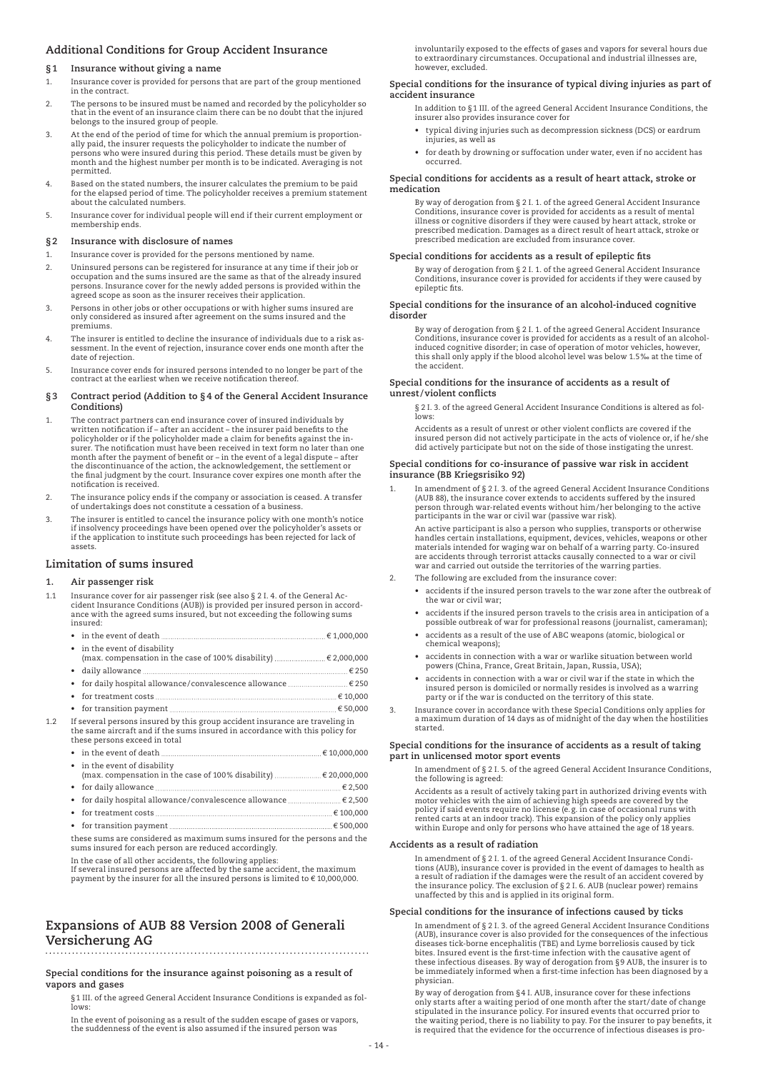## Additional Conditions for Group Accident Insurance

### §1 Insurance without giving a name

1. Insurance cover is provided for persons that are part of the group mentioned in the contract.
2. The persons to be insured must be named and recorded by the policyholder so that in the event of an insurance claim there can be no doubt that the injured belongs to the insured group of people.
3. At the end of the period of time for which the annual premium is proportionally paid, the insurer requests the policyholder to indicate the number of persons who were insured during this period. These details must be given by month and the highest number per month is to be indicated. Averaging is not permitted.
4. Based on the stated numbers, the insurer calculates the premium to be paid for the elapsed period of time. The policyholder receives a premium statement about the calculated numbers.
5. Insurance cover for individual people will end if their current employment or membership ends.

### §2 Insurance with disclosure of names

1. Insurance cover is provided for the persons mentioned by name.
2. Uninsured persons can be registered for insurance at any time if their job or occupation and the sums insured are the same as that of the already insured persons. Insurance cover for the newly added persons is provided within the agreed scope as soon as the insurer receives their application.
3. Persons in other jobs or other occupations or with higher sums insured are only considered as insured after agreement on the sums insured and the premiums.
4. The insurer is entitled to decline the insurance of individuals due to a risk assessment. In the event of rejection, insurance cover ends one month after the date of rejection.
5. Insurance cover ends for insured persons intended to no longer be part of the contract at the earliest when we receive notification thereof.

### §3 Contract period (Addition to §4 of the General Accident Insurance Conditions)

1. The contract partners can end insurance cover of insured individuals by written notification if – after an accident – the insurer paid benefits to the policyholder or if the policyholder made a claim for benefits against the insurer. The notification must have been received in text form no later than one month after the payment of benefit or – in the event of a legal dispute – after the discontinuance of the action, the acknowledgement, the settlement or the final judgment by the court. Insurance cover expires one month after the notification is received.
2. The insurance policy ends if the company or association is ceased. A transfer of undertakings does not constitute a cessation of a business.
3. The insurer is entitled to cancel the insurance policy with one month's notice if insolvency proceedings have been opened over the policyholder's assets or if the application to institute such proceedings has been rejected for lack of assets.

## Limitation of sums insured

### 1. Air passenger risk

1.1 Insurance cover for air passenger risk (see also § 2 I. 4. of the General Accident Insurance Conditions (AUB)) is provided per insured person in accordance with the agreed sums insured, but not exceeding the following sums insured:

- in the event of death .......... € 1,000,000
- in the event of disability (max. compensation in the case of 100% disability) .......... € 2,000,000
- daily allowance .......... € 250
- for daily hospital allowance/convalescence allowance .......... € 250
- for treatment costs .......... € 10,000
- for transition payment .......... € 50,000

1.2 If several persons insured by this group accident insurance are traveling in the same aircraft and if the sums insured in accordance with this policy for these persons exceed in total

- in the event of death .......... € 10,000,000
- in the event of disability (max. compensation in the case of 100% disability) .......... € 20,000,000
- for daily allowance .......... € 2,500
- for daily hospital allowance/convalescence allowance .......... € 2,500
- for treatment costs .......... € 100,000
- for transition payment .......... € 500,000

these sums are considered as maximum sums insured for the persons and the sums insured for each person are reduced accordingly.

In the case of all other accidents, the following applies:
If several insured persons are affected by the same accident, the maximum payment by the insurer for all the insured persons is limited to € 10,000,000.

## Expansions of AUB 88 Version 2008 of Generali Versicherung AG

#### Special conditions for the insurance against poisoning as a result of vapors and gases

§1 III. of the agreed General Accident Insurance Conditions is expanded as follows:

In the event of poisoning as a result of the sudden escape of gases or vapors, the suddenness of the event is also assumed if the insured person was involuntarily exposed to the effects of gases and vapors for several hours due to extraordinary circumstances. Occupational and industrial illnesses are, however, excluded.

#### Special conditions for the insurance of typical diving injuries as part of accident insurance

In addition to §1 III. of the agreed General Accident Insurance Conditions, the insurer also provides insurance cover for

- typical diving injuries such as decompression sickness (DCS) or eardrum injuries, as well as
- for death by drowning or suffocation under water, even if no accident has occurred.

#### Special conditions for accidents as a result of heart attack, stroke or medication

By way of derogation from § 2 I. 1. of the agreed General Accident Insurance Conditions, insurance cover is provided for accidents as a result of mental illness or cognitive disorders if they were caused by heart attack, stroke or prescribed medication. Damages as a direct result of heart attack, stroke or prescribed medication are excluded from insurance cover.

#### Special conditions for accidents as a result of epileptic fits

By way of derogation from § 2 I. 1. of the agreed General Accident Insurance Conditions, insurance cover is provided for accidents if they were caused by epileptic fits.

#### Special conditions for the insurance of an alcohol-induced cognitive disorder

By way of derogation from § 2 I. 1. of the agreed General Accident Insurance Conditions, insurance cover is provided for accidents as a result of an alcohol-induced cognitive disorder; in case of operation of motor vehicles, however, this shall only apply if the blood alcohol level was below 1.5‰ at the time of the accident.

#### Special conditions for the insurance of accidents as a result of unrest/violent conflicts

§ 2 I. 3. of the agreed General Accident Insurance Conditions is altered as follows:

Accidents as a result of unrest or other violent conflicts are covered if the insured person did not actively participate in the acts of violence or, if he/she did actively participate but not on the side of those instigating the unrest.

#### Special conditions for co-insurance of passive war risk in accident insurance (BB Kriegsrisiko 92)

1. In amendment of § 2 I. 3. of the agreed General Accident Insurance Conditions (AUB 88), the insurance cover extends to accidents suffered by the insured person through war-related events without him/her belonging to the active participants in the war or civil war (passive war risk).

   An active participant is also a person who supplies, transports or otherwise handles certain installations, equipment, devices, vehicles, weapons or other materials intended for waging war on behalf of a warring party. Co-insured are accidents through terrorist attacks causally connected to a war or civil war and carried out outside the territories of the warring parties.
2. The following are excluded from the insurance cover:
   - accidents if the insured person travels to the war zone after the outbreak of the war or civil war;
   - accidents if the insured person travels to the crisis area in anticipation of a possible outbreak of war for professional reasons (journalist, cameraman);
   - accidents as a result of the use of ABC weapons (atomic, biological or chemical weapons);
   - accidents in connection with a war or warlike situation between world powers (China, France, Great Britain, Japan, Russia, USA);
   - accidents in connection with a war or civil war if the state in which the insured person is domiciled or normally resides is involved as a warring party or if the war is conducted on the territory of this state.
3. Insurance cover in accordance with these Special Conditions only applies for a maximum duration of 14 days as of midnight of the day when the hostilities started.

#### Special conditions for the insurance of accidents as a result of taking part in unlicensed motor sport events

In amendment of § 2 I. 5. of the agreed General Accident Insurance Conditions, the following is agreed:

Accidents as a result of actively taking part in authorized driving events with motor vehicles with the aim of achieving high speeds are covered by the policy if said events require no license (e.g. in case of occasional runs with rented carts at an indoor track). This expansion of the policy only applies within Europe and only for persons who have attained the age of 18 years.

#### Accidents as a result of radiation

In amendment of § 2 I. 1. of the agreed General Accident Insurance Conditions (AUB), insurance cover is provided in the event of damages to health as a result of radiation if the damages were the result of an accident covered by the insurance policy. The exclusion of § 2 I. 6. AUB (nuclear power) remains unaffected by this and is applied in its original form.

#### Special conditions for the insurance of infections caused by ticks

In amendment of § 2 I. 3. of the agreed General Accident Insurance Conditions (AUB), insurance cover is also provided for the consequences of the infectious diseases tick-borne encephalitis (TBE) and Lyme borreliosis caused by tick bites. Insured event is the first-time infection with the causative agent of these infectious diseases. By way of derogation from §9 AUB, the insurer is to be immediately informed when a first-time infection has been diagnosed by a physician.

By way of derogation from §4 I. AUB, insurance cover for these infections only starts after a waiting period of one month after the start/date of change stipulated in the insurance policy. For insured events that occurred prior to the waiting period, there is no liability to pay. For the insurer to pay benefits, it is required that the evidence for the occurrence of infectious diseases is pro-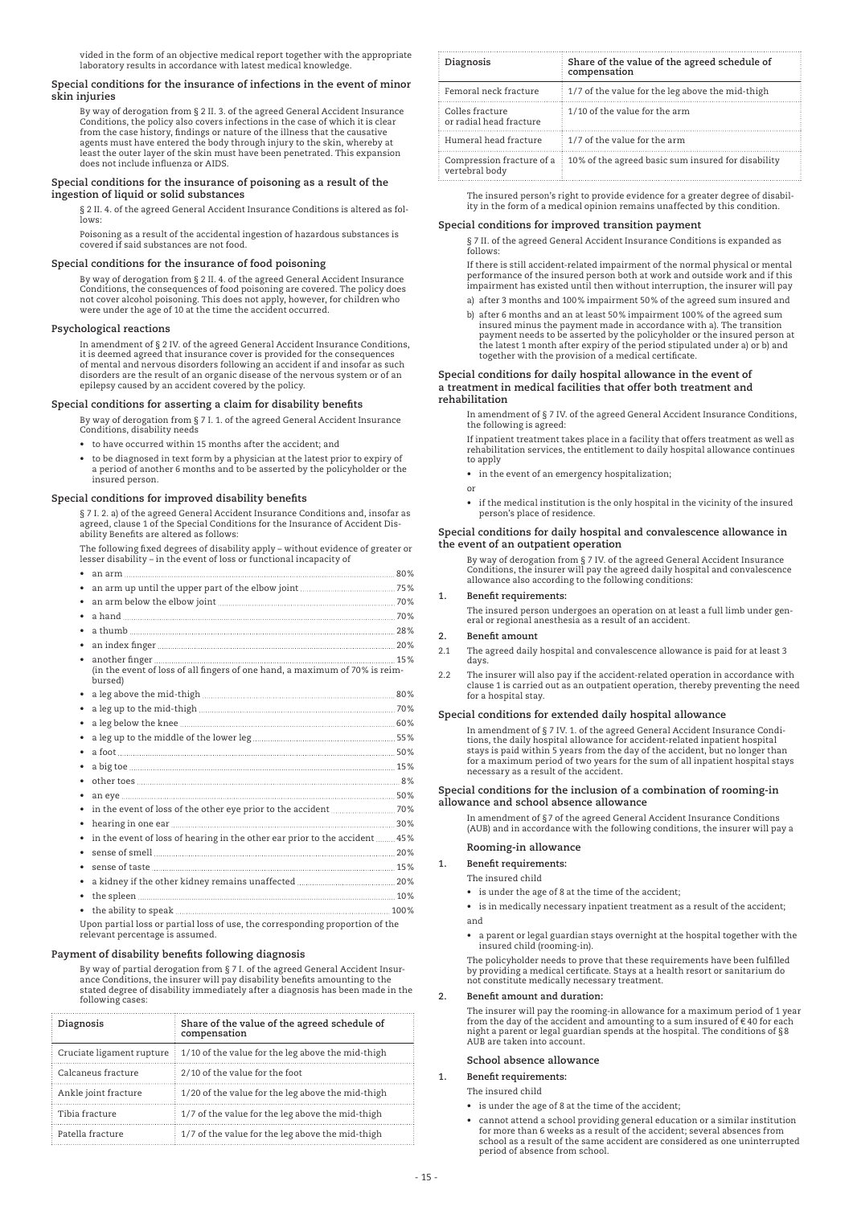vided in the form of an objective medical report together with the appropriate laboratory results in accordance with latest medical knowledge.

### Special conditions for the insurance of infections in the event of minor skin injuries

By way of derogation from § 2 II. 3. of the agreed General Accident Insurance Conditions, the policy also covers infections in the case of which it is clear from the case history, findings or nature of the illness that the causative agents must have entered the body through injury to the skin, whereby at least the outer layer of the skin must have been penetrated. This expansion does not include influenza or AIDS.

### Special conditions for the insurance of poisoning as a result of the ingestion of liquid or solid substances

§ 2 II. 4. of the agreed General Accident Insurance Conditions is altered as follows:

Poisoning as a result of the accidental ingestion of hazardous substances is covered if said substances are not food.

### Special conditions for the insurance of food poisoning

By way of derogation from § 2 II. 4. of the agreed General Accident Insurance Conditions, the consequences of food poisoning are covered. The policy does not cover alcohol poisoning. This does not apply, however, for children who were under the age of 10 at the time the accident occurred.

### Psychological reactions

In amendment of § 2 IV. of the agreed General Accident Insurance Conditions, it is deemed agreed that insurance cover is provided for the consequences of mental and nervous disorders following an accident if and insofar as such disorders are the result of an organic disease of the nervous system or of an epilepsy caused by an accident covered by the policy.

### Special conditions for asserting a claim for disability benefits

By way of derogation from § 7 I. 1. of the agreed General Accident Insurance Conditions, disability needs

- to have occurred within 15 months after the accident; and
- to be diagnosed in text form by a physician at the latest prior to expiry of a period of another 6 months and to be asserted by the policyholder or the insured person.

### Special conditions for improved disability benefits

§ 7 I. 2. a) of the agreed General Accident Insurance Conditions and, insofar as agreed, clause 1 of the Special Conditions for the Insurance of Accident Disability Benefits are altered as follows:

The following fixed degrees of disability apply – without evidence of greater or lesser disability – in the event of loss or functional incapacity of

- an arm ........ 80%
- an arm up until the upper part of the elbow joint ........ 75%
- an arm below the elbow joint ........ 70%
- a hand ........ 70%
- a thumb ........ 28%
- an index finger ........ 20%
- another finger ........ 15%
  (in the event of loss of all fingers of one hand, a maximum of 70% is reimbursed)
- a leg above the mid-thigh ........ 80%
- a leg up to the mid-thigh ........ 70%
- a leg below the knee ........ 60%
- a leg up to the middle of the lower leg ........ 55%
- a foot ........ 50%
- a big toe ........ 15%
- other toes ........ 8%
- an eye ........ 50%
- in the event of loss of the other eye prior to the accident ........ 70%
- hearing in one ear ........ 30%
- in the event of loss of hearing in the other ear prior to the accident ........ 45%
- sense of smell ........ 20%
- sense of taste ........ 15%
- a kidney if the other kidney remains unaffected ........ 20%
- the spleen ........ 10%
- the ability to speak ........ 100%

Upon partial loss or partial loss of use, the corresponding proportion of the relevant percentage is assumed.

### Payment of disability benefits following diagnosis

By way of partial derogation from § 7 I. of the agreed General Accident Insurance Conditions, the insurer will pay disability benefits amounting to the stated degree of disability immediately after a diagnosis has been made in the following cases:

| Diagnosis | Share of the value of the agreed schedule of compensation |
|---|---|
| Cruciate ligament rupture | 1/10 of the value for the leg above the mid-thigh |
| Calcaneus fracture | 2/10 of the value for the foot |
| Ankle joint fracture | 1/20 of the value for the leg above the mid-thigh |
| Tibia fracture | 1/7 of the value for the leg above the mid-thigh |
| Patella fracture | 1/7 of the value for the leg above the mid-thigh |
| Femoral neck fracture | 1/7 of the value for the leg above the mid-thigh |
| Colles fracture or radial head fracture | 1/10 of the value for the arm |
| Humeral head fracture | 1/7 of the value for the arm |
| Compression fracture of a vertebral body | 10% of the agreed basic sum insured for disability |

The insured person's right to provide evidence for a greater degree of disability in the form of a medical opinion remains unaffected by this condition.

### Special conditions for improved transition payment

§ 7 II. of the agreed General Accident Insurance Conditions is expanded as follows:

If there is still accident-related impairment of the normal physical or mental performance of the insured person both at work and outside work and if this impairment has existed until then without interruption, the insurer will pay

a) after 3 months and 100% impairment 50% of the agreed sum insured and

b) after 6 months and an at least 50% impairment 100% of the agreed sum insured minus the payment made in accordance with a). The transition payment needs to be asserted by the policyholder or the insured person at the latest 1 month after expiry of the period stipulated under a) or b) and together with the provision of a medical certificate.

### Special conditions for daily hospital allowance in the event of a treatment in medical facilities that offer both treatment and rehabilitation

In amendment of § 7 IV. of the agreed General Accident Insurance Conditions, the following is agreed:

If inpatient treatment takes place in a facility that offers treatment as well as rehabilitation services, the entitlement to daily hospital allowance continues to apply

- in the event of an emergency hospitalization;

or

- if the medical institution is the only hospital in the vicinity of the insured person's place of residence.

### Special conditions for daily hospital and convalescence allowance in the event of an outpatient operation

By way of derogation from § 7 IV. of the agreed General Accident Insurance Conditions, the insurer will pay the agreed daily hospital and convalescence allowance also according to the following conditions:

**1. Benefit requirements:**

The insured person undergoes an operation on at least a full limb under general or regional anesthesia as a result of an accident.

**2. Benefit amount**

2.1 The agreed daily hospital and convalescence allowance is paid for at least 3 days.

2.2 The insurer will also pay if the accident-related operation in accordance with clause 1 is carried out as an outpatient operation, thereby preventing the need for a hospital stay.

### Special conditions for extended daily hospital allowance

In amendment of § 7 IV. 1. of the agreed General Accident Insurance Conditions, the daily hospital allowance for accident-related inpatient hospital stays is paid within 5 years from the day of the accident, but no longer than for a maximum period of two years for the sum of all inpatient hospital stays necessary as a result of the accident.

### Special conditions for the inclusion of a combination of rooming-in allowance and school absence allowance

In amendment of §7 of the agreed General Accident Insurance Conditions (AUB) and in accordance with the following conditions, the insurer will pay a

#### Rooming-in allowance

**1. Benefit requirements:**

The insured child

- is under the age of 8 at the time of the accident;
- is in medically necessary inpatient treatment as a result of the accident;

and

- a parent or legal guardian stays overnight at the hospital together with the insured child (rooming-in).

The policyholder needs to prove that these requirements have been fulfilled by providing a medical certificate. Stays at a health resort or sanitarium do not constitute medically necessary treatment.

**2. Benefit amount and duration:**

The insurer will pay the rooming-in allowance for a maximum period of 1 year from the day of the accident and amounting to a sum insured of € 40 for each night a parent or legal guardian spends at the hospital. The conditions of §8 AUB are taken into account.

#### School absence allowance

**1. Benefit requirements:**

The insured child

- is under the age of 8 at the time of the accident;
- cannot attend a school providing general education or a similar institution for more than 6 weeks as a result of the accident; several absences from school as a result of the same accident are considered as one uninterrupted period of absence from school.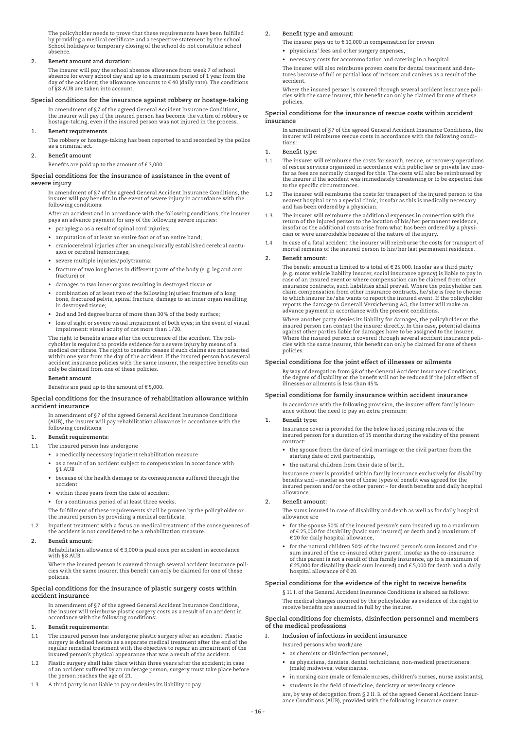The policyholder needs to prove that these requirements have been fulfilled by providing a medical certificate and a respective statement by the school. School holidays or temporary closing of the school do not constitute school absence.

**2. Benefit amount and duration:**

The insurer will pay the school absence allowance from week 7 of school absence for every school day and up to a maximum period of 1 year from the day of the accident; the allowance amounts to € 40 (daily rate). The conditions of §8 AUB are taken into account.

### Special conditions for the insurance against robbery or hostage-taking

In amendment of §7 of the agreed General Accident Insurance Conditions, the insurer will pay if the insured person has become the victim of robbery or hostage-taking, even if the insured person was not injured in the process.

**1. Benefit requirements**

The robbery or hostage-taking has been reported to and recorded by the police as a criminal act.

**2. Benefit amount**

Benefits are paid up to the amount of € 3,000.

### Special conditions for the insurance of assistance in the event of severe injury

In amendment of §7 of the agreed General Accident Insurance Conditions, the insurer will pay benefits in the event of severe injury in accordance with the following conditions:

After an accident and in accordance with the following conditions, the insurer pays an advance payment for any of the following severe injuries:

- paraplegia as a result of spinal cord injuries;
- amputation of at least an entire foot or of an entire hand;
- craniocerebral injuries after an unequivocally established cerebral contusion or cerebral hemorrhage;
- severe multiple injuries/polytrauma;
- fracture of two long bones in different parts of the body (e.g. leg and arm fracture) or
- damages to two inner organs resulting in destroyed tissue or
- combination of at least two of the following injuries: fracture of a long bone, fractured pelvis, spinal fracture, damage to an inner organ resulting in destroyed tissue;
- 2nd and 3rd degree burns of more than 30% of the body surface;
- loss of sight or severe visual impairment of both eyes; in the event of visual impairment: visual acuity of not more than 1/20.

The right to benefits arises after the occurrence of the accident. The policyholder is required to provide evidence for a severe injury by means of a medical certificate. The right to benefits ceases if such claims are not asserted within one year from the day of the accident. If the insured person has several accident insurance policies with the same insurer, the respective benefits can only be claimed from one of these policies.

**Benefit amount**

Benefits are paid up to the amount of € 5,000.

### Special conditions for the insurance of rehabilitation allowance within accident insurance

In amendment of §7 of the agreed General Accident Insurance Conditions (AUB), the insurer will pay rehabilitation allowance in accordance with the following conditions:

**1. Benefit requirements:**

1.1 The insured person has undergone

- a medically necessary inpatient rehabilitation measure
- as a result of an accident subject to compensation in accordance with §1 AUB
- because of the health damage or its consequences suffered through the accident
- within three years from the date of accident
- for a continuous period of at least three weeks.

The fulfillment of these requirements shall be proven by the policyholder or the insured person by providing a medical certificate.

1.2 Inpatient treatment with a focus on medical treatment of the consequences of the accident is not considered to be a rehabilitation measure.

**2. Benefit amount:**

Rehabilitation allowance of € 3,000 is paid once per accident in accordance with §8 AUB.

Where the insured person is covered through several accident insurance policies with the same insurer, this benefit can only be claimed for one of these policies.

### Special conditions for the insurance of plastic surgery costs within accident insurance

In amendment of §7 of the agreed General Accident Insurance Conditions, the insurer will reimburse plastic surgery costs as a result of an accident in accordance with the following conditions:

**1. Benefit requirements:**

1.1 The insured person has undergone plastic surgery after an accident. Plastic surgery is defined herein as a separate medical treatment after the end of the regular remedial treatment with the objective to repair an impairment of the insured person's physical appearance that was a result of the accident.

1.2 Plastic surgery shall take place within three years after the accident; in case of an accident suffered by an underage person, surgery must take place before the person reaches the age of 21.

1.3 A third party is not liable to pay or denies its liability to pay.

**2. Benefit type and amount:**

The insurer pays up to € 10,000 in compensation for proven

- physicians' fees and other surgery expenses,
- necessary costs for accommodation and catering in a hospital.

The insurer will also reimburse proven costs for dental treatment and dentures because of full or partial loss of incisors and canines as a result of the accident.

Where the insured person is covered through several accident insurance policies with the same insurer, this benefit can only be claimed for one of these policies.

### Special conditions for the insurance of rescue costs within accident insurance

In amendment of §7 of the agreed General Accident Insurance Conditions, the insurer will reimburse rescue costs in accordance with the following conditions:

**1. Benefit type:**

1.1 The insurer will reimburse the costs for search, rescue, or recovery operations of rescue services organized in accordance with public law or private law insofar as fees are normally charged for this. The costs will also be reimbursed by the insurer if the accident was immediately threatening or to be expected due to the specific circumstances.

1.2 The insurer will reimburse the costs for transport of the injured person to the nearest hospital or to a special clinic, insofar as this is medically necessary and has been ordered by a physician.

1.3 The insurer will reimburse the additional expenses in connection with the return of the injured person to the location of his/her permanent residence, insofar as the additional costs arise from what has been ordered by a physician or were unavoidable because of the nature of the injury.

1.4 In case of a fatal accident, the insurer will reimburse the costs for transport of mortal remains of the insured person to his/her last permanent residence.

**2. Benefit amount:**

The benefit amount is limited to a total of € 25,000. Insofar as a third party (e.g. motor vehicle liability insurer, social insurance agency) is liable to pay in case of an insured event or where compensation can be claimed from other insurance contracts, such liabilities shall prevail. Where the policyholder can claim compensation from other insurance contracts, he/she is free to choose to which insurer he/she wants to report the insured event. If the policyholder reports the damage to Generali Versicherung AG, the latter will make an advance payment in accordance with the present conditions.

Where another party denies its liability for damages, the policyholder or the insured person can contact the insurer directly. In this case, potential claims against other parties liable for damages have to be assigned to the insurer. Where the insured person is covered through several accident insurance policies with the same insurer, this benefit can only be claimed for one of these policies.

### Special conditions for the joint effect of illnesses or ailments

By way of derogation from §8 of the General Accident Insurance Conditions, the degree of disability or the benefit will not be reduced if the joint effect of illnesses or ailments is less than 45%.

### Special conditions for family insurance within accident insurance

In accordance with the following provision, the insurer offers family insurance without the need to pay an extra premium:

**1. Benefit type:**

Insurance cover is provided for the below listed joining relatives of the insured person for a duration of 15 months during the validity of the present contract:

- the spouse from the date of civil marriage or the civil partner from the starting date of civil partnership,
- the natural children from their date of birth.

Insurance cover is provided within family insurance exclusively for disability benefits and – insofar as one of these types of benefit was agreed for the insured person and/or the other parent – for death benefits and daily hospital allowance.

**2. Benefit amount:**

The sums insured in case of disability and death as well as for daily hospital allowance are

- for the spouse 50% of the insured person's sum insured up to a maximum of € 25,000 for disability (basic sum insured) or death and a maximum of € 20 for daily hospital allowance,
- for the natural children 50% of the insured person's sum insured and the sum insured of the co-insured other parent, insofar as the co-insurance of this parent is not a result of this family insurance, up to a maximum of € 25,000 for disability (basic sum insured) and € 5,000 for death and a daily hospital allowance of € 20.

### Special conditions for the evidence of the right to receive benefits

§ 11 I. of the General Accident Insurance Conditions is altered as follows:

The medical charges incurred by the policyholder as evidence of the right to receive benefits are assumed in full by the insurer.

### Special conditions for chemists, disinfection personnel and members of the medical professions

**I. Inclusion of infections in accident insurance**

Insured persons who work/are

- as chemists or disinfection personnel,
- as physicians, dentists, dental technicians, non-medical practitioners, (male) midwives, veterinaries,
- in nursing care (male or female nurses, children's nurses, nurse assistants),
- students in the field of medicine, dentistry or veterinary science

are, by way of derogation from § 2 II. 3. of the agreed General Accident Insurance Conditions (AUB), provided with the following insurance cover: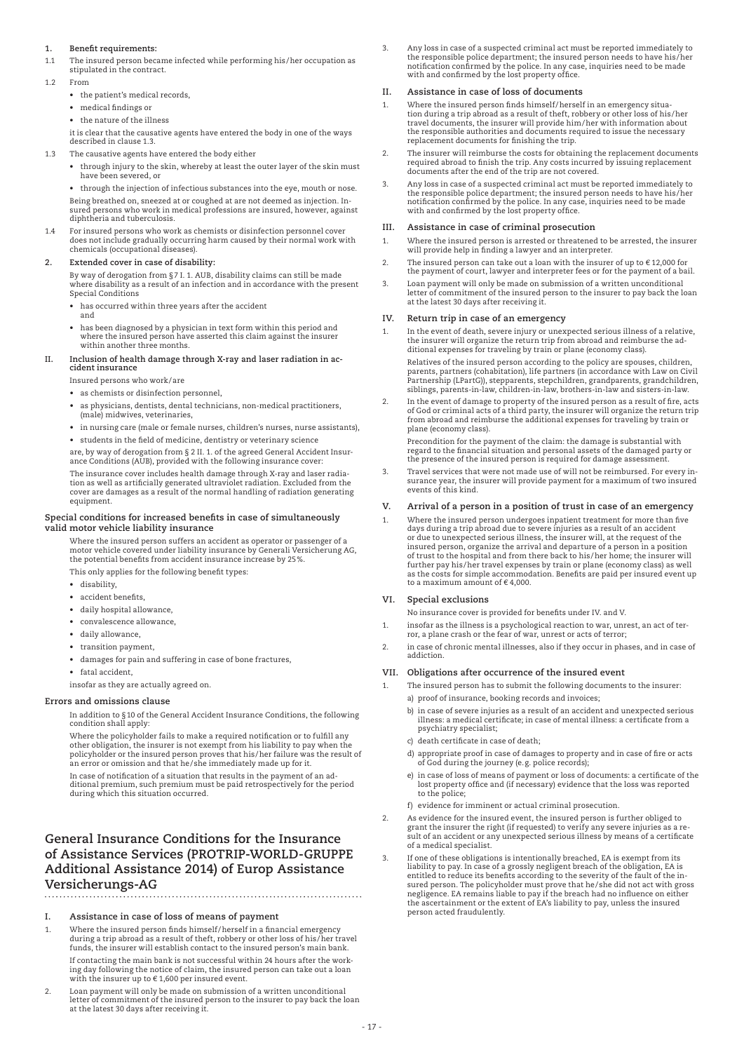1. **Benefit requirements:**

1.1 The insured person became infected while performing his/her occupation as stipulated in the contract.

1.2 From

- the patient's medical records,
- medical findings or
- the nature of the illness

it is clear that the causative agents have entered the body in one of the ways described in clause 1.3.

1.3 The causative agents have entered the body either

- through injury to the skin, whereby at least the outer layer of the skin must have been severed, or
- through the injection of infectious substances into the eye, mouth or nose.

Being breathed on, sneezed at or coughed at are not deemed as injection. Insured persons who work in medical professions are insured, however, against diphtheria and tuberculosis.

1.4 For insured persons who work as chemists or disinfection personnel cover does not include gradually occurring harm caused by their normal work with chemicals (occupational diseases).

2. **Extended cover in case of disability:**

By way of derogation from § 7 I. 1. AUB, disability claims can still be made where disability as a result of an infection and in accordance with the present Special Conditions

- has occurred within three years after the accident and
- has been diagnosed by a physician in text form within this period and where the insured person have asserted this claim against the insurer within another three months.

II. **Inclusion of health damage through X-ray and laser radiation in accident insurance**

Insured persons who work/are

- as chemists or disinfection personnel,
- as physicians, dentists, dental technicians, non-medical practitioners, (male) midwives, veterinaries,
- in nursing care (male or female nurses, children's nurses, nurse assistants),
- students in the field of medicine, dentistry or veterinary science

are, by way of derogation from § 2 II. 1. of the agreed General Accident Insurance Conditions (AUB), provided with the following insurance cover:

The insurance cover includes health damage through X-ray and laser radiation as well as artificially generated ultraviolet radiation. Excluded from the cover are damages as a result of the normal handling of radiation generating equipment.

**Special conditions for increased benefits in case of simultaneously valid motor vehicle liability insurance**

Where the insured person suffers an accident as operator or passenger of a motor vehicle covered under liability insurance by Generali Versicherung AG, the potential benefits from accident insurance increase by 25%.

This only applies for the following benefit types:

- disability,
- accident benefits,
- daily hospital allowance,
- convalescence allowance,
- daily allowance,
- transition payment,
- damages for pain and suffering in case of bone fractures,
- fatal accident,

insofar as they are actually agreed on.

**Errors and omissions clause**

In addition to § 10 of the General Accident Insurance Conditions, the following condition shall apply:

Where the policyholder fails to make a required notification or to fulfill any other obligation, the insurer is not exempt from his liability to pay when the policyholder or the insured person proves that his/her failure was the result of an error or omission and that he/she immediately made up for it.

In case of notification of a situation that results in the payment of an additional premium, such premium must be paid retrospectively for the period during which this situation occurred.

## General Insurance Conditions for the Insurance of Assistance Services (PROTRIP-WORLD-GRUPPE Additional Assistance 2014) of Europ Assistance Versicherungs-AG

### I. Assistance in case of loss of means of payment

1. Where the insured person finds himself/herself in a financial emergency during a trip abroad as a result of theft, robbery or other loss of his/her travel funds, the insurer will establish contact to the insured person's main bank.

   If contacting the main bank is not successful within 24 hours after the working day following the notice of claim, the insured person can take out a loan with the insurer up to € 1,600 per insured event.

2. Loan payment will only be made on submission of a written unconditional letter of commitment of the insured person to the insurer to pay back the loan at the latest 30 days after receiving it.

3. Any loss in case of a suspected criminal act must be reported immediately to the responsible police department; the insured person needs to have his/her notification confirmed by the police. In any case, inquiries need to be made with and confirmed by the lost property office.

### II. Assistance in case of loss of documents

1. Where the insured person finds himself/herself in an emergency situation during a trip abroad as a result of theft, robbery or other loss of his/her travel documents, the insurer will provide him/her with information about the responsible authorities and documents required to issue the necessary replacement documents for finishing the trip.

2. The insurer will reimburse the costs for obtaining the replacement documents required abroad to finish the trip. Any costs incurred by issuing replacement documents after the end of the trip are not covered.

3. Any loss in case of a suspected criminal act must be reported immediately to the responsible police department; the insured person needs to have his/her notification confirmed by the police. In any case, inquiries need to be made with and confirmed by the lost property office.

### III. Assistance in case of criminal prosecution

1. Where the insured person is arrested or threatened to be arrested, the insurer will provide help in finding a lawyer and an interpreter.

2. The insured person can take out a loan with the insurer of up to € 12,000 for the payment of court, lawyer and interpreter fees or for the payment of a bail.

3. Loan payment will only be made on submission of a written unconditional letter of commitment of the insured person to the insurer to pay back the loan at the latest 30 days after receiving it.

### IV. Return trip in case of an emergency

1. In the event of death, severe injury or unexpected serious illness of a relative, the insurer will organize the return trip from abroad and reimburse the additional expenses for traveling by train or plane (economy class).

   Relatives of the insured person according to the policy are spouses, children, parents, partners (cohabitation), life partners (in accordance with Law on Civil Partnership (LPartG)), stepparents, stepchildren, grandparents, grandchildren, siblings, parents-in-law, children-in-law, brothers-in-law and sisters-in-law.

2. In the event of damage to property of the insured person as a result of fire, acts of God or criminal acts of a third party, the insurer will organize the return trip from abroad and reimburse the additional expenses for traveling by train or plane (economy class).

   Precondition for the payment of the claim: the damage is substantial with regard to the financial situation and personal assets of the damaged party or the presence of the insured person is required for damage assessment.

3. Travel services that were not made use of will not be reimbursed. For every insurance year, the insurer will provide payment for a maximum of two insured events of this kind.

### V. Arrival of a person in a position of trust in case of an emergency

1. Where the insured person undergoes inpatient treatment for more than five days during a trip abroad due to severe injuries as a result of an accident or due to unexpected serious illness, the insurer will, at the request of the insured person, organize the arrival and departure of a person in a position of trust to the hospital and from there back to his/her home; the insurer will further pay his/her travel expenses by train or plane (economy class) as well as the costs for simple accommodation. Benefits are paid per insured event up to a maximum amount of € 4,000.

### VI. Special exclusions

No insurance cover is provided for benefits under IV. and V.

1. insofar as the illness is a psychological reaction to war, unrest, an act of terror, a plane crash or the fear of war, unrest or acts of terror;

2. in case of chronic mental illnesses, also if they occur in phases, and in case of addiction.

### VII. Obligations after occurrence of the insured event

1. The insured person has to submit the following documents to the insurer:

   a) proof of insurance, booking records and invoices;

   b) in case of severe injuries as a result of an accident and unexpected serious illness: a medical certificate; in case of mental illness: a certificate from a psychiatry specialist;

   c) death certificate in case of death;

   d) appropriate proof in case of damages to property and in case of fire or acts of God during the journey (e.g. police records);

   e) in case of loss of means of payment or loss of documents: a certificate of the lost property office and (if necessary) evidence that the loss was reported to the police;

   f) evidence for imminent or actual criminal prosecution.

2. As evidence for the insured event, the insured person is further obliged to grant the insurer the right (if requested) to verify any severe injuries as a result of an accident or any unexpected serious illness by means of a certificate of a medical specialist.

3. If one of these obligations is intentionally breached, EA is exempt from its liability to pay. In case of a grossly negligent breach of the obligation, EA is entitled to reduce its benefits according to the severity of the fault of the insured person. The policyholder must prove that he/she did not act with gross negligence. EA remains liable to pay if the breach had no influence on either the ascertainment or the extent of EA's liability to pay, unless the insured person acted fraudulently.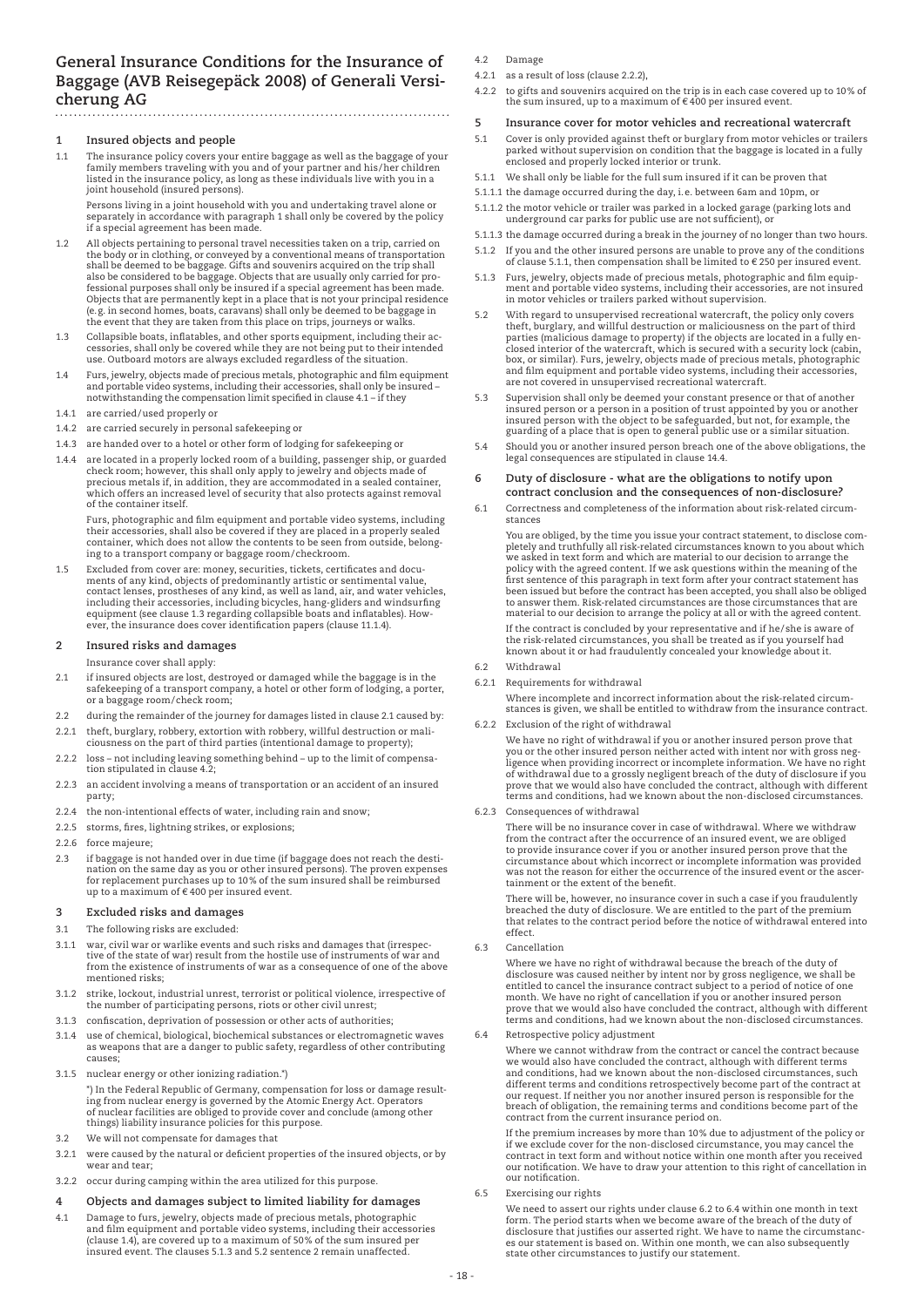# General Insurance Conditions for the Insurance of Baggage (AVB Reisegepäck 2008) of Generali Versicherung AG

## 1 Insured objects and people

1.1 The insurance policy covers your entire baggage as well as the baggage of your family members traveling with you and of your partner and his/her children listed in the insurance policy, as long as these individuals live with you in a joint household (insured persons).

Persons living in a joint household with you and undertaking travel alone or separately in accordance with paragraph 1 shall only be covered by the policy if a special agreement has been made.

1.2 All objects pertaining to personal travel necessities taken on a trip, carried on the body or in clothing, or conveyed by a conventional means of transportation shall be deemed to be baggage. Gifts and souvenirs acquired on the trip shall also be considered to be baggage. Objects that are usually only carried for professional purposes shall only be insured if a special agreement has been made. Objects that are permanently kept in a place that is not your principal residence (e.g. in second homes, boats, caravans) shall only be deemed to be baggage in the event that they are taken from this place for trips, journeys or walks.

1.3 Collapsible boats, inflatables, and other sports equipment, including their accessories, shall only be covered while they are not being put to their intended use. Outboard motors are always excluded regardless of the situation.

1.4 Furs, jewelry, objects made of precious metals, photographic and film equipment and portable video systems, including their accessories, shall only be insured – notwithstanding the compensation limit specified in clause 4.1 – if they

1.4.1 are carried/used properly or

1.4.2 are carried securely in personal safekeeping or

1.4.3 are handed over to a hotel or other form of lodging for safekeeping or

1.4.4 are located in a properly locked room of a building, passenger ship, or guarded check room; however, this shall only apply to jewelry and objects made of precious metals if, in addition, they are accommodated in a sealed container, which offers an increased level of security that also protects against removal of the container itself.

Furs, photographic and film equipment and portable video systems, including their accessories, shall also be covered if they are placed in a properly sealed container, which does not allow the contents to be seen from outside, belonging to a transport company or baggage room/checkroom.

1.5 Excluded from cover are: money, securities, tickets, certificates and documents of any kind, objects of predominantly artistic or sentimental value, contact lenses, prostheses of any kind, as well as land, air, and water vehicles, including their accessories, including bicycles, hang-gliders and windsurfing equipment (see clause 1.3 regarding collapsible boats and inflatables). However, the insurance does cover identification papers (clause 11.1.4).

## 2 Insured risks and damages

Insurance cover shall apply:

2.1 if insured objects are lost, destroyed or damaged while the baggage is in the safekeeping of a transport company, a hotel or other form of lodging, a porter, or a baggage room/check room;

2.2 during the remainder of the journey for damages listed in clause 2.1 caused by:

2.2.1 theft, burglary, robbery, extortion with robbery, willful destruction or maliciousness on the part of third parties (intentional damage to property);

2.2.2 loss – not including leaving something behind – up to the limit of compensation stipulated in clause 4.2;

2.2.3 an accident involving a means of transportation or an accident of an insured party;

2.2.4 the non-intentional effects of water, including rain and snow;

2.2.5 storms, fires, lightning strikes, or explosions;

2.2.6 force majeure;

2.3 if baggage is not handed over in due time (if baggage does not reach the destination on the same day as you or other insured persons). The proven expenses for replacement purchases up to 10% of the sum insured shall be reimbursed up to a maximum of € 400 per insured event.

## 3 Excluded risks and damages

3.1 The following risks are excluded:

3.1.1 war, civil war or warlike events and such risks and damages that (irrespective of the state of war) result from the hostile use of instruments of war and from the existence of instruments of war as a consequence of one of the above mentioned risks;

3.1.2 strike, lockout, industrial unrest, terrorist or political violence, irrespective of the number of participating persons, riots or other civil unrest;

3.1.3 confiscation, deprivation of possession or other acts of authorities;

3.1.4 use of chemical, biological, biochemical substances or electromagnetic waves as weapons that are a danger to public safety, regardless of other contributing causes;

3.1.5 nuclear energy or other ionizing radiation.*)

*) In the Federal Republic of Germany, compensation for loss or damage resulting from nuclear energy is governed by the Atomic Energy Act. Operators of nuclear facilities are obliged to provide cover and conclude (among other things) liability insurance policies for this purpose.

3.2 We will not compensate for damages that

3.2.1 were caused by the natural or deficient properties of the insured objects, or by wear and tear;

3.2.2 occur during camping within the area utilized for this purpose.

## 4 Objects and damages subject to limited liability for damages

4.1 Damage to furs, jewelry, objects made of precious metals, photographic and film equipment and portable video systems, including their accessories (clause 1.4), are covered up to a maximum of 50% of the sum insured per insured event. The clauses 5.1.3 and 5.2 sentence 2 remain unaffected.

4.2 Damage

4.2.1 as a result of loss (clause 2.2.2),

4.2.2 to gifts and souvenirs acquired on the trip is in each case covered up to 10% of the sum insured, up to a maximum of € 400 per insured event.

## 5 Insurance cover for motor vehicles and recreational watercraft

5.1 Cover is only provided against theft or burglary from motor vehicles or trailers parked without supervision on condition that the baggage is located in a fully enclosed and properly locked interior or trunk.

5.1.1 We shall only be liable for the full sum insured if it can be proven that

5.1.1.1 the damage occurred during the day, i.e. between 6am and 10pm, or

5.1.1.2 the motor vehicle or trailer was parked in a locked garage (parking lots and underground car parks for public use are not sufficient), or

5.1.1.3 the damage occurred during a break in the journey of no longer than two hours.

5.1.2 If you and the other insured persons are unable to prove any of the conditions of clause 5.1.1, then compensation shall be limited to € 250 per insured event.

5.1.3 Furs, jewelry, objects made of precious metals, photographic and film equipment and portable video systems, including their accessories, are not insured in motor vehicles or trailers parked without supervision.

5.2 With regard to unsupervised recreational watercraft, the policy only covers theft, burglary, and willful destruction or maliciousness on the part of third parties (malicious damage to property) if the objects are located in a fully enclosed interior of the watercraft, which is secured with a security lock (cabin, box, or similar). Furs, jewelry, objects made of precious metals, photographic and film equipment and portable video systems, including their accessories, are not covered in unsupervised recreational watercraft.

5.3 Supervision shall only be deemed your constant presence or that of another insured person or a person in a position of trust appointed by you or another insured person with the object to be safeguarded, but not, for example, the guarding of a place that is open to general public use or a similar situation.

5.4 Should you or another insured person breach one of the above obligations, the legal consequences are stipulated in clause 14.4.

## 6 Duty of disclosure - what are the obligations to notify upon contract conclusion and the consequences of non-disclosure?

6.1 Correctness and completeness of the information about risk-related circumstances

You are obliged, by the time you issue your contract statement, to disclose completely and truthfully all risk-related circumstances known to you about which we asked in text form and which are material to our decision to arrange the policy with the agreed content. If we ask questions within the meaning of the first sentence of this paragraph in text form after your contract statement has been issued but before the contract has been accepted, you shall also be obliged to answer them. Risk-related circumstances are those circumstances that are material to our decision to arrange the policy at all or with the agreed content.

If the contract is concluded by your representative and if he/she is aware of the risk-related circumstances, you shall be treated as if you yourself had known about it or had fraudulently concealed your knowledge about it.

6.2 Withdrawal

6.2.1 Requirements for withdrawal

Where incomplete and incorrect information about the risk-related circumstances is given, we shall be entitled to withdraw from the insurance contract.

6.2.2 Exclusion of the right of withdrawal

We have no right of withdrawal if you or another insured person prove that you or the other insured person neither acted with intent nor with gross negligence when providing incorrect or incomplete information. We have no right of withdrawal due to a grossly negligent breach of the duty of disclosure if you prove that we would also have concluded the contract, although with different terms and conditions, had we known about the non-disclosed circumstances.

6.2.3 Consequences of withdrawal

There will be no insurance cover in case of withdrawal. Where we withdraw from the contract after the occurrence of an insured event, we are obliged to provide insurance cover if you or another insured person prove that the circumstance about which incorrect or incomplete information was provided was not the reason for either the occurrence of the insured event or the ascertainment or the extent of the benefit.

There will be, however, no insurance cover in such a case if you fraudulently breached the duty of disclosure. We are entitled to the part of the premium that relates to the contract period before the notice of withdrawal entered into effect.

6.3 Cancellation

Where we have no right of withdrawal because the breach of the duty of disclosure was caused neither by intent nor by gross negligence, we shall be entitled to cancel the insurance contract subject to a period of notice of one month. We have no right of cancellation if you or another insured person prove that we would also have concluded the contract, although with different terms and conditions, had we known about the non-disclosed circumstances.

6.4 Retrospective policy adjustment

Where we cannot withdraw from the contract or cancel the contract because we would also have concluded the contract, although with different terms and conditions, had we known about the non-disclosed circumstances, such different terms and conditions retrospectively become part of the contract at our request. If neither you nor another insured person is responsible for the breach of obligation, the remaining terms and conditions become part of the contract from the current insurance period on.

If the premium increases by more than 10% due to adjustment of the policy or if we exclude cover for the non-disclosed circumstance, you may cancel the contract in text form and without notice within one month after you received our notification. We have to draw your attention to this right of cancellation in our notification.

6.5 Exercising our rights

We need to assert our rights under clause 6.2 to 6.4 within one month in text form. The period starts when we become aware of the breach of the duty of disclosure that justifies our asserted right. We have to name the circumstances our statement is based on. Within one month, we can also subsequently state other circumstances to justify our statement.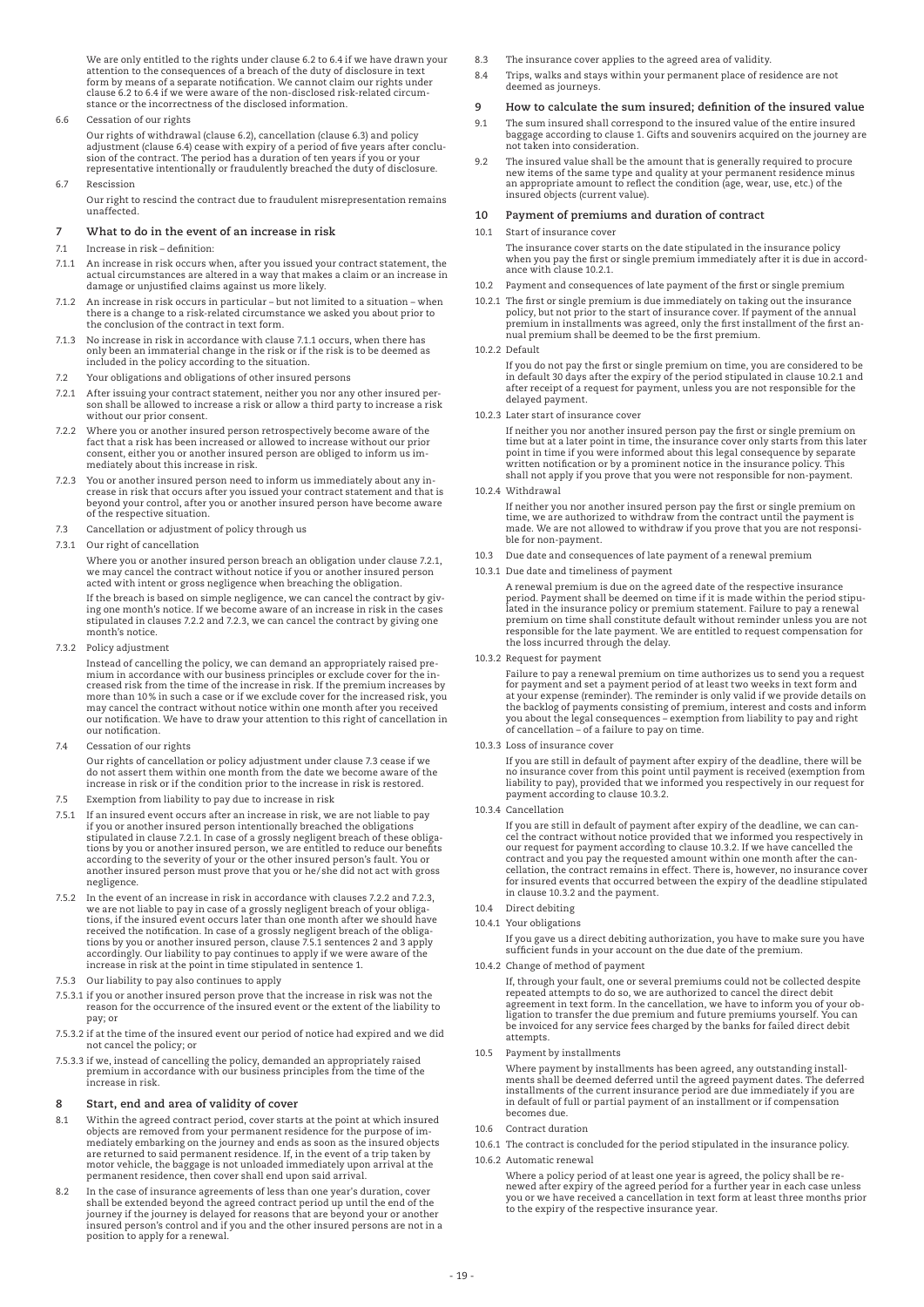We are only entitled to the rights under clause 6.2 to 6.4 if we have drawn your attention to the consequences of a breach of the duty of disclosure in text form by means of a separate notification. We cannot claim our rights under clause 6.2 to 6.4 if we were aware of the non-disclosed risk-related circumstance or the incorrectness of the disclosed information.

6.6 Cessation of our rights

Our rights of withdrawal (clause 6.2), cancellation (clause 6.3) and policy adjustment (clause 6.4) cease with expiry of a period of five years after conclusion of the contract. The period has a duration of ten years if you or your representative intentionally or fraudulently breached the duty of disclosure.

6.7 Rescission

Our right to rescind the contract due to fraudulent misrepresentation remains unaffected.

## 7 What to do in the event of an increase in risk

7.1 Increase in risk – definition:

7.1.1 An increase in risk occurs when, after you issued your contract statement, the actual circumstances are altered in a way that makes a claim or an increase in damage or unjustified claims against us more likely.

7.1.2 An increase in risk occurs in particular – but not limited to a situation – when there is a change to a risk-related circumstance we asked you about prior to the conclusion of the contract in text form.

7.1.3 No increase in risk in accordance with clause 7.1.1 occurs, when there has only been an immaterial change in the risk or if the risk is to be deemed as included in the policy according to the situation.

7.2 Your obligations and obligations of other insured persons

7.2.1 After issuing your contract statement, neither you nor any other insured person shall be allowed to increase a risk or allow a third party to increase a risk without our prior consent.

7.2.2 Where you or another insured person retrospectively become aware of the fact that a risk has been increased or allowed to increase without our prior consent, either you or another insured person are obliged to inform us immediately about this increase in risk.

7.2.3 You or another insured person need to inform us immediately about any increase in risk that occurs after you issued your contract statement and that is beyond your control, after you or another insured person have become aware of the respective situation.

7.3 Cancellation or adjustment of policy through us

7.3.1 Our right of cancellation

Where you or another insured person breach an obligation under clause 7.2.1, we may cancel the contract without notice if you or another insured person acted with intent or gross negligence when breaching the obligation.

If the breach is based on simple negligence, we can cancel the contract by giving one month's notice. If we become aware of an increase in risk in the cases stipulated in clauses 7.2.2 and 7.2.3, we can cancel the contract by giving one month's notice.

7.3.2 Policy adjustment

Instead of cancelling the policy, we can demand an appropriately raised premium in accordance with our business principles or exclude cover for the increased risk from the time of the increase in risk. If the premium increases by more than 10% in such a case or if we exclude cover for the increased risk, you may cancel the contract without notice within one month after you received our notification. We have to draw your attention to this right of cancellation in our notification.

7.4 Cessation of our rights

Our rights of cancellation or policy adjustment under clause 7.3 cease if we do not assert them within one month from the date we become aware of the increase in risk or if the condition prior to the increase in risk is restored.

7.5 Exemption from liability to pay due to increase in risk

7.5.1 If an insured event occurs after an increase in risk, we are not liable to pay if you or another insured person intentionally breached the obligations stipulated in clause 7.2.1. In case of a grossly negligent breach of these obligations by you or another insured person, we are entitled to reduce our benefits according to the severity of your or the other insured person's fault. You or another insured person must prove that you or he/she did not act with gross negligence.

7.5.2 In the event of an increase in risk in accordance with clauses 7.2.2 and 7.2.3, we are not liable to pay in case of a grossly negligent breach of your obligations, if the insured event occurs later than one month after we should have received the notification. In case of a grossly negligent breach of the obligations by you or another insured person, clause 7.5.1 sentences 2 and 3 apply accordingly. Our liability to pay continues to apply if we were aware of the increase in risk at the point in time stipulated in sentence 1.

7.5.3 Our liability to pay also continues to apply

7.5.3.1 if you or another insured person prove that the increase in risk was not the reason for the occurrence of the insured event or the extent of the liability to pay; or

7.5.3.2 if at the time of the insured event our period of notice had expired and we did not cancel the policy; or

7.5.3.3 if we, instead of cancelling the policy, demanded an appropriately raised premium in accordance with our business principles from the time of the increase in risk.

## 8 Start, end and area of validity of cover

8.1 Within the agreed contract period, cover starts at the point at which insured objects are removed from your permanent residence for the purpose of immediately embarking on the journey and ends as soon as the insured objects are returned to said permanent residence. If, in the event of a trip taken by motor vehicle, the baggage is not unloaded immediately upon arrival at the permanent residence, then cover shall end upon said arrival.

8.2 In the case of insurance agreements of less than one year's duration, cover shall be extended beyond the agreed contract period up until the end of the journey if the journey is delayed for reasons that are beyond your or another insured person's control and if you and the other insured persons are not in a position to apply for a renewal.

8.3 The insurance cover applies to the agreed area of validity.

8.4 Trips, walks and stays within your permanent place of residence are not deemed as journeys.

## 9 How to calculate the sum insured; definition of the insured value

9.1 The sum insured shall correspond to the insured value of the entire insured baggage according to clause 1. Gifts and souvenirs acquired on the journey are not taken into consideration.

9.2 The insured value shall be the amount that is generally required to procure new items of the same type and quality at your permanent residence minus an appropriate amount to reflect the condition (age, wear, use, etc.) of the insured objects (current value).

## 10 Payment of premiums and duration of contract

10.1 Start of insurance cover

The insurance cover starts on the date stipulated in the insurance policy when you pay the first or single premium immediately after it is due in accordance with clause 10.2.1.

10.2 Payment and consequences of late payment of the first or single premium

10.2.1 The first or single premium is due immediately on taking out the insurance policy, but not prior to the start of insurance cover. If payment of the annual premium in installments was agreed, only the first installment of the first annual premium shall be deemed to be the first premium.

10.2.2 Default

If you do not pay the first or single premium on time, you are considered to be in default 30 days after the expiry of the period stipulated in clause 10.2.1 and after receipt of a request for payment, unless you are not responsible for the delayed payment.

10.2.3 Later start of insurance cover

If neither you nor another insured person pay the first or single premium on time but at a later point in time, the insurance cover only starts from this later point in time if you were informed about this legal consequence by separate written notification or by a prominent notice in the insurance policy. This shall not apply if you prove that you were not responsible for non-payment.

10.2.4 Withdrawal

If neither you nor another insured person pay the first or single premium on time, we are authorized to withdraw from the contract until the payment is made. We are not allowed to withdraw if you prove that you are not responsible for non-payment.

10.3 Due date and consequences of late payment of a renewal premium

10.3.1 Due date and timeliness of payment

A renewal premium is due on the agreed date of the respective insurance period. Payment shall be deemed on time if it is made within the period stipulated in the insurance policy or premium statement. Failure to pay a renewal premium on time shall constitute default without reminder unless you are not responsible for the late payment. We are entitled to request compensation for the loss incurred through the delay.

10.3.2 Request for payment

Failure to pay a renewal premium on time authorizes us to send you a request for payment and set a payment period of at least two weeks in text form and at your expense (reminder). The reminder is only valid if we provide details on the backlog of payments consisting of premium, interest and costs and inform you about the legal consequences – exemption from liability to pay and right of cancellation – of a failure to pay on time.

10.3.3 Loss of insurance cover

If you are still in default of payment after expiry of the deadline, there will be no insurance cover from this point until payment is received (exemption from liability to pay), provided that we informed you respectively in our request for payment according to clause 10.3.2.

10.3.4 Cancellation

If you are still in default of payment after expiry of the deadline, we can cancel the contract without notice provided that we informed you respectively in our request for payment according to clause 10.3.2. If we have cancelled the contract and you pay the requested amount within one month after the cancellation, the contract remains in effect. There is, however, no insurance cover for insured events that occurred between the expiry of the deadline stipulated in clause 10.3.2 and the payment.

10.4 Direct debiting

10.4.1 Your obligations

If you gave us a direct debiting authorization, you have to make sure you have sufficient funds in your account on the due date of the premium.

10.4.2 Change of method of payment

If, through your fault, one or several premiums could not be collected despite repeated attempts to do so, we are authorized to cancel the direct debit agreement in text form. In the cancellation, we have to inform you of your obligation to transfer the due premium and future premiums yourself. You can be invoiced for any service fees charged by the banks for failed direct debit attempts.

10.5 Payment by installments

Where payment by installments has been agreed, any outstanding installments shall be deemed deferred until the agreed payment dates. The deferred installments of the current insurance period are due immediately if you are in default of full or partial payment of an installment or if compensation becomes due.

10.6 Contract duration

10.6.1 The contract is concluded for the period stipulated in the insurance policy.

10.6.2 Automatic renewal

Where a policy period of at least one year is agreed, the policy shall be renewed after expiry of the agreed period for a further year in each case unless you or we have received a cancellation in text form at least three months prior to the expiry of the respective insurance year.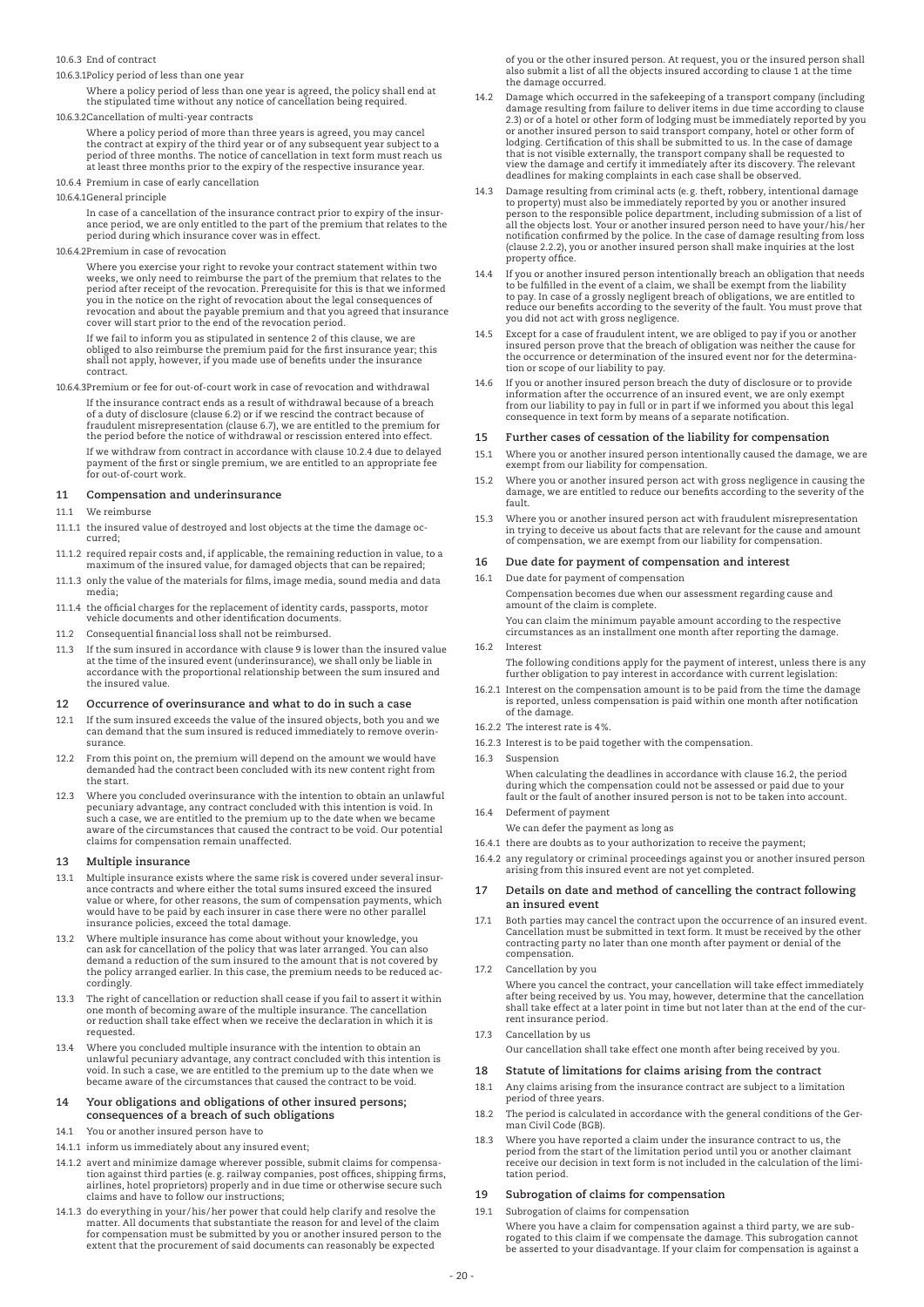10.6.3 End of contract

10.6.3.1 Policy period of less than one year

Where a policy period of less than one year is agreed, the policy shall end at the stipulated time without any notice of cancellation being required.

10.6.3.2 Cancellation of multi-year contracts

Where a policy period of more than three years is agreed, you may cancel the contract at expiry of the third year or of any subsequent year subject to a period of three months. The notice of cancellation in text form must reach us at least three months prior to the expiry of the respective insurance year.

10.6.4 Premium in case of early cancellation

10.6.4.1 General principle

In case of a cancellation of the insurance contract prior to expiry of the insurance period, we are only entitled to the part of the premium that relates to the period during which insurance cover was in effect.

10.6.4.2 Premium in case of revocation

Where you exercise your right to revoke your contract statement within two weeks, we only need to reimburse the part of the premium that relates to the period after receipt of the revocation. Prerequisite for this is that we informed you in the notice on the right of revocation about the legal consequences of revocation and about the payable premium and that you agreed that insurance cover will start prior to the end of the revocation period.

If we fail to inform you as stipulated in sentence 2 of this clause, we are obliged to also reimburse the premium paid for the first insurance year; this shall not apply, however, if you made use of benefits under the insurance contract.

10.6.4.3 Premium or fee for out-of-court work in case of revocation and withdrawal

If the insurance contract ends as a result of withdrawal because of a breach of a duty of disclosure (clause 6.2) or if we rescind the contract because of fraudulent misrepresentation (clause 6.7), we are entitled to the premium for the period before the notice of withdrawal or rescission entered into effect.

If we withdraw from contract in accordance with clause 10.2.4 due to delayed payment of the first or single premium, we are entitled to an appropriate fee for out-of-court work.

## 11 Compensation and underinsurance

11.1 We reimburse

11.1.1 the insured value of destroyed and lost objects at the time the damage occurred;

11.1.2 required repair costs and, if applicable, the remaining reduction in value, to a maximum of the insured value, for damaged objects that can be repaired;

11.1.3 only the value of the materials for films, image media, sound media and data media;

11.1.4 the official charges for the replacement of identity cards, passports, motor vehicle documents and other identification documents.

11.2 Consequential financial loss shall not be reimbursed.

11.3 If the sum insured in accordance with clause 9 is lower than the insured value at the time of the insured event (underinsurance), we shall only be liable in accordance with the proportional relationship between the sum insured and the insured value.

## 12 Occurrence of overinsurance and what to do in such a case

12.1 If the sum insured exceeds the value of the insured objects, both you and we can demand that the sum insured is reduced immediately to remove overinsurance.

12.2 From this point on, the premium will depend on the amount we would have demanded had the contract been concluded with its new content right from the start.

12.3 Where you concluded overinsurance with the intention to obtain an unlawful pecuniary advantage, any contract concluded with this intention is void. In such a case, we are entitled to the premium up to the date when we became aware of the circumstances that caused the contract to be void. Our potential claims for compensation remain unaffected.

## 13 Multiple insurance

13.1 Multiple insurance exists where the same risk is covered under several insurance contracts and where either the total sums insured exceed the insured value or where, for other reasons, the sum of compensation payments, which would have to be paid by each insurer in case there were no other parallel insurance policies, exceed the total damage.

13.2 Where multiple insurance has come about without your knowledge, you can ask for cancellation of the policy that was later arranged. You can also demand a reduction of the sum insured to the amount that is not covered by the policy arranged earlier. In this case, the premium needs to be reduced accordingly.

13.3 The right of cancellation or reduction shall cease if you fail to assert it within one month of becoming aware of the multiple insurance. The cancellation or reduction shall take effect when we receive the declaration in which it is requested.

13.4 Where you concluded multiple insurance with the intention to obtain an unlawful pecuniary advantage, any contract concluded with this intention is void. In such a case, we are entitled to the premium up to the date when we became aware of the circumstances that caused the contract to be void.

## 14 Your obligations and obligations of other insured persons; consequences of a breach of such obligations

14.1 You or another insured person have to

14.1.1 inform us immediately about any insured event;

14.1.2 avert and minimize damage wherever possible, submit claims for compensation against third parties (e. g. railway companies, post offices, shipping firms, airlines, hotel proprietors) properly and in due time or otherwise secure such claims and have to follow our instructions;

14.1.3 do everything in your/his/her power that could help clarify and resolve the matter. All documents that substantiate the reason for and level of the claim for compensation must be submitted by you or another insured person to the extent that the procurement of said documents can reasonably be expected of you or the other insured person. At request, you or the insured person shall also submit a list of all the objects insured according to clause 1 at the time the damage occurred.

14.2 Damage which occurred in the safekeeping of a transport company (including damage resulting from failure to deliver items in due time according to clause 2.3) or of a hotel or other form of lodging must be immediately reported by you or another insured person to said transport company, hotel or other form of lodging. Certification of this shall be submitted to us. In the case of damage that is not visible externally, the transport company shall be requested to view the damage and certify it immediately after its discovery. The relevant deadlines for making complaints in each case shall be observed.

14.3 Damage resulting from criminal acts (e. g. theft, robbery, intentional damage to property) must also be immediately reported by you or another insured person to the responsible police department, including submission of a list of all the objects lost. Your or another insured person need to have your/his/her notification confirmed by the police. In the case of damage resulting from loss (clause 2.2.2), you or another insured person shall make inquiries at the lost property office.

14.4 If you or another insured person intentionally breach an obligation that needs to be fulfilled in the event of a claim, we shall be exempt from the liability to pay. In case of a grossly negligent breach of obligations, we are entitled to reduce our benefits according to the severity of the fault. You must prove that you did not act with gross negligence.

14.5 Except for a case of fraudulent intent, we are obliged to pay if you or another insured person prove that the breach of obligation was neither the cause for the occurrence or determination of the insured event nor for the determination or scope of our liability to pay.

14.6 If you or another insured person breach the duty of disclosure or to provide information after the occurrence of an insured event, we are only exempt from our liability to pay in full or in part if we informed you about this legal consequence in text form by means of a separate notification.

## 15 Further cases of cessation of the liability for compensation

15.1 Where you or another insured person intentionally caused the damage, we are exempt from our liability for compensation.

15.2 Where you or another insured person act with gross negligence in causing the damage, we are entitled to reduce our benefits according to the severity of the fault.

15.3 Where you or another insured person act with fraudulent misrepresentation in trying to deceive us about facts that are relevant for the cause and amount of compensation, we are exempt from our liability for compensation.

## 16 Due date for payment of compensation and interest

16.1 Due date for payment of compensation

Compensation becomes due when our assessment regarding cause and amount of the claim is complete.

You can claim the minimum payable amount according to the respective circumstances as an installment one month after reporting the damage.

16.2 Interest

The following conditions apply for the payment of interest, unless there is any further obligation to pay interest in accordance with current legislation:

16.2.1 Interest on the compensation amount is to be paid from the time the damage is reported, unless compensation is paid within one month after notification of the damage.

16.2.2 The interest rate is 4%.

16.2.3 Interest is to be paid together with the compensation.

16.3 Suspension

When calculating the deadlines in accordance with clause 16.2, the period during which the compensation could not be assessed or paid due to your fault or the fault of another insured person is not to be taken into account.

16.4 Deferment of payment

We can defer the payment as long as

16.4.1 there are doubts as to your authorization to receive the payment;

16.4.2 any regulatory or criminal proceedings against you or another insured person arising from this insured event are not yet completed.

## 17 Details on date and method of cancelling the contract following an insured event

17.1 Both parties may cancel the contract upon the occurrence of an insured event. Cancellation must be submitted in text form. It must be received by the other contracting party no later than one month after payment or denial of the compensation.

17.2 Cancellation by you

Where you cancel the contract, your cancellation will take effect immediately after being received by us. You may, however, determine that the cancellation shall take effect at a later point in time but not later than at the end of the current insurance period.

17.3 Cancellation by us

Our cancellation shall take effect one month after being received by you.

## 18 Statute of limitations for claims arising from the contract

18.1 Any claims arising from the insurance contract are subject to a limitation period of three years.

18.2 The period is calculated in accordance with the general conditions of the German Civil Code (BGB).

18.3 Where you have reported a claim under the insurance contract to us, the period from the start of the limitation period until you or another claimant receive our decision in text form is not included in the calculation of the limitation period.

## 19 Subrogation of claims for compensation

19.1 Subrogation of claims for compensation

Where you have a claim for compensation against a third party, we are subrogated to this claim if we compensate the damage. This subrogation cannot be asserted to your disadvantage. If your claim for compensation is against a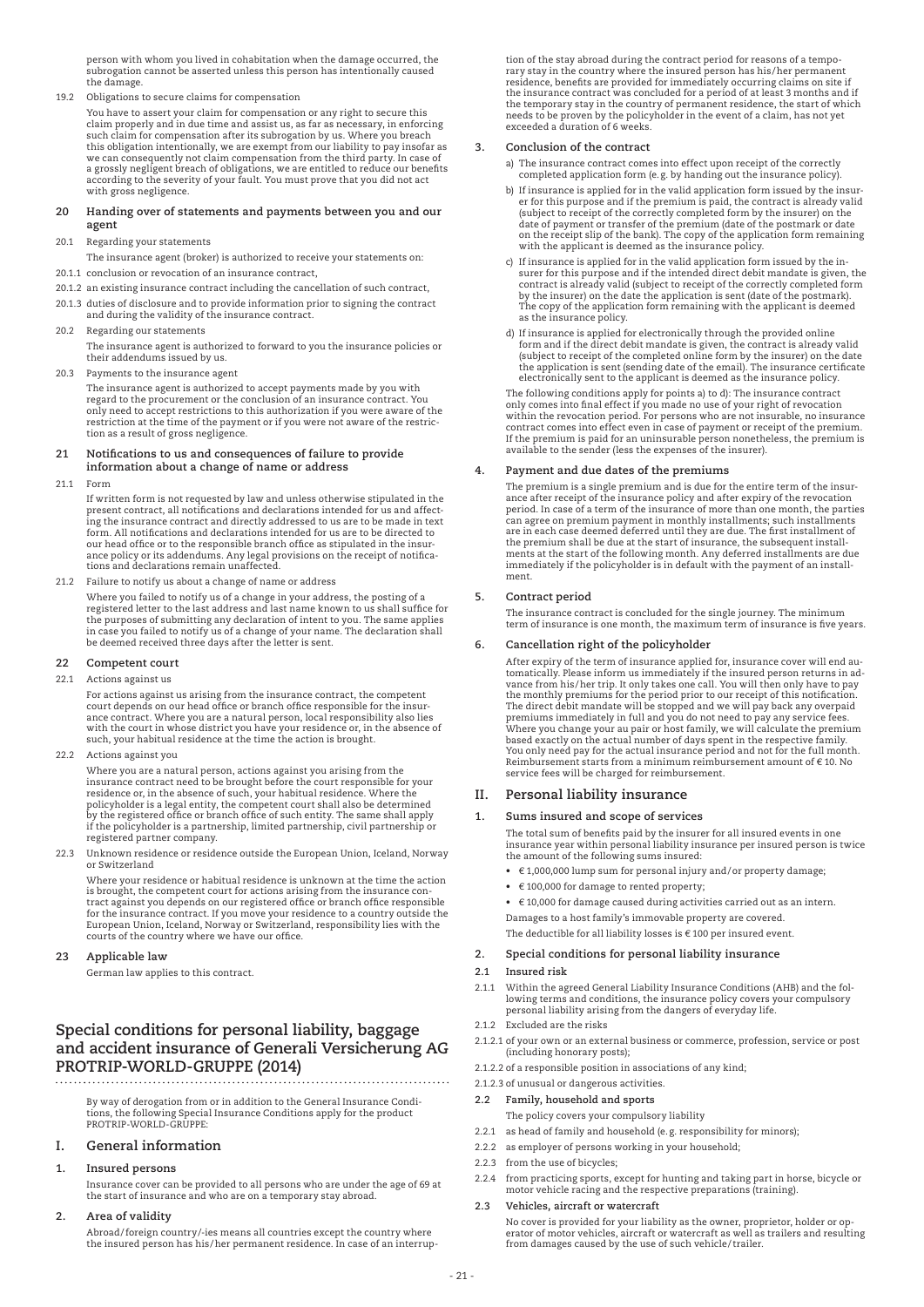person with whom you lived in cohabitation when the damage occurred, the subrogation cannot be asserted unless this person has intentionally caused the damage.

19.2 Obligations to secure claims for compensation

You have to assert your claim for compensation or any right to secure this claim properly and in due time and assist us, as far as necessary, in enforcing such claim for compensation after its subrogation by us. Where you breach this obligation intentionally, we are exempt from our liability to pay insofar as we can consequently not claim compensation from the third party. In case of a grossly negligent breach of obligations, we are entitled to reduce our benefits according to the severity of your fault. You must prove that you did not act with gross negligence.

### 20 Handing over of statements and payments between you and our agent

20.1 Regarding your statements

The insurance agent (broker) is authorized to receive your statements on:

20.1.1 conclusion or revocation of an insurance contract,

20.1.2 an existing insurance contract including the cancellation of such contract,

20.1.3 duties of disclosure and to provide information prior to signing the contract and during the validity of the insurance contract.

20.2 Regarding our statements

The insurance agent is authorized to forward to you the insurance policies or their addendums issued by us.

20.3 Payments to the insurance agent

The insurance agent is authorized to accept payments made by you with regard to the procurement or the conclusion of an insurance contract. You only need to accept restrictions to this authorization if you were aware of the restriction at the time of the payment or if you were not aware of the restriction as a result of gross negligence.

### 21 Notifications to us and consequences of failure to provide information about a change of name or address

21.1 Form

If written form is not requested by law and unless otherwise stipulated in the present contract, all notifications and declarations intended for us and affecting the insurance contract and directly addressed to us are to be made in text form. All notifications and declarations intended for us are to be directed to our head office or to the responsible branch office as stipulated in the insurance policy or its addendums. Any legal provisions on the receipt of notifications and declarations remain unaffected.

21.2 Failure to notify us about a change of name or address

Where you failed to notify us of a change in your address, the posting of a registered letter to the last address and last name known to us shall suffice for the purposes of submitting any declaration of intent to you. The same applies in case you failed to notify us of a change of your name. The declaration shall be deemed received three days after the letter is sent.

### 22 Competent court

22.1 Actions against us

For actions against us arising from the insurance contract, the competent court depends on our head office or branch office responsible for the insurance contract. Where you are a natural person, local responsibility also lies with the court in whose district you have your residence or, in the absence of such, your habitual residence at the time the action is brought.

22.2 Actions against you

Where you are a natural person, actions against you arising from the insurance contract need to be brought before the court responsible for your residence or, in the absence of such, your habitual residence. Where the policyholder is a legal entity, the competent court shall also be determined by the registered office or branch office of such entity. The same shall apply if the policyholder is a partnership, limited partnership, civil partnership or registered partner company.

22.3 Unknown residence or residence outside the European Union, Iceland, Norway or Switzerland

Where your residence or habitual residence is unknown at the time the action is brought, the competent court for actions arising from the insurance contract against you depends on our registered office or branch office responsible for the insurance contract. If you move your residence to a country outside the European Union, Iceland, Norway or Switzerland, responsibility lies with the courts of the country where we have our office.

### 23 Applicable law

German law applies to this contract.

## Special conditions for personal liability, baggage and accident insurance of Generali Versicherung AG PROTRIP-WORLD-GRUPPE (2014)

By way of derogation from or in addition to the General Insurance Conditions, the following Special Insurance Conditions apply for the product PROTRIP-WORLD-GRUPPE:

## I. General information

### 1. Insured persons

Insurance cover can be provided to all persons who are under the age of 69 at the start of insurance and who are on a temporary stay abroad.

### 2. Area of validity

Abroad/foreign country/-ies means all countries except the country where the insured person has his/her permanent residence. In case of an interruption of the stay abroad during the contract period for reasons of a temporary stay in the country where the insured person has his/her permanent residence, benefits are provided for immediately occurring claims on site if the insurance contract was concluded for a period of at least 3 months and if the temporary stay in the country of permanent residence, the start of which needs to be proven by the policyholder in the event of a claim, has not yet exceeded a duration of 6 weeks.

### 3. Conclusion of the contract

a) The insurance contract comes into effect upon receipt of the correctly completed application form (e. g. by handing out the insurance policy).

b) If insurance is applied for in the valid application form issued by the insurer for this purpose and if the premium is paid, the contract is already valid (subject to receipt of the correctly completed form by the insurer) on the date of payment or transfer of the premium (date of the postmark or date on the receipt slip of the bank). The copy of the application form remaining with the applicant is deemed as the insurance policy.

c) If insurance is applied for in the valid application form issued by the insurer for this purpose and if the intended direct debit mandate is given, the contract is already valid (subject to receipt of the correctly completed form by the insurer) on the date the application is sent (date of the postmark). The copy of the application form remaining with the applicant is deemed as the insurance policy.

d) If insurance is applied for electronically through the provided online form and if the direct debit mandate is given, the contract is already valid (subject to receipt of the completed online form by the insurer) on the date the application is sent (sending date of the email). The insurance certificate electronically sent to the applicant is deemed as the insurance policy.

The following conditions apply for points a) to d): The insurance contract only comes into final effect if you made no use of your right of revocation within the revocation period. For persons who are not insurable, no insurance contract comes into effect even in case of payment or receipt of the premium. If the premium is paid for an uninsurable person nonetheless, the premium is available to the sender (less the expenses of the insurer).

### 4. Payment and due dates of the premiums

The premium is a single premium and is due for the entire term of the insurance after receipt of the insurance policy and after expiry of the revocation period. In case of a term of the insurance of more than one month, the parties can agree on premium payment in monthly installments; such installments are in each case deemed deferred until they are due. The first installment of the premium shall be due at the start of insurance, the subsequent installments at the start of the following month. Any deferred installments are due immediately if the policyholder is in default with the payment of an installment.

### 5. Contract period

The insurance contract is concluded for the single journey. The minimum term of insurance is one month, the maximum term of insurance is five years.

### 6. Cancellation right of the policyholder

After expiry of the term of insurance applied for, insurance cover will end automatically. Please inform us immediately if the insured person returns in advance from his/her trip. It only takes one call. You will then only have to pay the monthly premiums for the period prior to our receipt of this notification. The direct debit mandate will be stopped and we will pay back any overpaid premiums immediately in full and you do not need to pay any service fees. Where you change your au pair or host family, we will calculate the premium based exactly on the actual number of days spent in the respective family. You only need pay for the actual insurance period and not for the full month. Reimbursement starts from a minimum reimbursement amount of € 10. No service fees will be charged for reimbursement.

## II. Personal liability insurance

### 1. Sums insured and scope of services

The total sum of benefits paid by the insurer for all insured events in one insurance year within personal liability insurance per insured person is twice the amount of the following sums insured:

- € 1,000,000 lump sum for personal injury and/or property damage;
- € 100,000 for damage to rented property;
- € 10,000 for damage caused during activities carried out as an intern.

Damages to a host family's immovable property are covered.

The deductible for all liability losses is € 100 per insured event.

### 2. Special conditions for personal liability insurance

#### 2.1 Insured risk

2.1.1 Within the agreed General Liability Insurance Conditions (AHB) and the following terms and conditions, the insurance policy covers your compulsory personal liability arising from the dangers of everyday life.

2.1.2 Excluded are the risks

2.1.2.1 of your own or an external business or commerce, profession, service or post (including honorary posts);

2.1.2.2 of a responsible position in associations of any kind;

2.1.2.3 of unusual or dangerous activities.

#### 2.2 Family, household and sports

The policy covers your compulsory liability

2.2.1 as head of family and household (e. g. responsibility for minors);

2.2.2 as employer of persons working in your household;

2.2.3 from the use of bicycles;

2.2.4 from practicing sports, except for hunting and taking part in horse, bicycle or motor vehicle racing and the respective preparations (training).

#### 2.3 Vehicles, aircraft or watercraft

No cover is provided for your liability as the owner, proprietor, holder or operator of motor vehicles, aircraft or watercraft as well as trailers and resulting from damages caused by the use of such vehicle/trailer.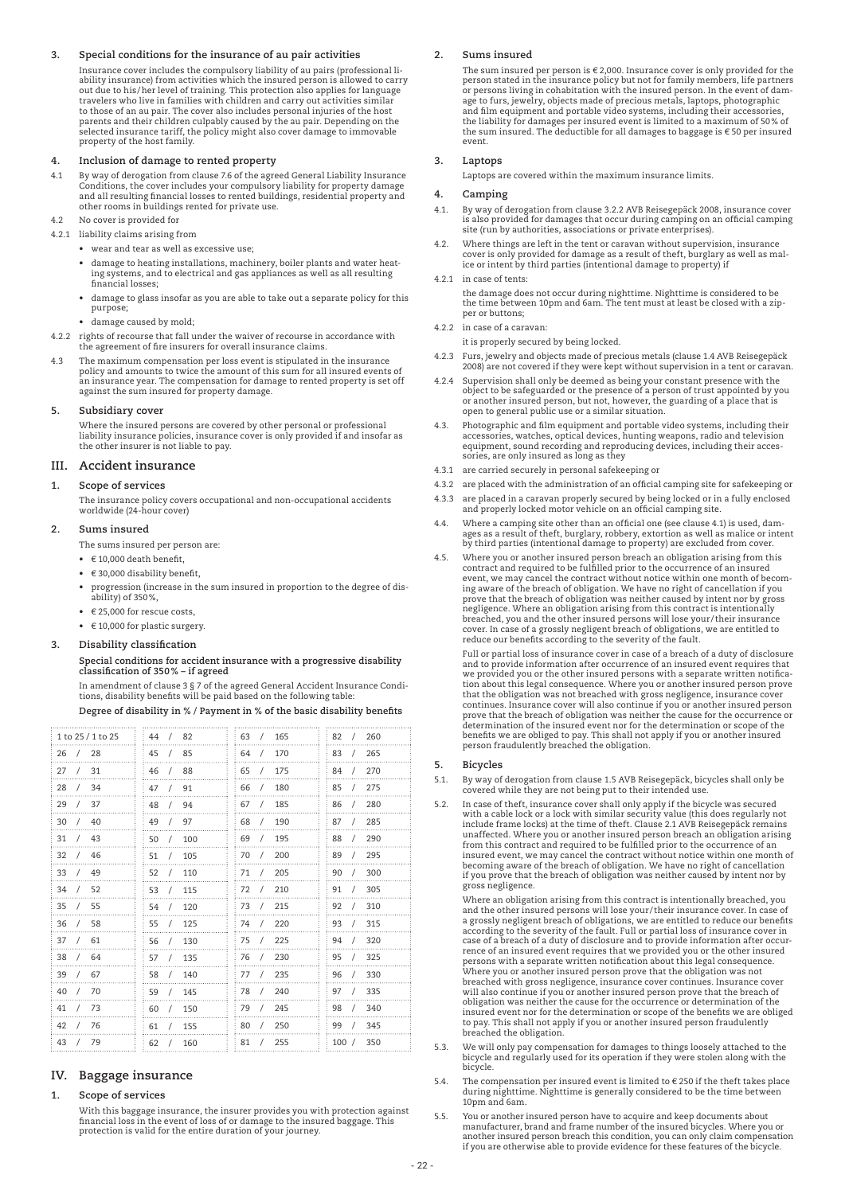### 3. Special conditions for the insurance of au pair activities

Insurance cover includes the compulsory liability of au pairs (professional liability insurance) from activities which the insured person is allowed to carry out due to his/her level of training. This protection also applies for language travelers who live in families with children and carry out activities similar to those of an au pair. The cover also includes personal injuries of the host parents and their children culpably caused by the au pair. Depending on the selected insurance tariff, the policy might also cover damage to immovable property of the host family.

### 4. Inclusion of damage to rented property

4.1 By way of derogation from clause 7.6 of the agreed General Liability Insurance Conditions, the cover includes your compulsory liability for property damage and all resulting financial losses to rented buildings, residential property and other rooms in buildings rented for private use.

4.2 No cover is provided for

4.2.1 liability claims arising from

- wear and tear as well as excessive use;
- damage to heating installations, machinery, boiler plants and water heating systems, and to electrical and gas appliances as well as all resulting financial losses;
- damage to glass insofar as you are able to take out a separate policy for this purpose;
- damage caused by mold;

4.2.2 rights of recourse that fall under the waiver of recourse in accordance with the agreement of fire insurers for overall insurance claims.

4.3 The maximum compensation per loss event is stipulated in the insurance policy and amounts to twice the amount of this sum for all insured events of an insurance year. The compensation for damage to rented property is set off against the sum insured for property damage.

### 5. Subsidiary cover

Where the insured persons are covered by other personal or professional liability insurance policies, insurance cover is only provided if and insofar as the other insurer is not liable to pay.

## III. Accident insurance

### 1. Scope of services

The insurance policy covers occupational and non-occupational accidents worldwide (24-hour cover)

### 2. Sums insured

The sums insured per person are:

- € 10,000 death benefit,
- € 30,000 disability benefit,
- progression (increase in the sum insured in proportion to the degree of disability) of 350%,
- € 25,000 for rescue costs,
- € 10,000 for plastic surgery.

### 3. Disability classification

**Special conditions for accident insurance with a progressive disability classification of 350% – if agreed**

In amendment of clause 3 § 7 of the agreed General Accident Insurance Conditions, disability benefits will be paid based on the following table:

**Degree of disability in % / Payment in % of the basic disability benefits**

| | | | |
|---|---|---|---|
| 1 to 25 / 1 to 25 | 44 / 82 | 63 / 165 | 82 / 260 |
| 26 / 28 | 45 / 85 | 64 / 170 | 83 / 265 |
| 27 / 31 | 46 / 88 | 65 / 175 | 84 / 270 |
| 28 / 34 | 47 / 91 | 66 / 180 | 85 / 275 |
| 29 / 37 | 48 / 94 | 67 / 185 | 86 / 280 |
| 30 / 40 | 49 / 97 | 68 / 190 | 87 / 285 |
| 31 / 43 | 50 / 100 | 69 / 195 | 88 / 290 |
| 32 / 46 | 51 / 105 | 70 / 200 | 89 / 295 |
| 33 / 49 | 52 / 110 | 71 / 205 | 90 / 300 |
| 34 / 52 | 53 / 115 | 72 / 210 | 91 / 305 |
| 35 / 55 | 54 / 120 | 73 / 215 | 92 / 310 |
| 36 / 58 | 55 / 125 | 74 / 220 | 93 / 315 |
| 37 / 61 | 56 / 130 | 75 / 225 | 94 / 320 |
| 38 / 64 | 57 / 135 | 76 / 230 | 95 / 325 |
| 39 / 67 | 58 / 140 | 77 / 235 | 96 / 330 |
| 40 / 70 | 59 / 145 | 78 / 240 | 97 / 335 |
| 41 / 73 | 60 / 150 | 79 / 245 | 98 / 340 |
| 42 / 76 | 61 / 155 | 80 / 250 | 99 / 345 |
| 43 / 79 | 62 / 160 | 81 / 255 | 100 / 350 |

## IV. Baggage insurance

### 1. Scope of services

With this baggage insurance, the insurer provides you with protection against financial loss in the event of loss of or damage to the insured baggage. This protection is valid for the entire duration of your journey.

### 2. Sums insured

The sum insured per person is € 2,000. Insurance cover is only provided for the person stated in the insurance policy but not for family members, life partners or persons living in cohabitation with the insured person. In the event of damage to furs, jewelry, objects made of precious metals, laptops, photographic and film equipment and portable video systems, including their accessories, the liability for damages per insured event is limited to a maximum of 50% of the sum insured. The deductible for all damages to baggage is € 50 per insured event.

### 3. Laptops

Laptops are covered within the maximum insurance limits.

### 4. Camping

4.1. By way of derogation from clause 3.2.2 AVB Reisegepäck 2008, insurance cover is also provided for damages that occur during camping on an official camping site (run by authorities, associations or private enterprises).

4.2. Where things are left in the tent or caravan without supervision, insurance cover is only provided for damage as a result of theft, burglary as well as malice or intent by third parties (intentional damage to property) if

4.2.1 in case of tents:

the damage does not occur during nighttime. Nighttime is considered to be the time between 10pm and 6am. The tent must at least be closed with a zipper or buttons;

4.2.2 in case of a caravan:

it is properly secured by being locked.

4.2.3 Furs, jewelry and objects made of precious metals (clause 1.4 AVB Reisegepäck 2008) are not covered if they were kept without supervision in a tent or caravan.

4.2.4 Supervision shall only be deemed as being your constant presence with the object to be safeguarded or the presence of a person of trust appointed by you or another insured person, but not, however, the guarding of a place that is open to general public use or a similar situation.

4.3. Photographic and film equipment and portable video systems, including their accessories, watches, optical devices, hunting weapons, radio and television equipment, sound recording and reproducing devices, including their accessories, are only insured as long as they

4.3.1 are carried securely in personal safekeeping or

4.3.2 are placed with the administration of an official camping site for safekeeping or

4.3.3 are placed in a caravan properly secured by being locked or in a fully enclosed and properly locked motor vehicle on an official camping site.

4.4. Where a camping site other than an official one (see clause 4.1) is used, damages as a result of theft, burglary, robbery, extortion as well as malice or intent by third parties (intentional damage to property) are excluded from cover.

4.5. Where you or another insured person breach an obligation arising from this contract and required to be fulfilled prior to the occurrence of an insured event, we may cancel the contract without notice within one month of becoming aware of the breach of obligation. We have no right of cancellation if you prove that the breach of obligation was neither caused by intent nor by gross negligence. Where an obligation arising from this contract is intentionally breached, you and the other insured persons will lose your/their insurance cover. In case of a grossly negligent breach of obligations, we are entitled to reduce our benefits according to the severity of the fault.

Full or partial loss of insurance cover in case of a breach of a duty of disclosure and to provide information after occurrence of an insured event requires that we provided you or the other insured persons with a separate written notification about this legal consequence. Where you or another insured person prove that the obligation was not breached with gross negligence, insurance cover continues. Insurance cover will also continue if you or another insured person prove that the breach of obligation was neither the cause for the occurrence or determination of the insured event nor for the determination or scope of the benefits we are obliged to pay. This shall not apply if you or another insured person fraudulently breached the obligation.

### 5. Bicycles

5.1. By way of derogation from clause 1.5 AVB Reisegepäck, bicycles shall only be covered while they are not being put to their intended use.

5.2. In case of theft, insurance cover shall only apply if the bicycle was secured with a cable lock or a lock with similar security value (this does regularly not include frame locks) at the time of theft. Clause 2.1 AVB Reisegepäck remains unaffected. Where you or another insured person breach an obligation arising from this contract and required to be fulfilled prior to the occurrence of an insured event, we may cancel the contract without notice within one month of becoming aware of the breach of obligation. We have no right of cancellation if you prove that the breach of obligation was neither caused by intent nor by gross negligence.

Where an obligation arising from this contract is intentionally breached, you and the other insured persons will lose your/their insurance cover. In case of a grossly negligent breach of obligations, we are entitled to reduce our benefits according to the severity of the fault. Full or partial loss of insurance cover in case of a breach of a duty of disclosure and to provide information after occurrence of an insured event requires that we provided you or the other insured persons with a separate written notification about this legal consequence. Where you or another insured person prove that the obligation was not breached with gross negligence, insurance cover continues. Insurance cover will also continue if you or another insured person prove that the breach of obligation was neither the cause for the occurrence or determination of the insured event nor for the determination or scope of the benefits we are obliged to pay. This shall not apply if you or another insured person fraudulently breached the obligation.

5.3. We will only pay compensation for damages to things loosely attached to the bicycle and regularly used for its operation if they were stolen along with the bicycle.

5.4. The compensation per insured event is limited to € 250 if the theft takes place during nighttime. Nighttime is generally considered to be the time between 10pm and 6am.

5.5. You or another insured person have to acquire and keep documents about manufacturer, brand and frame number of the insured bicycles. Where you or another insured person breach this condition, you can only claim compensation if you are otherwise able to provide evidence for these features of the bicycle.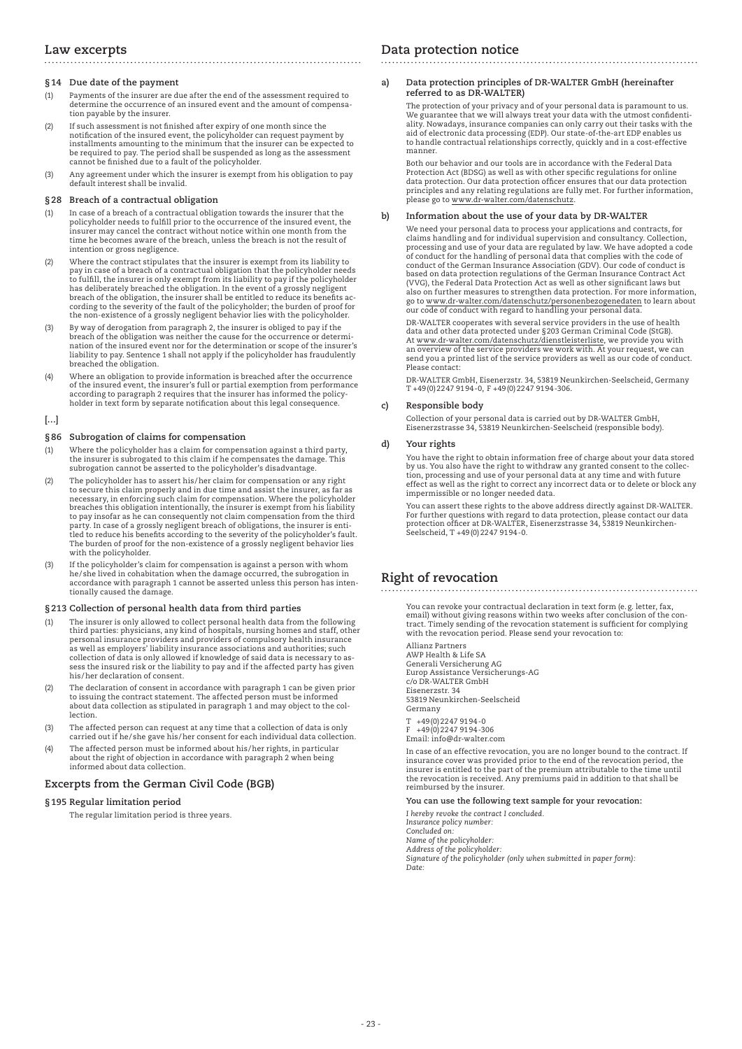## Law excerpts

### §14 Due date of the payment

(1) Payments of the insurer are due after the end of the assessment required to determine the occurrence of an insured event and the amount of compensation payable by the insurer.

(2) If such assessment is not finished after expiry of one month since the notification of the insured event, the policyholder can request payment by installments amounting to the minimum that the insurer can be expected to be required to pay. The period shall be suspended as long as the assessment cannot be finished due to a fault of the policyholder.

(3) Any agreement under which the insurer is exempt from his obligation to pay default interest shall be invalid.

### §28 Breach of a contractual obligation

(1) In case of a breach of a contractual obligation towards the insurer that the policyholder needs to fulfill prior to the occurrence of the insured event, the insurer may cancel the contract without notice within one month from the time he becomes aware of the breach, unless the breach is not the result of intention or gross negligence.

(2) Where the contract stipulates that the insurer is exempt from its liability to pay in case of a breach of a contractual obligation that the policyholder needs to fulfill, the insurer is only exempt from its liability to pay if the policyholder has deliberately breached the obligation. In the event of a grossly negligent breach of the obligation, the insurer shall be entitled to reduce its benefits according to the severity of the fault of the policyholder; the burden of proof for the non-existence of a grossly negligent behavior lies with the policyholder.

(3) By way of derogation from paragraph 2, the insurer is obliged to pay if the breach of the obligation was neither the cause for the occurrence or determination of the insured event nor for the determination or scope of the insurer's liability to pay. Sentence 1 shall not apply if the policyholder has fraudulently breached the obligation.

(4) Where an obligation to provide information is breached after the occurrence of the insured event, the insurer's full or partial exemption from performance according to paragraph 2 requires that the insurer has informed the policyholder in text form by separate notification about this legal consequence.

[...]

### §86 Subrogation of claims for compensation

(1) Where the policyholder has a claim for compensation against a third party, the insurer is subrogated to this claim if he compensates the damage. This subrogation cannot be asserted to the policyholder's disadvantage.

(2) The policyholder has to assert his/her claim for compensation or any right to secure this claim properly and in due time and assist the insurer, as far as necessary, in enforcing such claim for compensation. Where the policyholder breaches this obligation intentionally, the insurer is exempt from his liability to pay insofar as he can consequently not claim compensation from the third party. In case of a grossly negligent breach of obligations, the insurer is entitled to reduce his benefits according to the severity of the policyholder's fault. The burden of proof for the non-existence of a grossly negligent behavior lies with the policyholder.

(3) If the policyholder's claim for compensation is against a person with whom he/she lived in cohabitation when the damage occurred, the subrogation in accordance with paragraph 1 cannot be asserted unless this person has intentionally caused the damage.

### §213 Collection of personal health data from third parties

(1) The insurer is only allowed to collect personal health data from the following third parties: physicians, any kind of hospitals, nursing homes and staff, other personal insurance providers and providers of compulsory health insurance as well as employers' liability insurance associations and authorities; such collection of data is only allowed if knowledge of said data is necessary to assess the insured risk or the liability to pay and if the affected party has given his/her declaration of consent.

(2) The declaration of consent in accordance with paragraph 1 can be given prior to issuing the contract statement. The affected person must be informed about data collection as stipulated in paragraph 1 and may object to the collection.

(3) The affected person can request at any time that a collection of data is only carried out if he/she gave his/her consent for each individual data collection.

(4) The affected person must be informed about his/her rights, in particular about the right of objection in accordance with paragraph 2 when being informed about data collection.

### Excerpts from the German Civil Code (BGB)

#### §195 Regular limitation period

The regular limitation period is three years.

## Data protection notice

**a) Data protection principles of DR-WALTER GmbH (hereinafter referred to as DR-WALTER)**

The protection of your privacy and of your personal data is paramount to us. We guarantee that we will always treat your data with the utmost confidentiality. Nowadays, insurance companies can only carry out their tasks with the aid of electronic data processing (EDP). Our state-of-the-art EDP enables us to handle contractual relationships correctly, quickly and in a cost-effective manner.

Both our behavior and our tools are in accordance with the Federal Data Protection Act (BDSG) as well as with other specific regulations for online data protection. Our data protection officer ensures that our data protection principles and any relating regulations are fully met. For further information, please go to www.dr-walter.com/datenschutz.

**b) Information about the use of your data by DR-WALTER**

We need your personal data to process your applications and contracts, for claims handling and for individual supervision and consultancy. Collection, processing and use of your data are regulated by law. We have adopted a code of conduct for the handling of personal data that complies with the code of conduct of the German Insurance Association (GDV). Our code of conduct is based on data protection regulations of the German Insurance Contract Act (VVG), the Federal Data Protection Act as well as other significant laws but also on further measures to strengthen data protection. For more information, go to www.dr-walter.com/datenschutz/personenbezogenedaten to learn about our code of conduct with regard to handling your personal data.

DR-WALTER cooperates with several service providers in the use of health data and other data protected under §203 German Criminal Code (StGB). At www.dr-walter.com/datenschutz/dienstleisterliste, we provide you with an overview of the service providers we work with. At your request, we can send you a printed list of the service providers as well as our code of conduct. Please contact:

DR-WALTER GmbH, Eisenerzstr. 34, 53819 Neunkirchen-Seelscheid, Germany
T +49(0)2247 9194-0, F +49(0)2247 9194-306.

**c) Responsible body**

Collection of your personal data is carried out by DR-WALTER GmbH, Eisenerzstrasse 34, 53819 Neunkirchen-Seelscheid (responsible body).

**d) Your rights**

You have the right to obtain information free of charge about your data stored by us. You also have the right to withdraw any granted consent to the collection, processing and use of your personal data at any time and with future effect as well as the right to correct any incorrect data or to delete or block any impermissible or no longer needed data.

You can assert these rights to the above address directly against DR-WALTER. For further questions with regard to data protection, please contact our data protection officer at DR-WALTER, Eisenerzstrasse 34, 53819 Neunkirchen-Seelscheid, T +49(0)2247 9194-0.

## Right of revocation

You can revoke your contractual declaration in text form (e.g. letter, fax, email) without giving reasons within two weeks after conclusion of the contract. Timely sending of the revocation statement is sufficient for complying with the revocation period. Please send your revocation to:

Allianz Partners
AWP Health & Life SA
Generali Versicherung AG
Europ Assistance Versicherungs-AG
c/o DR-WALTER GmbH
Eisenerzstr. 34
53819 Neunkirchen-Seelscheid
Germany

T +49(0)2247 9194-0
F +49(0)2247 9194-306
Email: info@dr-walter.com

In case of an effective revocation, you are no longer bound to the contract. If insurance cover was provided prior to the end of the revocation period, the insurer is entitled to the part of the premium attributable to the time until the revocation is received. Any premiums paid in addition to that shall be reimbursed by the insurer.

**You can use the following text sample for your revocation:**

*I hereby revoke the contract I concluded.*
*Insurance policy number:*
*Concluded on:*
*Name of the policyholder:*
*Address of the policyholder:*
*Signature of the policyholder (only when submitted in paper form):*
*Date:*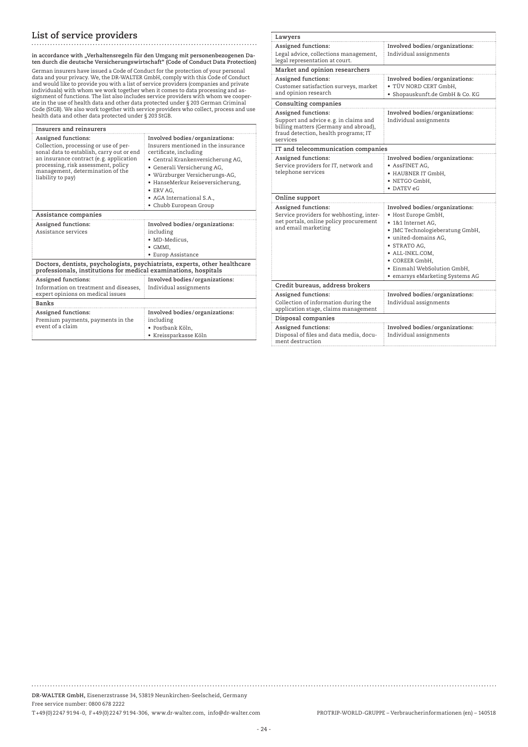## List of service providers

**in accordance with „Verhaltensregeln für den Umgang mit personenbezogenen Daten durch die deutsche Versicherungswirtschaft" (Code of Conduct Data Protection)**

German insurers have issued a Code of Conduct for the protection of your personal data and your privacy. We, the DR-WALTER GmbH, comply with this Code of Conduct and would like to provide you with a list of service providers (companies and private individuals) with whom we work together when it comes to data processing and assignment of functions. The list also includes service providers with whom we cooperate in the use of health data and other data protected under § 203 German Criminal Code (StGB). We also work together with service providers who collect, process and use health data and other data protected under § 203 StGB.

| | |
|---|---|
| **Insurers and reinsurers** | |
| **Assigned functions:** Collection, processing or use of personal data to establish, carry out or end an insurance contract (e.g. application processing, risk assessment, policy management, determination of the liability to pay) | **Involved bodies/organizations:** Insurers mentioned in the insurance certificate, including<br>• Central Krankenversicherung AG,<br>• Generali Versicherung AG,<br>• Würzburger Versicherungs-AG,<br>• HanseMerkur Reiseversicherung,<br>• ERV AG,<br>• AGA International S.A.,<br>• Chubb European Group |
| **Assistance companies** | |
| **Assigned functions:** Assistance services | **Involved bodies/organizations:** including<br>• MD-Medicus,<br>• GMMI,<br>• Europ Assistance |
| **Doctors, dentists, psychologists, psychiatrists, experts, other healthcare professionals, institutions for medical examinations, hospitals** | |
| **Assigned functions:** Information on treatment and diseases, expert opinions on medical issues | **Involved bodies/organizations:** Individual assignments |
| **Banks** | |
| **Assigned functions:** Premium payments, payments in the event of a claim | **Involved bodies/organizations:** including<br>• Postbank Köln,<br>• Kreissparkasse Köln |
| **Lawyers** | |
| **Assigned functions:** Legal advice, collections management, legal representation at court. | **Involved bodies/organizations:** Individual assignments |
| **Market and opinion researchers** | |
| **Assigned functions:** Customer satisfaction surveys, market and opinion research | **Involved bodies/organizations:**<br>• TÜV NORD CERT GmbH,<br>• Shopauskunft.de GmbH & Co. KG |
| **Consulting companies** | |
| **Assigned functions:** Support and advice e.g. in claims and billing matters (Germany and abroad), fraud detection, health programs; IT services | **Involved bodies/organizations:** Individual assignments |
| **IT and telecommunication companies** | |
| **Assigned functions:** Service providers for IT, network and telephone services | **Involved bodies/organizations:**<br>• AssFINET AG,<br>• HAUBNER IT GmbH,<br>• NETGO GmbH,<br>• DATEV eG |
| **Online support** | |
| **Assigned functions:** Service providers for webhosting, internet portals, online policy procurement and email marketing | **Involved bodies/organizations:**<br>• Host Europe GmbH,<br>• 1&1 Internet AG,<br>• JMC Technologieberatung GmbH,<br>• united-domains AG,<br>• STRATO AG,<br>• ALL-INKL.COM,<br>• COREER GmbH,<br>• Einmahl WebSolution GmbH,<br>• emarsys eMarketing Systems AG |
| **Credit bureaus, address brokers** | |
| **Assigned functions:** Collection of information during the application stage, claims management | **Involved bodies/organizations:** Individual assignments |
| **Disposal companies** | |
| **Assigned functions:** Disposal of files and data media, document destruction | **Involved bodies/organizations:** Individual assignments |

**DR-WALTER GmbH,** Eisenerzstrasse 34, 53819 Neunkirchen-Seelscheid, Germany
Free service number: 0800 678 2222
T+49(0)2247 9194-0, F+49(0)2247 9194-306, www.dr-walter.com, info@dr-walter.com

PROTRIP-WORLD-GRUPPE – Verbraucherinformationen (en) – 140518